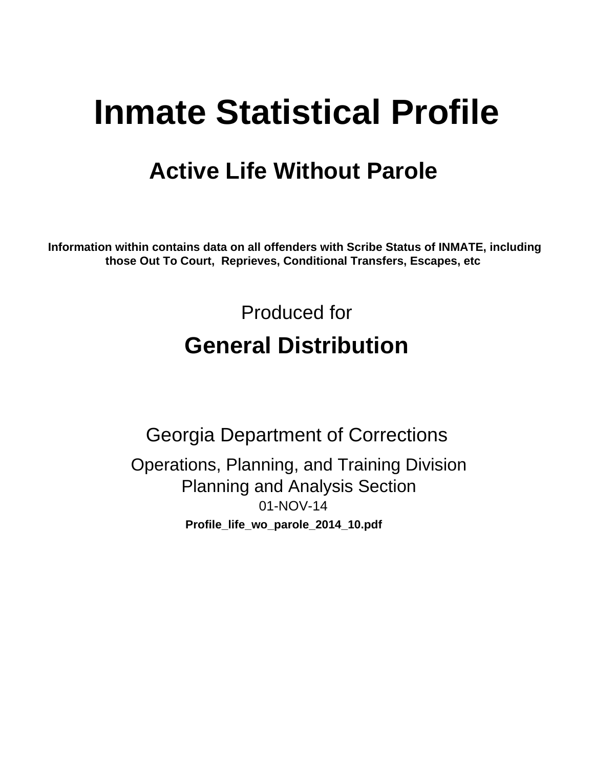# Inmate Statistical Profile

## Active Life Without Parole

**Information within contains data on all offenders with Scribe Status of INMATE, including those Out To Court, Reprieves, Conditional Transfers, Escapes, etc**

Produced for

## General Distribution

Georgia Department of Corrections

Operations, Planning, and Training Division
Planning and Analysis Section
01-NOV-14

**Profile_life_wo_parole_2014_10.pdf**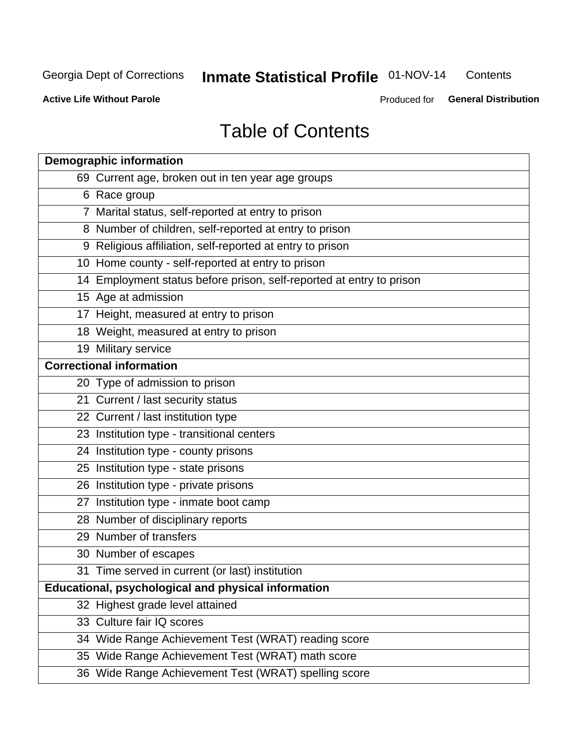Georgia Dept of Corrections **Inmate Statistical Profile** 01-NOV-14 Contents

**Active Life Without Parole** Produced for **General Distribution**

# Table of Contents

| | |
|---|---|
| **Demographic information** | |
| 69 | Current age, broken out in ten year age groups |
| 6 | Race group |
| 7 | Marital status, self-reported at entry to prison |
| 8 | Number of children, self-reported at entry to prison |
| 9 | Religious affiliation, self-reported at entry to prison |
| 10 | Home county - self-reported at entry to prison |
| 14 | Employment status before prison, self-reported at entry to prison |
| 15 | Age at admission |
| 17 | Height, measured at entry to prison |
| 18 | Weight, measured at entry to prison |
| 19 | Military service |
| **Correctional information** | |
| 20 | Type of admission to prison |
| 21 | Current / last security status |
| 22 | Current / last institution type |
| 23 | Institution type - transitional centers |
| 24 | Institution type - county prisons |
| 25 | Institution type - state prisons |
| 26 | Institution type - private prisons |
| 27 | Institution type - inmate boot camp |
| 28 | Number of disciplinary reports |
| 29 | Number of transfers |
| 30 | Number of escapes |
| 31 | Time served in current (or last) institution |
| **Educational, psychological and physical information** | |
| 32 | Highest grade level attained |
| 33 | Culture fair IQ scores |
| 34 | Wide Range Achievement Test (WRAT) reading score |
| 35 | Wide Range Achievement Test (WRAT) math score |
| 36 | Wide Range Achievement Test (WRAT) spelling score |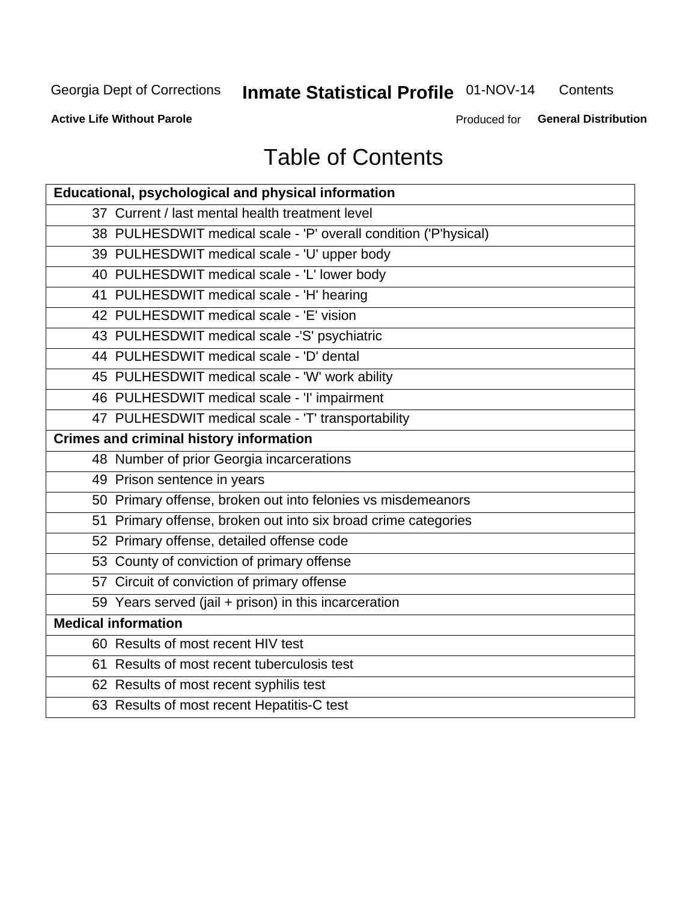# Table of Contents

| Educational, psychological and physical information | |
|---|---|
| 37 | Current / last mental health treatment level |
| 38 | PULHESDWIT medical scale - 'P' overall condition ('P'hysical) |
| 39 | PULHESDWIT medical scale - 'U' upper body |
| 40 | PULHESDWIT medical scale - 'L' lower body |
| 41 | PULHESDWIT medical scale - 'H' hearing |
| 42 | PULHESDWIT medical scale - 'E' vision |
| 43 | PULHESDWIT medical scale -'S' psychiatric |
| 44 | PULHESDWIT medical scale - 'D' dental |
| 45 | PULHESDWIT medical scale - 'W' work ability |
| 46 | PULHESDWIT medical scale - 'I' impairment |
| 47 | PULHESDWIT medical scale - 'T' transportability |
| **Crimes and criminal history information** | |
| 48 | Number of prior Georgia incarcerations |
| 49 | Prison sentence in years |
| 50 | Primary offense, broken out into felonies vs misdemeanors |
| 51 | Primary offense, broken out into six broad crime categories |
| 52 | Primary offense, detailed offense code |
| 53 | County of conviction of primary offense |
| 57 | Circuit of conviction of primary offense |
| 59 | Years served (jail + prison) in this incarceration |
| **Medical information** | |
| 60 | Results of most recent HIV test |
| 61 | Results of most recent tuberculosis test |
| 62 | Results of most recent syphilis test |
| 63 | Results of most recent Hepatitis-C test |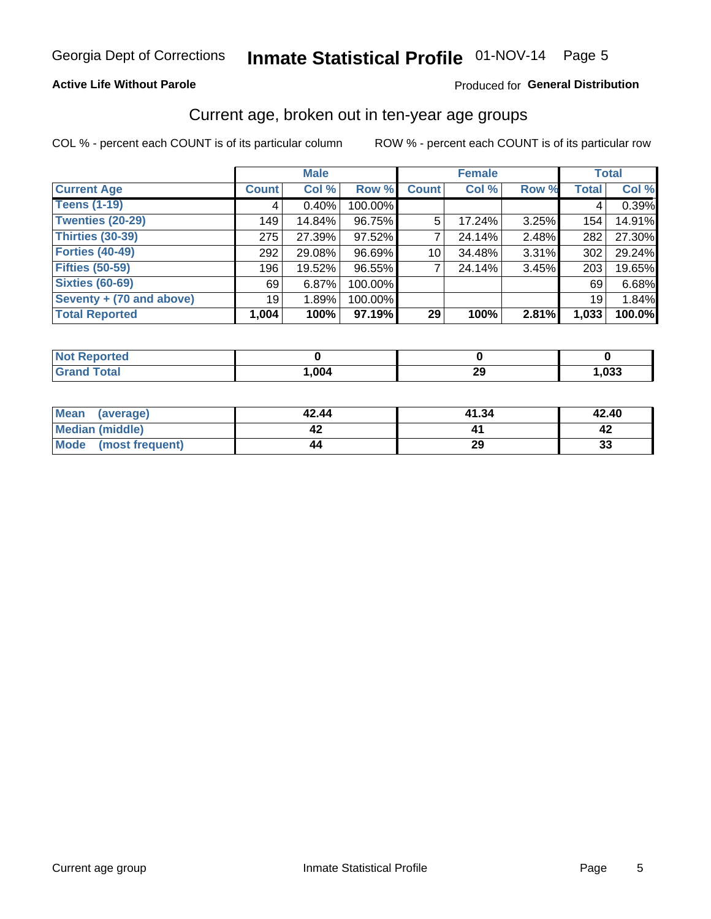Georgia Dept of Corrections **Inmate Statistical Profile** 01-NOV-14

**Active Life Without Parole**

Produced for **General Distribution**

## Current age, broken out in ten-year age groups

COL % - percent each COUNT is of its particular column    ROW % - percent each COUNT is of its particular row

| | Male | | | Female | | | Total | |
|---|---|---|---|---|---|---|---|---|
| **Current Age** | **Count** | **Col %** | **Row %** | **Count** | **Col %** | **Row %** | **Total** | **Col %** |
| **Teens (1-19)** | 4 | 0.40% | 100.00% | | | | 4 | 0.39% |
| **Twenties (20-29)** | 149 | 14.84% | 96.75% | 5 | 17.24% | 3.25% | 154 | 14.91% |
| **Thirties (30-39)** | 275 | 27.39% | 97.52% | 7 | 24.14% | 2.48% | 282 | 27.30% |
| **Forties (40-49)** | 292 | 29.08% | 96.69% | 10 | 34.48% | 3.31% | 302 | 29.24% |
| **Fifties (50-59)** | 196 | 19.52% | 96.55% | 7 | 24.14% | 3.45% | 203 | 19.65% |
| **Sixties (60-69)** | 69 | 6.87% | 100.00% | | | | 69 | 6.68% |
| **Seventy + (70 and above)** | 19 | 1.89% | 100.00% | | | | 19 | 1.84% |
| **Total Reported** | **1,004** | **100%** | **97.19%** | **29** | **100%** | **2.81%** | **1,033** | **100.0%** |

| | Male | Female | Total |
|---|---|---|---|
| **Not Reported** | **0** | **0** | **0** |
| **Grand Total** | **1,004** | **29** | **1,033** |

| | Male | Female | Total |
|---|---|---|---|
| **Mean (average)** | **42.44** | **41.34** | **42.40** |
| **Median (middle)** | **42** | **41** | **42** |
| **Mode (most frequent)** | **44** | **29** | **33** |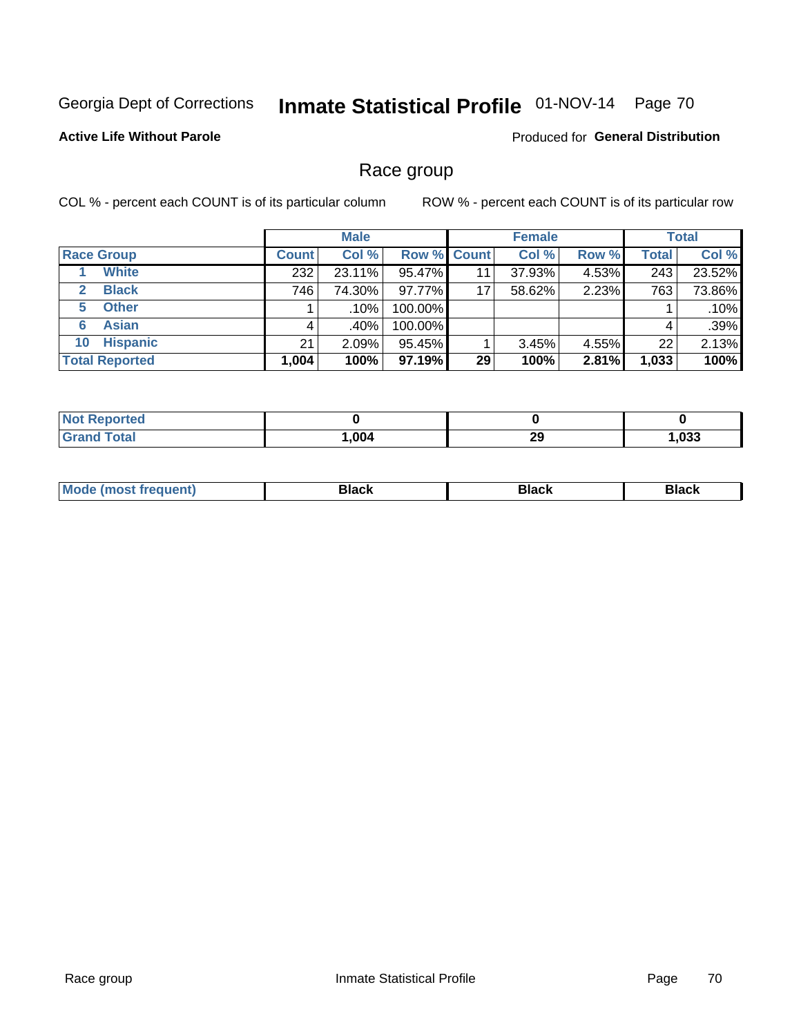Georgia Dept of Corrections **Inhmate Statistical Profile** 01-NOV-14 Page 70

**Active Life Without Parole**

Produced for **General Distribution**

## Race group

COL % - percent each COUNT is of its particular column

ROW % - percent each COUNT is of its particular row

| | Male | | | Female | | | Total | |
|---|---|---|---|---|---|---|---|---|
| **Race Group** | **Count** | **Col %** | **Row %** | **Count** | **Col %** | **Row %** | **Total** | **Col %** |
| 1 **White** | 232 | 23.11% | 95.47% | 11 | 37.93% | 4.53% | 243 | 23.52% |
| 2 **Black** | 746 | 74.30% | 97.77% | 17 | 58.62% | 2.23% | 763 | 73.86% |
| 5 **Other** | 1 | .10% | 100.00% | | | | 1 | .10% |
| 6 **Asian** | 4 | .40% | 100.00% | | | | 4 | .39% |
| 10 **Hispanic** | 21 | 2.09% | 95.45% | 1 | 3.45% | 4.55% | 22 | 2.13% |
| **Total Reported** | **1,004** | **100%** | **97.19%** | **29** | **100%** | **2.81%** | **1,033** | **100%** |

| | Male | Female | Total |
|---|---|---|---|
| **Not Reported** | **0** | **0** | **0** |
| **Grand Total** | **1,004** | **29** | **1,033** |

| | Male | Female | Total |
|---|---|---|---|
| **Mode (most frequent)** | **Black** | **Black** | **Black** |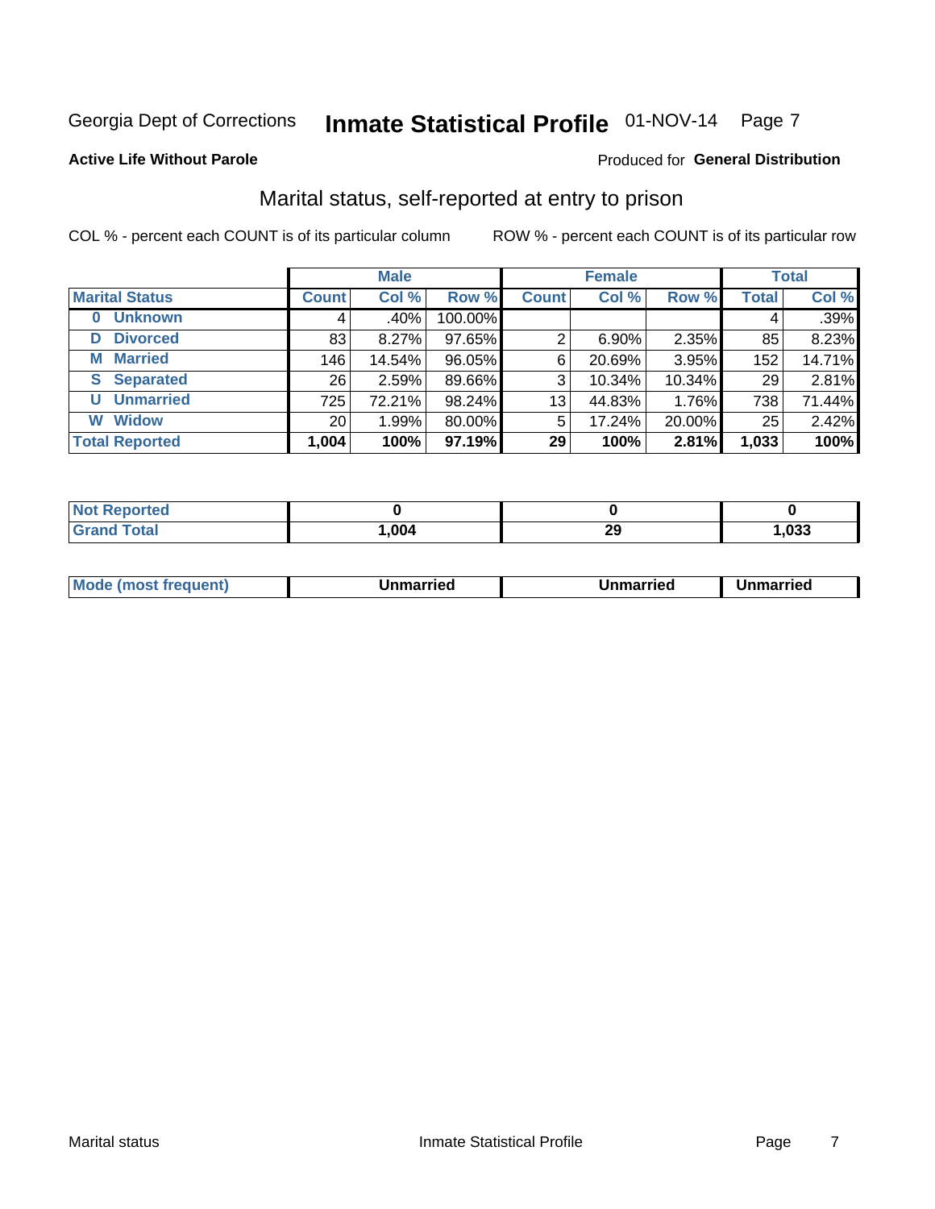Georgia Dept of Corrections **Inmate Statistical Profile** 01-NOV-14

**Active Life Without Parole**

Produced for **General Distribution**

## Marital status, self-reported at entry to prison

COL % - percent each COUNT is of its particular column

ROW % - percent each COUNT is of its particular row

| | Male | | | Female | | | Total | |
|---|---|---|---|---|---|---|---|---|
| **Marital Status** | **Count** | **Col %** | **Row %** | **Count** | **Col %** | **Row %** | **Total** | **Col %** |
| 0 Unknown | 4 | .40% | 100.00% | | | | 4 | .39% |
| D Divorced | 83 | 8.27% | 97.65% | 2 | 6.90% | 2.35% | 85 | 8.23% |
| M Married | 146 | 14.54% | 96.05% | 6 | 20.69% | 3.95% | 152 | 14.71% |
| S Separated | 26 | 2.59% | 89.66% | 3 | 10.34% | 10.34% | 29 | 2.81% |
| U Unmarried | 725 | 72.21% | 98.24% | 13 | 44.83% | 1.76% | 738 | 71.44% |
| W Widow | 20 | 1.99% | 80.00% | 5 | 17.24% | 20.00% | 25 | 2.42% |
| **Total Reported** | **1,004** | **100%** | **97.19%** | **29** | **100%** | **2.81%** | **1,033** | **100%** |

| | Male | Female | Total |
|---|---|---|---|
| Not Reported | **0** | **0** | **0** |
| Grand Total | **1,004** | **29** | **1,033** |

| | Male | Female | Total |
|---|---|---|---|
| Mode (most frequent) | **Unmarried** | **Unmarried** | **Unmarried** |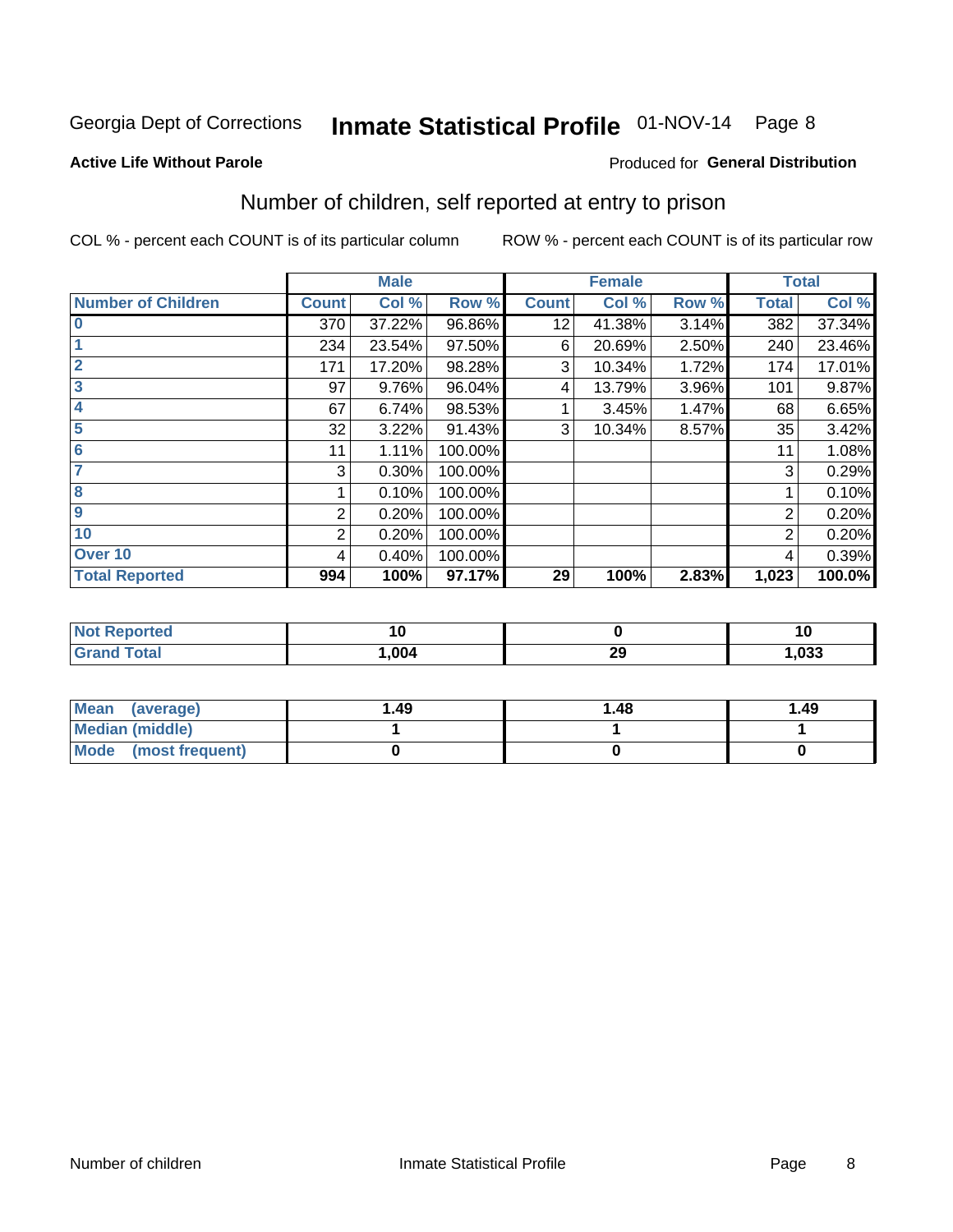Georgia Dept of Corrections **Inmate Statistical Profile** 01-NOV-14 Page 8

**Active Life Without Parole**

Produced for **General Distribution**

## Number of children, self reported at entry to prison

COL % - percent each COUNT is of its particular column

ROW % - percent each COUNT is of its particular row

| | Male | | | Female | | | Total | |
|---|---|---|---|---|---|---|---|---|
| **Number of Children** | **Count** | **Col %** | **Row %** | **Count** | **Col %** | **Row %** | **Total** | **Col %** |
| **0** | 370 | 37.22% | 96.86% | 12 | 41.38% | 3.14% | 382 | 37.34% |
| **1** | 234 | 23.54% | 97.50% | 6 | 20.69% | 2.50% | 240 | 23.46% |
| **2** | 171 | 17.20% | 98.28% | 3 | 10.34% | 1.72% | 174 | 17.01% |
| **3** | 97 | 9.76% | 96.04% | 4 | 13.79% | 3.96% | 101 | 9.87% |
| **4** | 67 | 6.74% | 98.53% | 1 | 3.45% | 1.47% | 68 | 6.65% |
| **5** | 32 | 3.22% | 91.43% | 3 | 10.34% | 8.57% | 35 | 3.42% |
| **6** | 11 | 1.11% | 100.00% | | | | 11 | 1.08% |
| **7** | 3 | 0.30% | 100.00% | | | | 3 | 0.29% |
| **8** | 1 | 0.10% | 100.00% | | | | 1 | 0.10% |
| **9** | 2 | 0.20% | 100.00% | | | | 2 | 0.20% |
| **10** | 2 | 0.20% | 100.00% | | | | 2 | 0.20% |
| **Over 10** | 4 | 0.40% | 100.00% | | | | 4 | 0.39% |
| **Total Reported** | **994** | **100%** | **97.17%** | **29** | **100%** | **2.83%** | **1,023** | **100.0%** |

| | Male | Female | Total |
|---|---|---|---|
| **Not Reported** | **10** | **0** | **10** |
| **Grand Total** | **1,004** | **29** | **1,033** |

| | Male | Female | Total |
|---|---|---|---|
| **Mean (average)** | **1.49** | **1.48** | **1.49** |
| **Median (middle)** | **1** | **1** | **1** |
| **Mode (most frequent)** | **0** | **0** | **0** |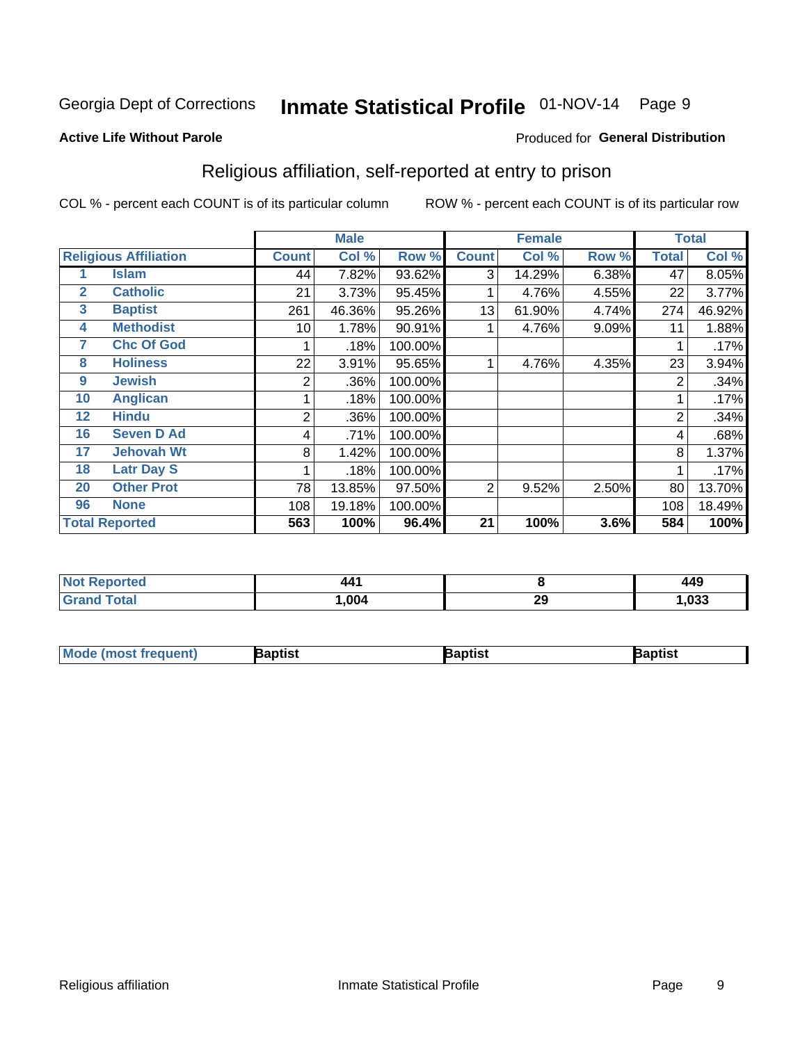Georgia Dept of Corrections **Inmate Statistical Profile** 01-NOV-14

**Active Life Without Parole**

Produced for **General Distribution**

## Religious affiliation, self-reported at entry to prison

COL % - percent each COUNT is of its particular column     ROW % - percent each COUNT is of its particular row

| Religious Affiliation | | Male | | | Female | | | Total | |
|---|---|---|---|---|---|---|---|---|---|
| | | Count | Col % | Row % | Count | Col % | Row % | Total | Col % |
| 1 | Islam | 44 | 7.82% | 93.62% | 3 | 14.29% | 6.38% | 47 | 8.05% |
| 2 | Catholic | 21 | 3.73% | 95.45% | 1 | 4.76% | 4.55% | 22 | 3.77% |
| 3 | Baptist | 261 | 46.36% | 95.26% | 13 | 61.90% | 4.74% | 274 | 46.92% |
| 4 | Methodist | 10 | 1.78% | 90.91% | 1 | 4.76% | 9.09% | 11 | 1.88% |
| 7 | Chc Of God | 1 | .18% | 100.00% | | | | 1 | .17% |
| 8 | Holiness | 22 | 3.91% | 95.65% | 1 | 4.76% | 4.35% | 23 | 3.94% |
| 9 | Jewish | 2 | .36% | 100.00% | | | | 2 | .34% |
| 10 | Anglican | 1 | .18% | 100.00% | | | | 1 | .17% |
| 12 | Hindu | 2 | .36% | 100.00% | | | | 2 | .34% |
| 16 | Seven D Ad | 4 | .71% | 100.00% | | | | 4 | .68% |
| 17 | Jehovah Wt | 8 | 1.42% | 100.00% | | | | 8 | 1.37% |
| 18 | Latr Day S | 1 | .18% | 100.00% | | | | 1 | .17% |
| 20 | Other Prot | 78 | 13.85% | 97.50% | 2 | 9.52% | 2.50% | 80 | 13.70% |
| 96 | None | 108 | 19.18% | 100.00% | | | | 108 | 18.49% |
| **Total Reported** | | **563** | **100%** | **96.4%** | **21** | **100%** | **3.6%** | **584** | **100%** |

| | Male | Female | Total |
|---|---|---|---|
| Not Reported | 441 | 8 | 449 |
| Grand Total | 1,004 | 29 | 1,033 |

| | Male | Female | Total |
|---|---|---|---|
| Mode (most frequent) | Baptist | Baptist | Baptist |

Religious affiliation     Inmate Statistical Profile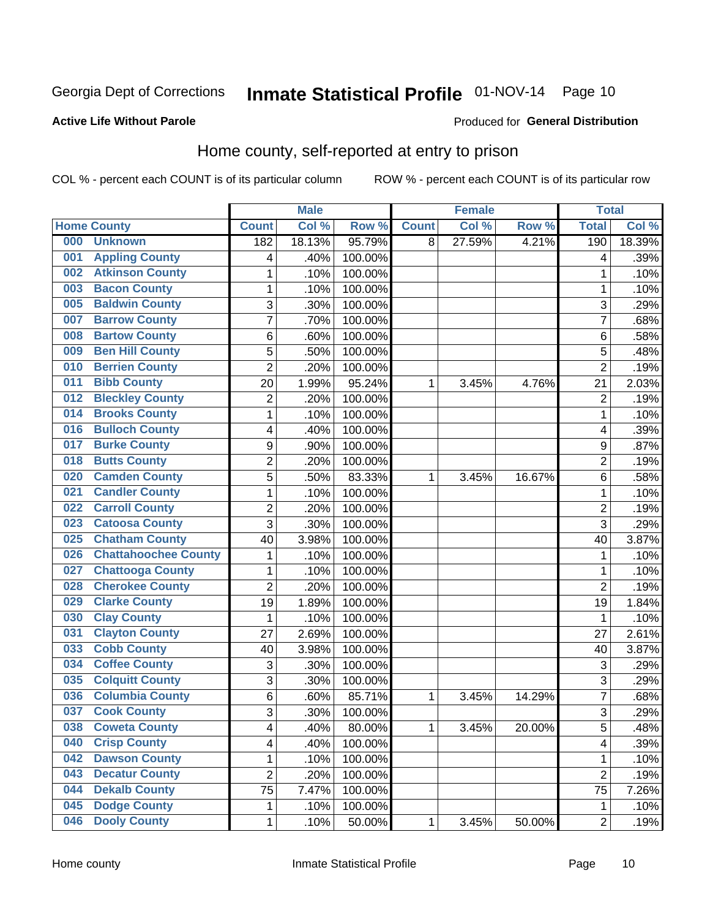Georgia Dept of Corrections **Inmate Statistical Profile** 01-NOV-14 Page 10

**Active Life Without Parole**

Produced for **General Distribution**

## Home county, self-reported at entry to prison

COL % - percent each COUNT is of its particular column ROW % - percent each COUNT is of its particular row

| Home County | | Male | | | Female | | | Total | |
|---|---|---|---|---|---|---|---|---|---|
| | | Count | Col % | Row % | Count | Col % | Row % | Total | Col % |
| 000 | Unknown | 182 | 18.13% | 95.79% | 8 | 27.59% | 4.21% | 190 | 18.39% |
| 001 | Appling County | 4 | .40% | 100.00% | | | | 4 | .39% |
| 002 | Atkinson County | 1 | .10% | 100.00% | | | | 1 | .10% |
| 003 | Bacon County | 1 | .10% | 100.00% | | | | 1 | .10% |
| 005 | Baldwin County | 3 | .30% | 100.00% | | | | 3 | .29% |
| 007 | Barrow County | 7 | .70% | 100.00% | | | | 7 | .68% |
| 008 | Bartow County | 6 | .60% | 100.00% | | | | 6 | .58% |
| 009 | Ben Hill County | 5 | .50% | 100.00% | | | | 5 | .48% |
| 010 | Berrien County | 2 | .20% | 100.00% | | | | 2 | .19% |
| 011 | Bibb County | 20 | 1.99% | 95.24% | 1 | 3.45% | 4.76% | 21 | 2.03% |
| 012 | Bleckley County | 2 | .20% | 100.00% | | | | 2 | .19% |
| 014 | Brooks County | 1 | .10% | 100.00% | | | | 1 | .10% |
| 016 | Bulloch County | 4 | .40% | 100.00% | | | | 4 | .39% |
| 017 | Burke County | 9 | .90% | 100.00% | | | | 9 | .87% |
| 018 | Butts County | 2 | .20% | 100.00% | | | | 2 | .19% |
| 020 | Camden County | 5 | .50% | 83.33% | 1 | 3.45% | 16.67% | 6 | .58% |
| 021 | Candler County | 1 | .10% | 100.00% | | | | 1 | .10% |
| 022 | Carroll County | 2 | .20% | 100.00% | | | | 2 | .19% |
| 023 | Catoosa County | 3 | .30% | 100.00% | | | | 3 | .29% |
| 025 | Chatham County | 40 | 3.98% | 100.00% | | | | 40 | 3.87% |
| 026 | Chattahoochee County | 1 | .10% | 100.00% | | | | 1 | .10% |
| 027 | Chattooga County | 1 | .10% | 100.00% | | | | 1 | .10% |
| 028 | Cherokee County | 2 | .20% | 100.00% | | | | 2 | .19% |
| 029 | Clarke County | 19 | 1.89% | 100.00% | | | | 19 | 1.84% |
| 030 | Clay County | 1 | .10% | 100.00% | | | | 1 | .10% |
| 031 | Clayton County | 27 | 2.69% | 100.00% | | | | 27 | 2.61% |
| 033 | Cobb County | 40 | 3.98% | 100.00% | | | | 40 | 3.87% |
| 034 | Coffee County | 3 | .30% | 100.00% | | | | 3 | .29% |
| 035 | Colquitt County | 3 | .30% | 100.00% | | | | 3 | .29% |
| 036 | Columbia County | 6 | .60% | 85.71% | 1 | 3.45% | 14.29% | 7 | .68% |
| 037 | Cook County | 3 | .30% | 100.00% | | | | 3 | .29% |
| 038 | Coweta County | 4 | .40% | 80.00% | 1 | 3.45% | 20.00% | 5 | .48% |
| 040 | Crisp County | 4 | .40% | 100.00% | | | | 4 | .39% |
| 042 | Dawson County | 1 | .10% | 100.00% | | | | 1 | .10% |
| 043 | Decatur County | 2 | .20% | 100.00% | | | | 2 | .19% |
| 044 | Dekalb County | 75 | 7.47% | 100.00% | | | | 75 | 7.26% |
| 045 | Dodge County | 1 | .10% | 100.00% | | | | 1 | .10% |
| 046 | Dooly County | 1 | .10% | 50.00% | 1 | 3.45% | 50.00% | 2 | .19% |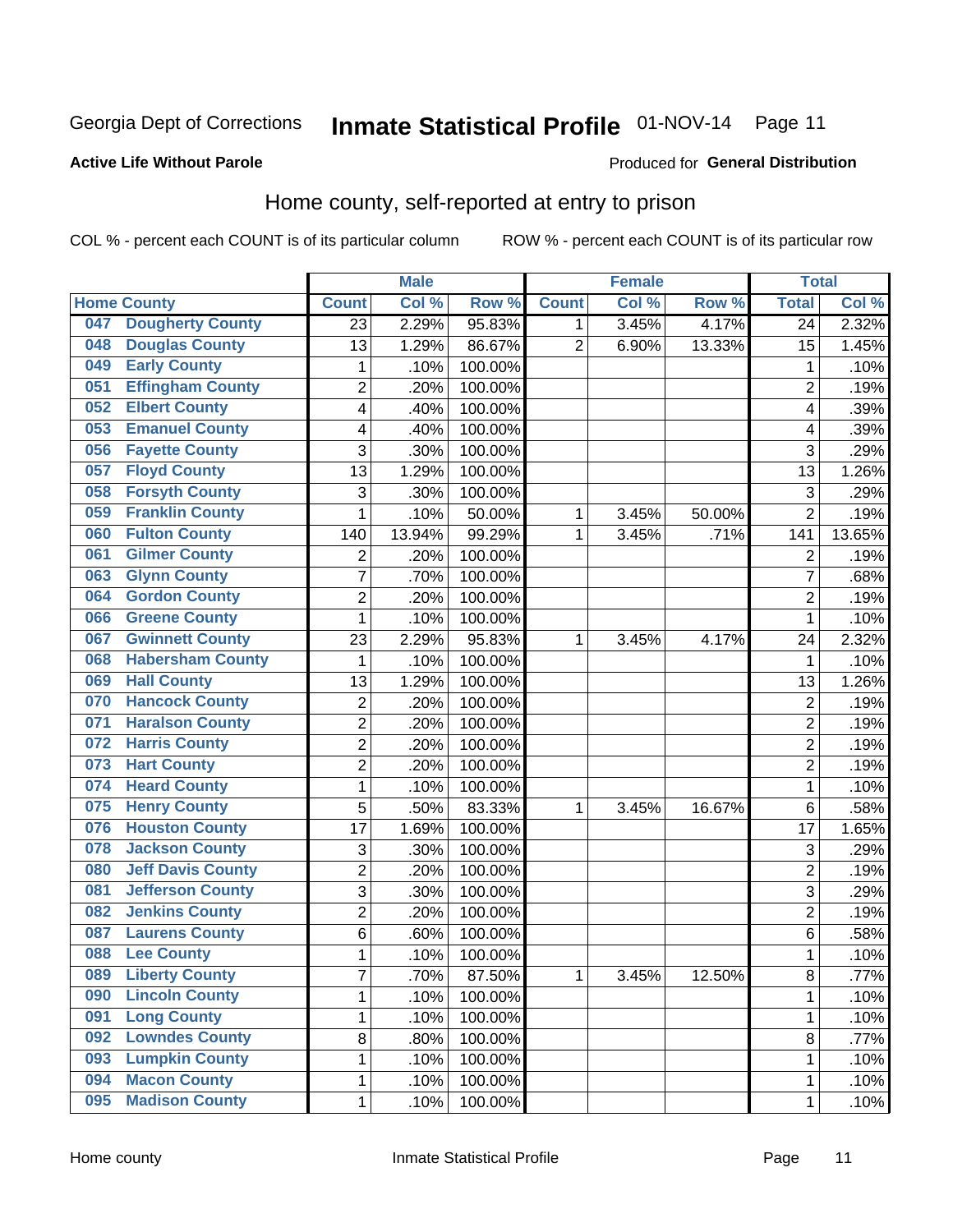Georgia Dept of Corrections **Inmate Statistical Profile** 01-NOV-14

**Active Life Without Parole**

Produced for **General Distribution**

## Home county, self-reported at entry to prison

COL % - percent each COUNT is of its particular column ROW % - percent each COUNT is of its particular row

| | | Male | | | Female | | | Total | |
|---|---|---|---|---|---|---|---|---|---|
| Home County | | Count | Col % | Row % | Count | Col % | Row % | Total | Col % |
| 047 | Dougherty County | 23 | 2.29% | 95.83% | 1 | 3.45% | 4.17% | 24 | 2.32% |
| 048 | Douglas County | 13 | 1.29% | 86.67% | 2 | 6.90% | 13.33% | 15 | 1.45% |
| 049 | Early County | 1 | .10% | 100.00% | | | | 1 | .10% |
| 051 | Effingham County | 2 | .20% | 100.00% | | | | 2 | .19% |
| 052 | Elbert County | 4 | .40% | 100.00% | | | | 4 | .39% |
| 053 | Emanuel County | 4 | .40% | 100.00% | | | | 4 | .39% |
| 056 | Fayette County | 3 | .30% | 100.00% | | | | 3 | .29% |
| 057 | Floyd County | 13 | 1.29% | 100.00% | | | | 13 | 1.26% |
| 058 | Forsyth County | 3 | .30% | 100.00% | | | | 3 | .29% |
| 059 | Franklin County | 1 | .10% | 50.00% | 1 | 3.45% | 50.00% | 2 | .19% |
| 060 | Fulton County | 140 | 13.94% | 99.29% | 1 | 3.45% | .71% | 141 | 13.65% |
| 061 | Gilmer County | 2 | .20% | 100.00% | | | | 2 | .19% |
| 063 | Glynn County | 7 | .70% | 100.00% | | | | 7 | .68% |
| 064 | Gordon County | 2 | .20% | 100.00% | | | | 2 | .19% |
| 066 | Greene County | 1 | .10% | 100.00% | | | | 1 | .10% |
| 067 | Gwinnett County | 23 | 2.29% | 95.83% | 1 | 3.45% | 4.17% | 24 | 2.32% |
| 068 | Habersham County | 1 | .10% | 100.00% | | | | 1 | .10% |
| 069 | Hall County | 13 | 1.29% | 100.00% | | | | 13 | 1.26% |
| 070 | Hancock County | 2 | .20% | 100.00% | | | | 2 | .19% |
| 071 | Haralson County | 2 | .20% | 100.00% | | | | 2 | .19% |
| 072 | Harris County | 2 | .20% | 100.00% | | | | 2 | .19% |
| 073 | Hart County | 2 | .20% | 100.00% | | | | 2 | .19% |
| 074 | Heard County | 1 | .10% | 100.00% | | | | 1 | .10% |
| 075 | Henry County | 5 | .50% | 83.33% | 1 | 3.45% | 16.67% | 6 | .58% |
| 076 | Houston County | 17 | 1.69% | 100.00% | | | | 17 | 1.65% |
| 078 | Jackson County | 3 | .30% | 100.00% | | | | 3 | .29% |
| 080 | Jeff Davis County | 2 | .20% | 100.00% | | | | 2 | .19% |
| 081 | Jefferson County | 3 | .30% | 100.00% | | | | 3 | .29% |
| 082 | Jenkins County | 2 | .20% | 100.00% | | | | 2 | .19% |
| 087 | Laurens County | 6 | .60% | 100.00% | | | | 6 | .58% |
| 088 | Lee County | 1 | .10% | 100.00% | | | | 1 | .10% |
| 089 | Liberty County | 7 | .70% | 87.50% | 1 | 3.45% | 12.50% | 8 | .77% |
| 090 | Lincoln County | 1 | .10% | 100.00% | | | | 1 | .10% |
| 091 | Long County | 1 | .10% | 100.00% | | | | 1 | .10% |
| 092 | Lowndes County | 8 | .80% | 100.00% | | | | 8 | .77% |
| 093 | Lumpkin County | 1 | .10% | 100.00% | | | | 1 | .10% |
| 094 | Macon County | 1 | .10% | 100.00% | | | | 1 | .10% |
| 095 | Madison County | 1 | .10% | 100.00% | | | | 1 | .10% |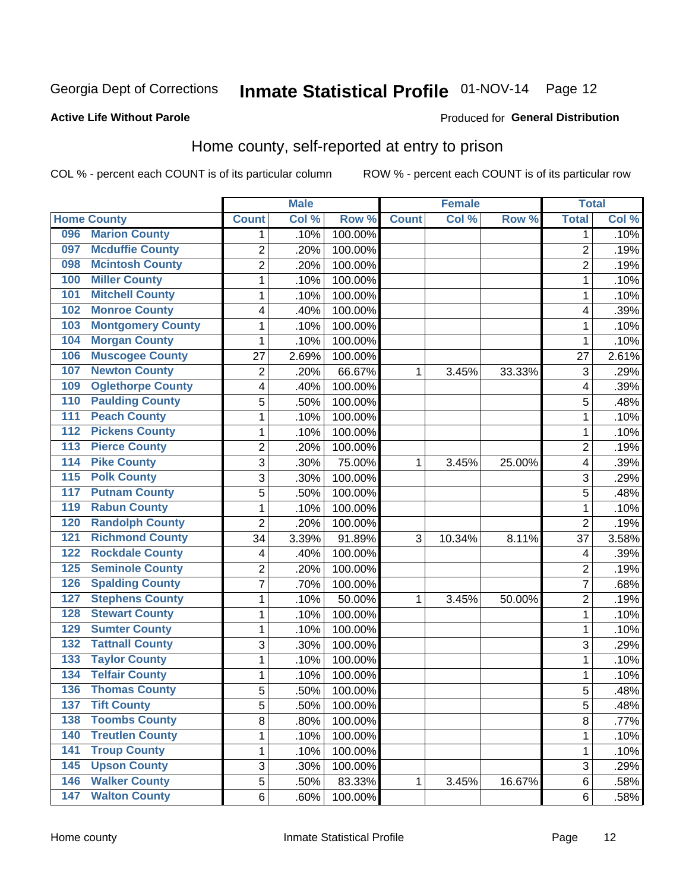Georgia Dept of Corrections **Inmate Statistical Profile** 01-NOV-14

**Active Life Without Parole**

Produced for **General Distribution**

## Home county, self-reported at entry to prison

COL % - percent each COUNT is of its particular column      ROW % - percent each COUNT is of its particular row

| | | Male | | | Female | | | Total | |
|---|---|---|---|---|---|---|---|---|---|
| Home County | | Count | Col % | Row % | Count | Col % | Row % | Total | Col % |
| 096 | Marion County | 1 | .10% | 100.00% | | | | 1 | .10% |
| 097 | Mcduffie County | 2 | .20% | 100.00% | | | | 2 | .19% |
| 098 | Mcintosh County | 2 | .20% | 100.00% | | | | 2 | .19% |
| 100 | Miller County | 1 | .10% | 100.00% | | | | 1 | .10% |
| 101 | Mitchell County | 1 | .10% | 100.00% | | | | 1 | .10% |
| 102 | Monroe County | 4 | .40% | 100.00% | | | | 4 | .39% |
| 103 | Montgomery County | 1 | .10% | 100.00% | | | | 1 | .10% |
| 104 | Morgan County | 1 | .10% | 100.00% | | | | 1 | .10% |
| 106 | Muscogee County | 27 | 2.69% | 100.00% | | | | 27 | 2.61% |
| 107 | Newton County | 2 | .20% | 66.67% | 1 | 3.45% | 33.33% | 3 | .29% |
| 109 | Oglethorpe County | 4 | .40% | 100.00% | | | | 4 | .39% |
| 110 | Paulding County | 5 | .50% | 100.00% | | | | 5 | .48% |
| 111 | Peach County | 1 | .10% | 100.00% | | | | 1 | .10% |
| 112 | Pickens County | 1 | .10% | 100.00% | | | | 1 | .10% |
| 113 | Pierce County | 2 | .20% | 100.00% | | | | 2 | .19% |
| 114 | Pike County | 3 | .30% | 75.00% | 1 | 3.45% | 25.00% | 4 | .39% |
| 115 | Polk County | 3 | .30% | 100.00% | | | | 3 | .29% |
| 117 | Putnam County | 5 | .50% | 100.00% | | | | 5 | .48% |
| 119 | Rabun County | 1 | .10% | 100.00% | | | | 1 | .10% |
| 120 | Randolph County | 2 | .20% | 100.00% | | | | 2 | .19% |
| 121 | Richmond County | 34 | 3.39% | 91.89% | 3 | 10.34% | 8.11% | 37 | 3.58% |
| 122 | Rockdale County | 4 | .40% | 100.00% | | | | 4 | .39% |
| 125 | Seminole County | 2 | .20% | 100.00% | | | | 2 | .19% |
| 126 | Spalding County | 7 | .70% | 100.00% | | | | 7 | .68% |
| 127 | Stephens County | 1 | .10% | 50.00% | 1 | 3.45% | 50.00% | 2 | .19% |
| 128 | Stewart County | 1 | .10% | 100.00% | | | | 1 | .10% |
| 129 | Sumter County | 1 | .10% | 100.00% | | | | 1 | .10% |
| 132 | Tattnall County | 3 | .30% | 100.00% | | | | 3 | .29% |
| 133 | Taylor County | 1 | .10% | 100.00% | | | | 1 | .10% |
| 134 | Telfair County | 1 | .10% | 100.00% | | | | 1 | .10% |
| 136 | Thomas County | 5 | .50% | 100.00% | | | | 5 | .48% |
| 137 | Tift County | 5 | .50% | 100.00% | | | | 5 | .48% |
| 138 | Toombs County | 8 | .80% | 100.00% | | | | 8 | .77% |
| 140 | Treutlen County | 1 | .10% | 100.00% | | | | 1 | .10% |
| 141 | Troup County | 1 | .10% | 100.00% | | | | 1 | .10% |
| 145 | Upson County | 3 | .30% | 100.00% | | | | 3 | .29% |
| 146 | Walker County | 5 | .50% | 83.33% | 1 | 3.45% | 16.67% | 6 | .58% |
| 147 | Walton County | 6 | .60% | 100.00% | | | | 6 | .58% |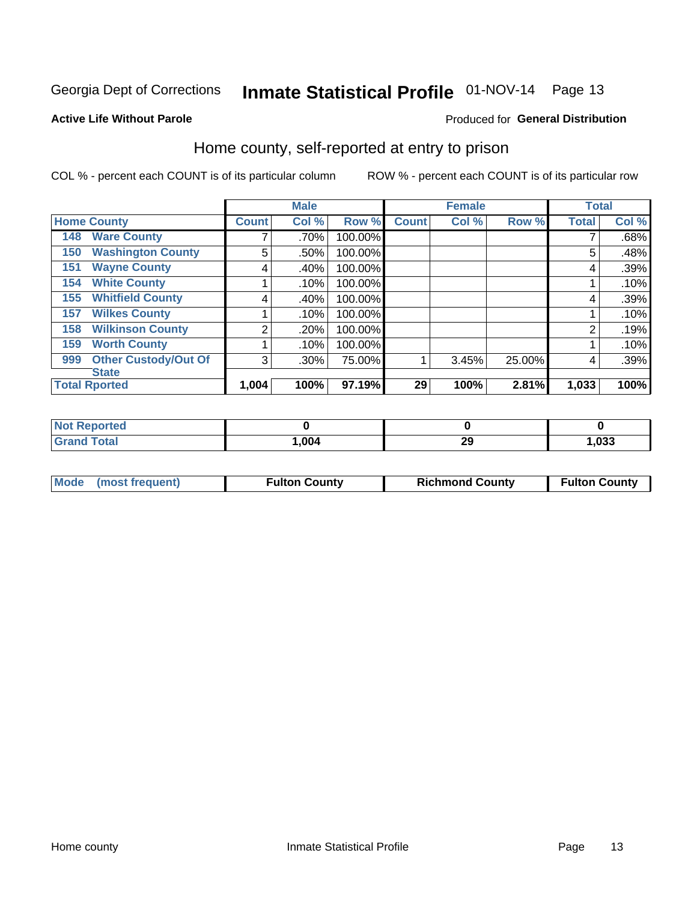Georgia Dept of Corrections **Inmate Statistical Profile** 01-NOV-14 Page 13

**Active Life Without Parole**

Produced for **General Distribution**

## Home county, self-reported at entry to prison

COL % - percent each COUNT is of its particular column

ROW % - percent each COUNT is of its particular row

| Home County | Male | | | Female | | | Total | |
|---|---|---|---|---|---|---|---|---|
| | Count | Col % | Row % | Count | Col % | Row % | Total | Col % |
| 148 Ware County | 7 | .70% | 100.00% | | | | 7 | .68% |
| 150 Washington County | 5 | .50% | 100.00% | | | | 5 | .48% |
| 151 Wayne County | 4 | .40% | 100.00% | | | | 4 | .39% |
| 154 White County | 1 | .10% | 100.00% | | | | 1 | .10% |
| 155 Whitfield County | 4 | .40% | 100.00% | | | | 4 | .39% |
| 157 Wilkes County | 1 | .10% | 100.00% | | | | 1 | .10% |
| 158 Wilkinson County | 2 | .20% | 100.00% | | | | 2 | .19% |
| 159 Worth County | 1 | .10% | 100.00% | | | | 1 | .10% |
| 999 Other Custody/Out Of State | 3 | .30% | 75.00% | 1 | 3.45% | 25.00% | 4 | .39% |
| **Total Rported** | **1,004** | **100%** | **97.19%** | **29** | **100%** | **2.81%** | **1,033** | **100%** |

| | Male | Female | Total |
|---|---|---|---|
| Not Reported | 0 | 0 | 0 |
| Grand Total | 1,004 | 29 | 1,033 |

| | Male | Female | Total |
|---|---|---|---|
| Mode (most frequent) | Fulton County | Richmond County | Fulton County |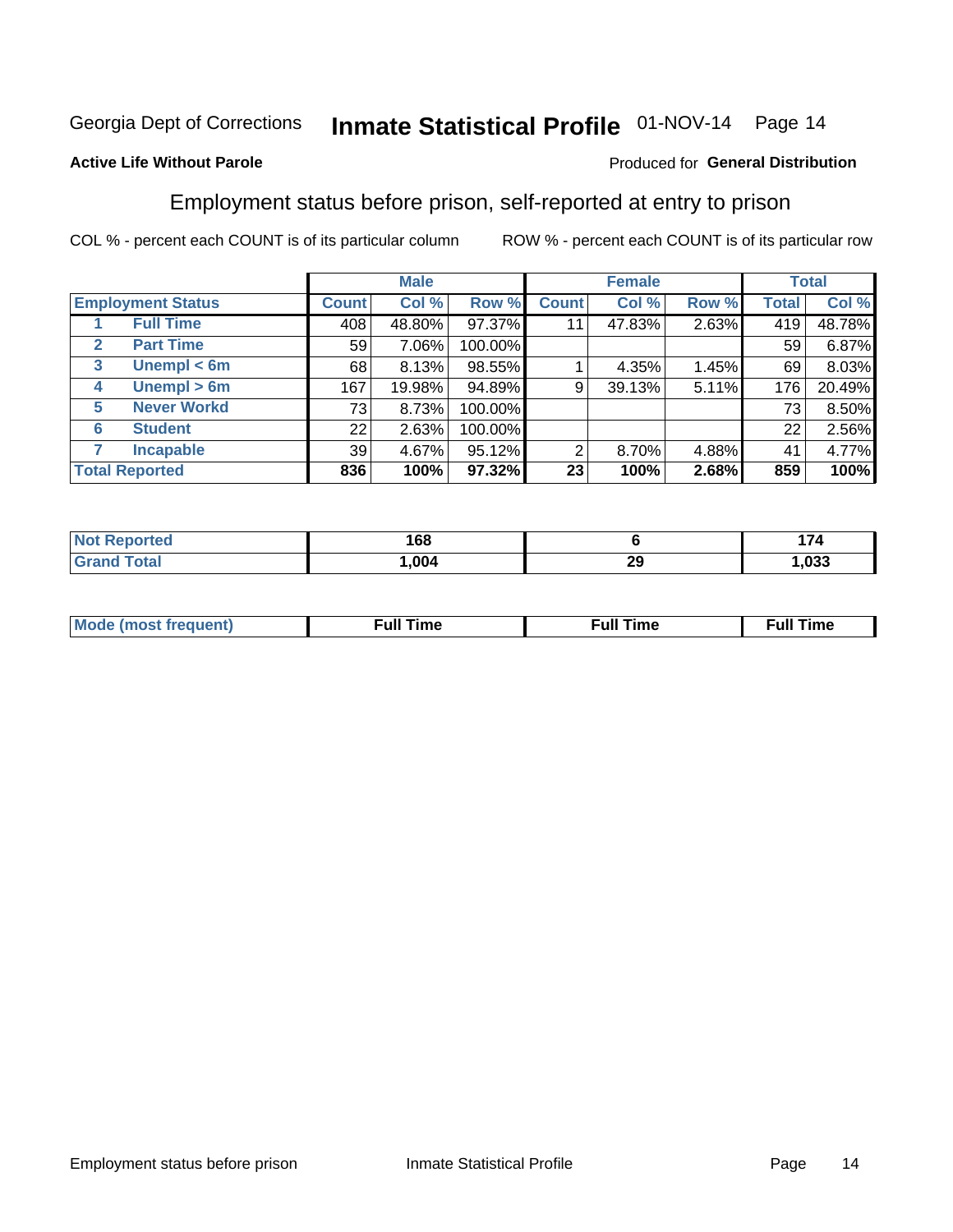Georgia Dept of Corrections **Inmate Statistical Profile** 01-NOV-14 Page 14

**Active Life Without Parole**

Produced for **General Distribution**

## Employment status before prison, self-reported at entry to prison

COL % - percent each COUNT is of its particular column ROW % - percent each COUNT is of its particular row

| | | Male | | | Female | | | Total | |
|---|---|---|---|---|---|---|---|---|---|
| **Employment Status** | | **Count** | **Col %** | **Row %** | **Count** | **Col %** | **Row %** | **Total** | **Col %** |
| 1 | **Full Time** | 408 | 48.80% | 97.37% | 11 | 47.83% | 2.63% | 419 | 48.78% |
| 2 | **Part Time** | 59 | 7.06% | 100.00% | | | | 59 | 6.87% |
| 3 | **Unempl < 6m** | 68 | 8.13% | 98.55% | 1 | 4.35% | 1.45% | 69 | 8.03% |
| 4 | **Unempl > 6m** | 167 | 19.98% | 94.89% | 9 | 39.13% | 5.11% | 176 | 20.49% |
| 5 | **Never Workd** | 73 | 8.73% | 100.00% | | | | 73 | 8.50% |
| 6 | **Student** | 22 | 2.63% | 100.00% | | | | 22 | 2.56% |
| 7 | **Incapable** | 39 | 4.67% | 95.12% | 2 | 8.70% | 4.88% | 41 | 4.77% |
| **Total Reported** | | **836** | **100%** | **97.32%** | **23** | **100%** | **2.68%** | **859** | **100%** |

| | Male | Female | Total |
|---|---|---|---|
| **Not Reported** | **168** | **6** | **174** |
| **Grand Total** | **1,004** | **29** | **1,033** |

| | Male | Female | Total |
|---|---|---|---|
| **Mode (most frequent)** | **Full Time** | **Full Time** | **Full Time** |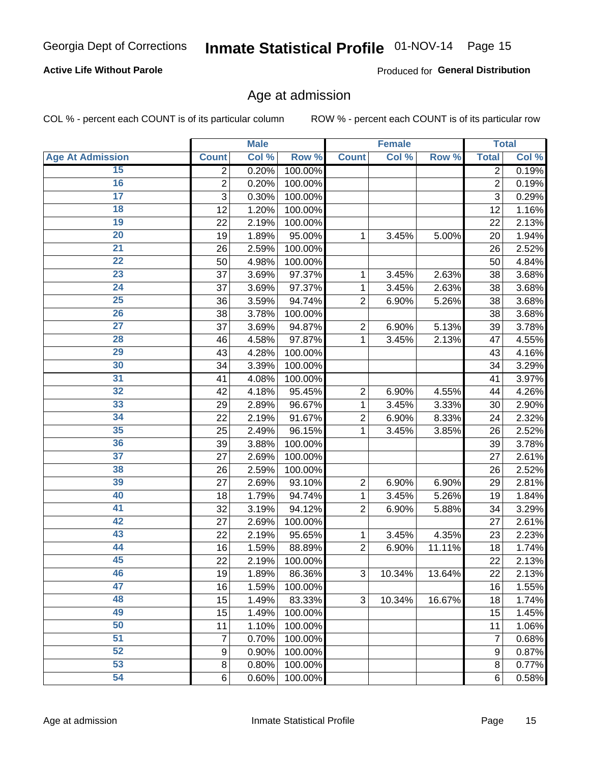Georgia Dept of Corrections **Inmate Statistical Profile** 01-NOV-14

**Active Life Without Parole**

Produced for **General Distribution**

## Age at admission

COL % - percent each COUNT is of its particular column ROW % - percent each COUNT is of its particular row

| Age At Admission | Male | | | Female | | | Total | |
|---|---|---|---|---|---|---|---|---|
| | Count | Col % | Row % | Count | Col % | Row % | Total | Col % |
| 15 | 2 | 0.20% | 100.00% | | | | 2 | 0.19% |
| 16 | 2 | 0.20% | 100.00% | | | | 2 | 0.19% |
| 17 | 3 | 0.30% | 100.00% | | | | 3 | 0.29% |
| 18 | 12 | 1.20% | 100.00% | | | | 12 | 1.16% |
| 19 | 22 | 2.19% | 100.00% | | | | 22 | 2.13% |
| 20 | 19 | 1.89% | 95.00% | 1 | 3.45% | 5.00% | 20 | 1.94% |
| 21 | 26 | 2.59% | 100.00% | | | | 26 | 2.52% |
| 22 | 50 | 4.98% | 100.00% | | | | 50 | 4.84% |
| 23 | 37 | 3.69% | 97.37% | 1 | 3.45% | 2.63% | 38 | 3.68% |
| 24 | 37 | 3.69% | 97.37% | 1 | 3.45% | 2.63% | 38 | 3.68% |
| 25 | 36 | 3.59% | 94.74% | 2 | 6.90% | 5.26% | 38 | 3.68% |
| 26 | 38 | 3.78% | 100.00% | | | | 38 | 3.68% |
| 27 | 37 | 3.69% | 94.87% | 2 | 6.90% | 5.13% | 39 | 3.78% |
| 28 | 46 | 4.58% | 97.87% | 1 | 3.45% | 2.13% | 47 | 4.55% |
| 29 | 43 | 4.28% | 100.00% | | | | 43 | 4.16% |
| 30 | 34 | 3.39% | 100.00% | | | | 34 | 3.29% |
| 31 | 41 | 4.08% | 100.00% | | | | 41 | 3.97% |
| 32 | 42 | 4.18% | 95.45% | 2 | 6.90% | 4.55% | 44 | 4.26% |
| 33 | 29 | 2.89% | 96.67% | 1 | 3.45% | 3.33% | 30 | 2.90% |
| 34 | 22 | 2.19% | 91.67% | 2 | 6.90% | 8.33% | 24 | 2.32% |
| 35 | 25 | 2.49% | 96.15% | 1 | 3.45% | 3.85% | 26 | 2.52% |
| 36 | 39 | 3.88% | 100.00% | | | | 39 | 3.78% |
| 37 | 27 | 2.69% | 100.00% | | | | 27 | 2.61% |
| 38 | 26 | 2.59% | 100.00% | | | | 26 | 2.52% |
| 39 | 27 | 2.69% | 93.10% | 2 | 6.90% | 6.90% | 29 | 2.81% |
| 40 | 18 | 1.79% | 94.74% | 1 | 3.45% | 5.26% | 19 | 1.84% |
| 41 | 32 | 3.19% | 94.12% | 2 | 6.90% | 5.88% | 34 | 3.29% |
| 42 | 27 | 2.69% | 100.00% | | | | 27 | 2.61% |
| 43 | 22 | 2.19% | 95.65% | 1 | 3.45% | 4.35% | 23 | 2.23% |
| 44 | 16 | 1.59% | 88.89% | 2 | 6.90% | 11.11% | 18 | 1.74% |
| 45 | 22 | 2.19% | 100.00% | | | | 22 | 2.13% |
| 46 | 19 | 1.89% | 86.36% | 3 | 10.34% | 13.64% | 22 | 2.13% |
| 47 | 16 | 1.59% | 100.00% | | | | 16 | 1.55% |
| 48 | 15 | 1.49% | 83.33% | 3 | 10.34% | 16.67% | 18 | 1.74% |
| 49 | 15 | 1.49% | 100.00% | | | | 15 | 1.45% |
| 50 | 11 | 1.10% | 100.00% | | | | 11 | 1.06% |
| 51 | 7 | 0.70% | 100.00% | | | | 7 | 0.68% |
| 52 | 9 | 0.90% | 100.00% | | | | 9 | 0.87% |
| 53 | 8 | 0.80% | 100.00% | | | | 8 | 0.77% |
| 54 | 6 | 0.60% | 100.00% | | | | 6 | 0.58% |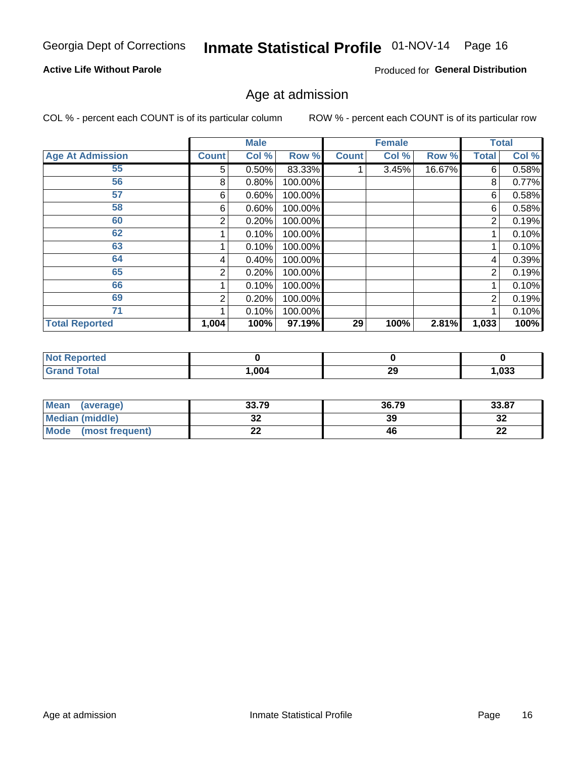Georgia Dept of Corrections **Inmate Statistical Profile** 01-NOV-14

**Active Life Without Parole**

Produced for **General Distribution**

## Age at admission

COL % - percent each COUNT is of its particular column     ROW % - percent each COUNT is of its particular row

| | Male | | | Female | | | Total | |
|---|---|---|---|---|---|---|---|---|
| **Age At Admission** | **Count** | **Col %** | **Row %** | **Count** | **Col %** | **Row %** | **Total** | **Col %** |
| 55 | 5 | 0.50% | 83.33% | 1 | 3.45% | 16.67% | 6 | 0.58% |
| 56 | 8 | 0.80% | 100.00% | | | | 8 | 0.77% |
| 57 | 6 | 0.60% | 100.00% | | | | 6 | 0.58% |
| 58 | 6 | 0.60% | 100.00% | | | | 6 | 0.58% |
| 60 | 2 | 0.20% | 100.00% | | | | 2 | 0.19% |
| 62 | 1 | 0.10% | 100.00% | | | | 1 | 0.10% |
| 63 | 1 | 0.10% | 100.00% | | | | 1 | 0.10% |
| 64 | 4 | 0.40% | 100.00% | | | | 4 | 0.39% |
| 65 | 2 | 0.20% | 100.00% | | | | 2 | 0.19% |
| 66 | 1 | 0.10% | 100.00% | | | | 1 | 0.10% |
| 69 | 2 | 0.20% | 100.00% | | | | 2 | 0.19% |
| 71 | 1 | 0.10% | 100.00% | | | | 1 | 0.10% |
| **Total Reported** | **1,004** | **100%** | **97.19%** | **29** | **100%** | **2.81%** | **1,033** | **100%** |

| | Male | Female | Total |
|---|---|---|---|
| **Not Reported** | **0** | **0** | **0** |
| **Grand Total** | **1,004** | **29** | **1,033** |

| | Male | Female | Total |
|---|---|---|---|
| **Mean (average)** | **33.79** | **36.79** | **33.87** |
| **Median (middle)** | **32** | **39** | **32** |
| **Mode (most frequent)** | **22** | **46** | **22** |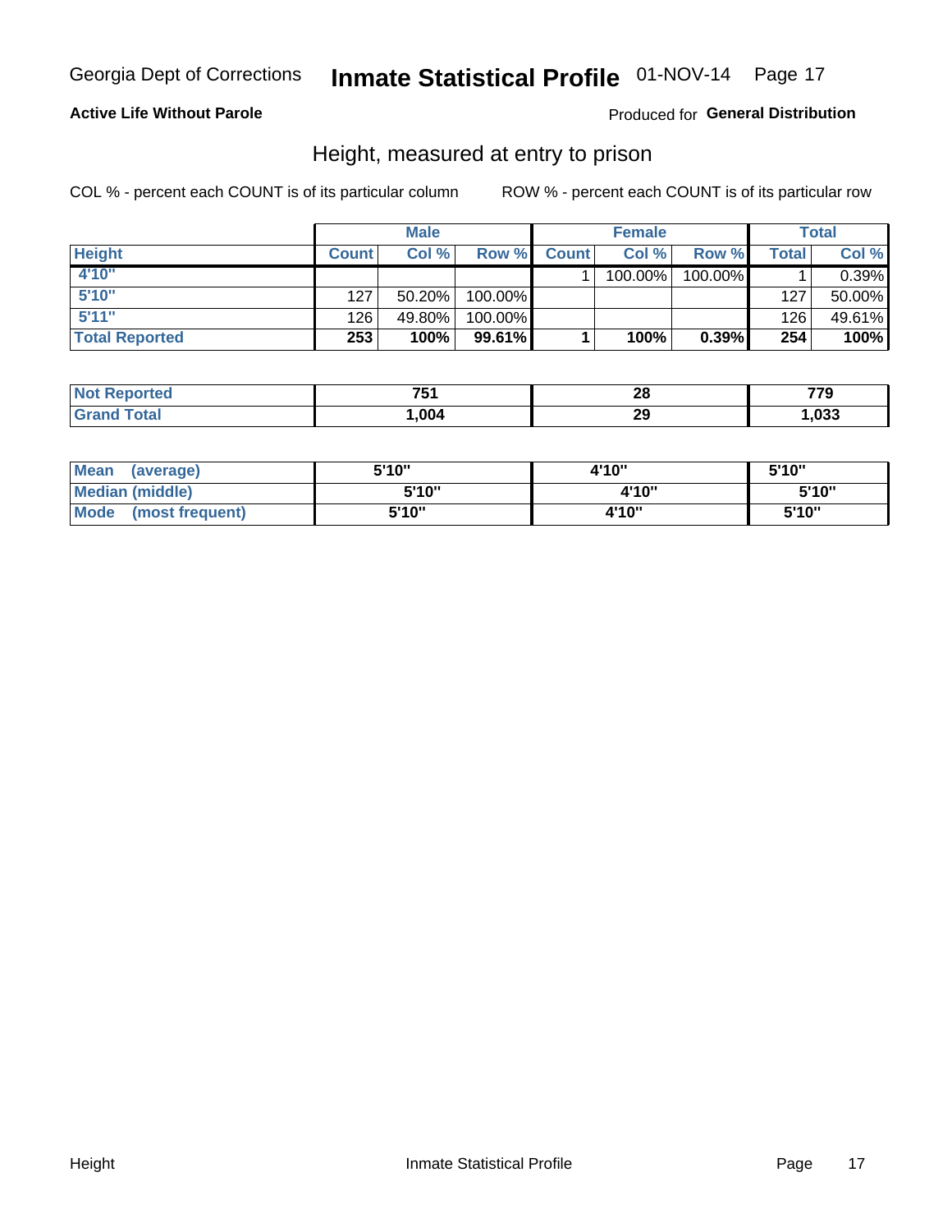Georgia Dept of Corrections **Inmate Statistical Profile** 01-NOV-14 Page 17

**Active Life Without Parole**

Produced for **General Distribution**

## Height, measured at entry to prison

COL % - percent each COUNT is of its particular column

ROW % - percent each COUNT is of its particular row

| | Male | | | Female | | | Total | |
|---|---|---|---|---|---|---|---|---|
| **Height** | **Count** | **Col %** | **Row %** | **Count** | **Col %** | **Row %** | **Total** | **Col %** |
| 4'10" | | | | 1 | 100.00% | 100.00% | 1 | 0.39% |
| 5'10" | 127 | 50.20% | 100.00% | | | | 127 | 50.00% |
| 5'11" | 126 | 49.80% | 100.00% | | | | 126 | 49.61% |
| **Total Reported** | **253** | **100%** | **99.61%** | **1** | **100%** | **0.39%** | **254** | **100%** |

| | Male | Female | Total |
|---|---|---|---|
| **Not Reported** | **751** | **28** | **779** |
| **Grand Total** | **1,004** | **29** | **1,033** |

| | Male | Female | Total |
|---|---|---|---|
| **Mean (average)** | **5'10"** | **4'10"** | **5'10"** |
| **Median (middle)** | **5'10"** | **4'10"** | **5'10"** |
| **Mode (most frequent)** | **5'10"** | **4'10"** | **5'10"** |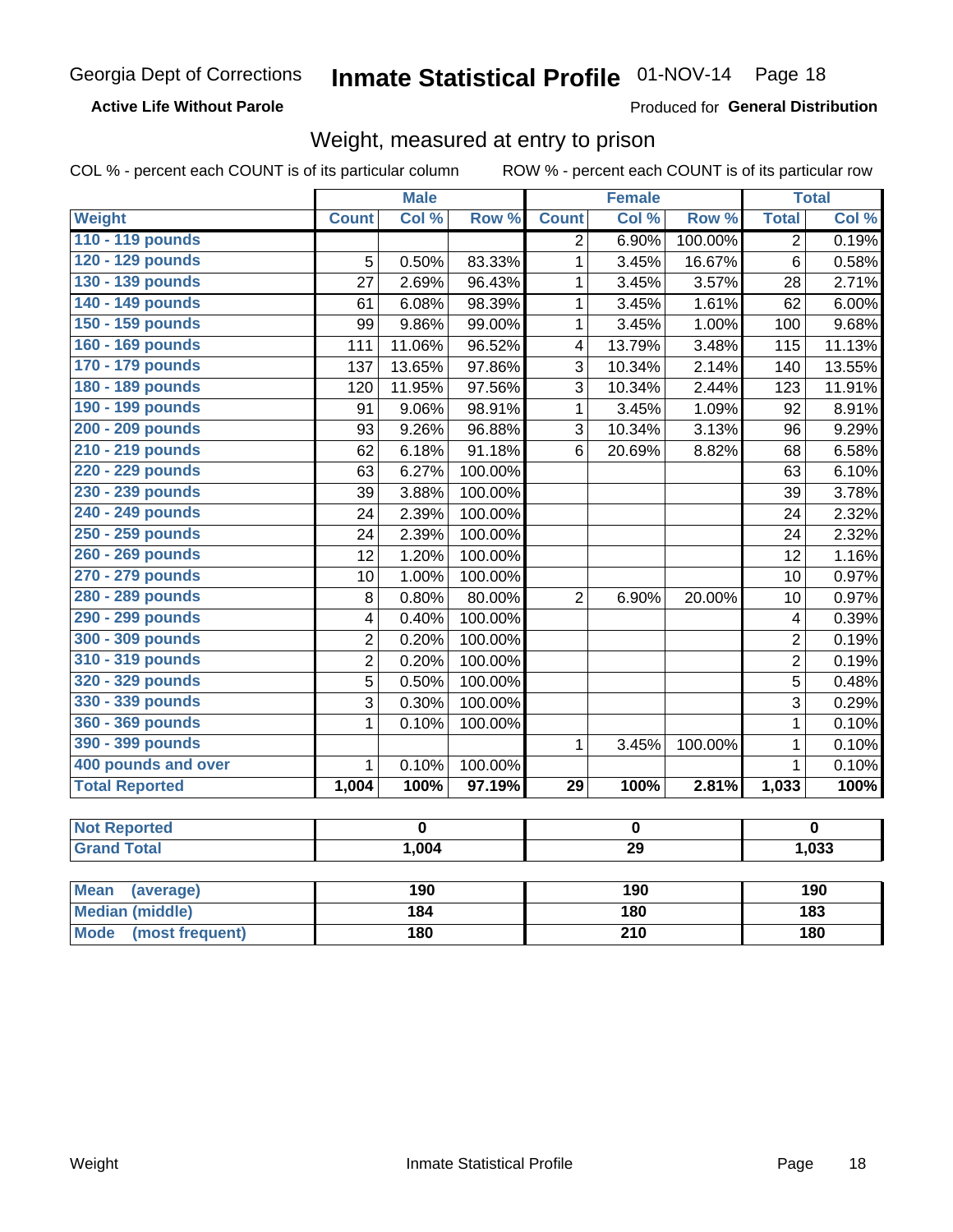Georgia Dept of Corrections **Inmate Statistical Profile** 01-NOV-14

**Active Life Without Parole**

Produced for **General Distribution**

## Weight, measured at entry to prison

COL % - percent each COUNT is of its particular column ROW % - percent each COUNT is of its particular row

| Weight | Male | | | Female | | | Total | |
|---|---|---|---|---|---|---|---|---|
| | Count | Col % | Row % | Count | Col % | Row % | Total | Col % |
| 110 - 119 pounds | | | | 2 | 6.90% | 100.00% | 2 | 0.19% |
| 120 - 129 pounds | 5 | 0.50% | 83.33% | 1 | 3.45% | 16.67% | 6 | 0.58% |
| 130 - 139 pounds | 27 | 2.69% | 96.43% | 1 | 3.45% | 3.57% | 28 | 2.71% |
| 140 - 149 pounds | 61 | 6.08% | 98.39% | 1 | 3.45% | 1.61% | 62 | 6.00% |
| 150 - 159 pounds | 99 | 9.86% | 99.00% | 1 | 3.45% | 1.00% | 100 | 9.68% |
| 160 - 169 pounds | 111 | 11.06% | 96.52% | 4 | 13.79% | 3.48% | 115 | 11.13% |
| 170 - 179 pounds | 137 | 13.65% | 97.86% | 3 | 10.34% | 2.14% | 140 | 13.55% |
| 180 - 189 pounds | 120 | 11.95% | 97.56% | 3 | 10.34% | 2.44% | 123 | 11.91% |
| 190 - 199 pounds | 91 | 9.06% | 98.91% | 1 | 3.45% | 1.09% | 92 | 8.91% |
| 200 - 209 pounds | 93 | 9.26% | 96.88% | 3 | 10.34% | 3.13% | 96 | 9.29% |
| 210 - 219 pounds | 62 | 6.18% | 91.18% | 6 | 20.69% | 8.82% | 68 | 6.58% |
| 220 - 229 pounds | 63 | 6.27% | 100.00% | | | | 63 | 6.10% |
| 230 - 239 pounds | 39 | 3.88% | 100.00% | | | | 39 | 3.78% |
| 240 - 249 pounds | 24 | 2.39% | 100.00% | | | | 24 | 2.32% |
| 250 - 259 pounds | 24 | 2.39% | 100.00% | | | | 24 | 2.32% |
| 260 - 269 pounds | 12 | 1.20% | 100.00% | | | | 12 | 1.16% |
| 270 - 279 pounds | 10 | 1.00% | 100.00% | | | | 10 | 0.97% |
| 280 - 289 pounds | 8 | 0.80% | 80.00% | 2 | 6.90% | 20.00% | 10 | 0.97% |
| 290 - 299 pounds | 4 | 0.40% | 100.00% | | | | 4 | 0.39% |
| 300 - 309 pounds | 2 | 0.20% | 100.00% | | | | 2 | 0.19% |
| 310 - 319 pounds | 2 | 0.20% | 100.00% | | | | 2 | 0.19% |
| 320 - 329 pounds | 5 | 0.50% | 100.00% | | | | 5 | 0.48% |
| 330 - 339 pounds | 3 | 0.30% | 100.00% | | | | 3 | 0.29% |
| 360 - 369 pounds | 1 | 0.10% | 100.00% | | | | 1 | 0.10% |
| 390 - 399 pounds | | | | 1 | 3.45% | 100.00% | 1 | 0.10% |
| 400 pounds and over | 1 | 0.10% | 100.00% | | | | 1 | 0.10% |
| **Total Reported** | **1,004** | **100%** | **97.19%** | **29** | **100%** | **2.81%** | **1,033** | **100%** |

| | Male | Female | Total |
|---|---|---|---|
| Not Reported | 0 | 0 | 0 |
| Grand Total | 1,004 | 29 | 1,033 |

| | Male | Female | Total |
|---|---|---|---|
| Mean (average) | 190 | 190 | 190 |
| Median (middle) | 184 | 180 | 183 |
| Mode (most frequent) | 180 | 210 | 180 |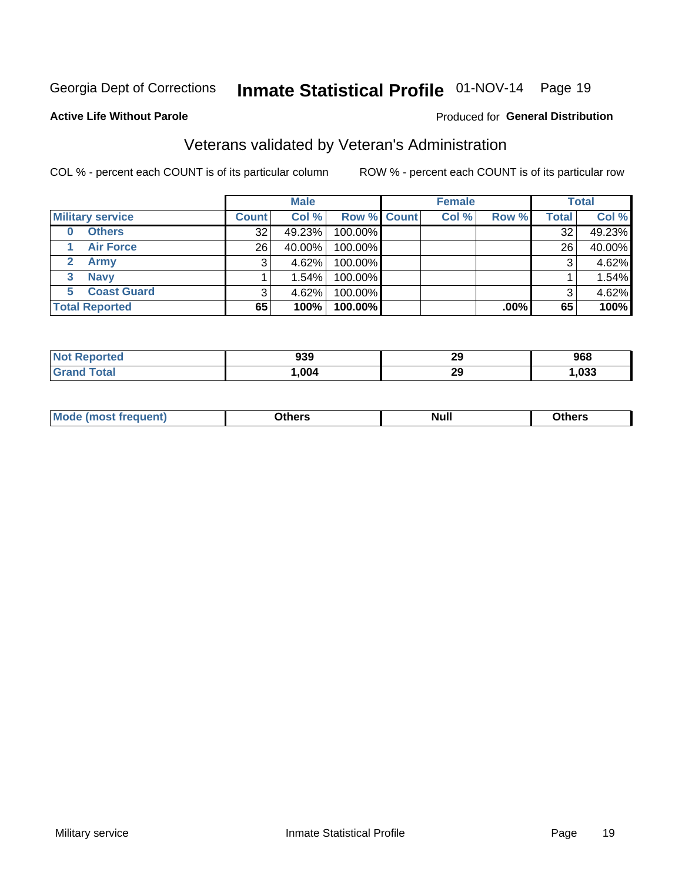Georgia Dept of Corrections **Inmate Statistical Profile** 01-NOV-14 Page 19

**Active Life Without Parole**

Produced for **General Distribution**

## Veterans validated by Veteran's Administration

COL % - percent each COUNT is of its particular column ROW % - percent each COUNT is of its particular row

| | Male | | | Female | | | Total | |
|---|---|---|---|---|---|---|---|---|
| **Military service** | **Count** | **Col %** | **Row %** | **Count** | **Col %** | **Row %** | **Total** | **Col %** |
| 0 Others | 32 | 49.23% | 100.00% | | | | 32 | 49.23% |
| 1 Air Force | 26 | 40.00% | 100.00% | | | | 26 | 40.00% |
| 2 Army | 3 | 4.62% | 100.00% | | | | 3 | 4.62% |
| 3 Navy | 1 | 1.54% | 100.00% | | | | 1 | 1.54% |
| 5 Coast Guard | 3 | 4.62% | 100.00% | | | | 3 | 4.62% |
| **Total Reported** | **65** | **100%** | **100.00%** | | | **.00%** | **65** | **100%** |

| | Male | Female | Total |
|---|---|---|---|
| **Not Reported** | **939** | **29** | **968** |
| **Grand Total** | **1,004** | **29** | **1,033** |

| | Male | Female | Total |
|---|---|---|---|
| **Mode (most frequent)** | **Others** | **Null** | **Others** |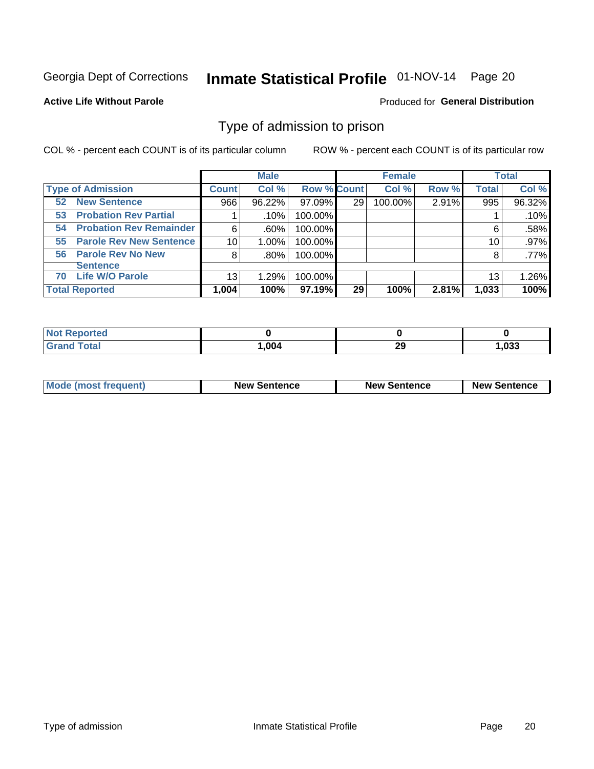Georgia Dept of Corrections **Inmate Statistical Profile** 01-NOV-14 Page 20

**Active Life Without Parole**

Produced for **General Distribution**

## Type of admission to prison

COL % - percent each COUNT is of its particular column

ROW % - percent each COUNT is of its particular row

| | Male | | | Female | | | Total | |
|---|---|---|---|---|---|---|---|---|
| **Type of Admission** | **Count** | **Col %** | **Row %** | **Count** | **Col %** | **Row %** | **Total** | **Col %** |
| 52 **New Sentence** | 966 | 96.22% | 97.09% | 29 | 100.00% | 2.91% | 995 | 96.32% |
| 53 **Probation Rev Partial** | 1 | .10% | 100.00% | | | | 1 | .10% |
| 54 **Probation Rev Remainder** | 6 | .60% | 100.00% | | | | 6 | .58% |
| 55 **Parole Rev New Sentence** | 10 | 1.00% | 100.00% | | | | 10 | .97% |
| 56 **Parole Rev No New Sentence** | 8 | .80% | 100.00% | | | | 8 | .77% |
| 70 **Life W/O Parole** | 13 | 1.29% | 100.00% | | | | 13 | 1.26% |
| **Total Reported** | **1,004** | **100%** | **97.19%** | **29** | **100%** | **2.81%** | **1,033** | **100%** |

| | Male | Female | Total |
|---|---|---|---|
| **Not Reported** | **0** | **0** | **0** |
| **Grand Total** | **1,004** | **29** | **1,033** |

| | Male | Female | Total |
|---|---|---|---|
| **Mode (most frequent)** | **New Sentence** | **New Sentence** | **New Sentence** |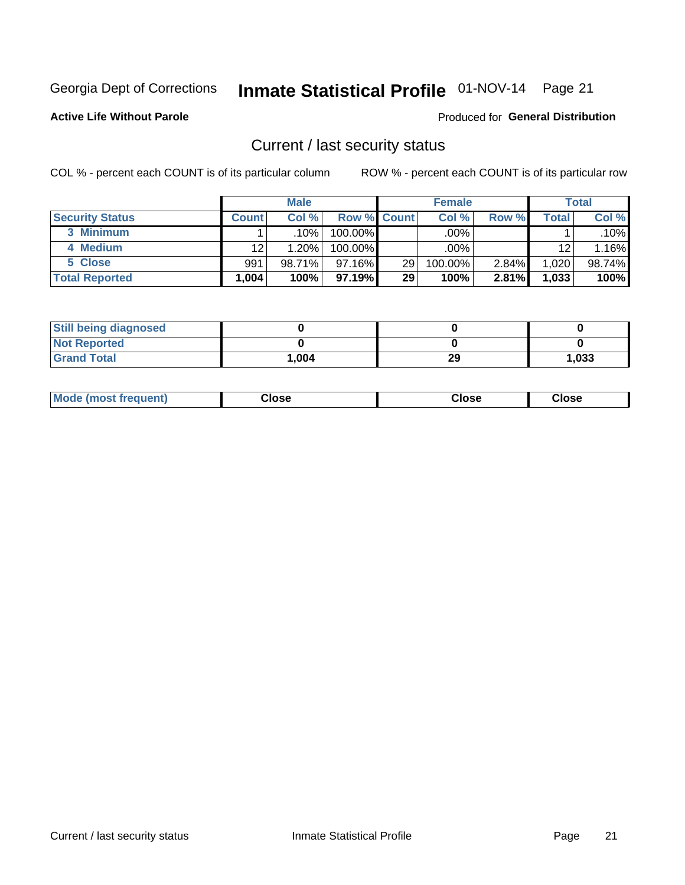Georgia Dept of Corrections **Inmate Statistical Profile** 01-NOV-14

**Active Life Without Parole**

Produced for **General Distribution**

## Current / last security status

COL % - percent each COUNT is of its particular column

ROW % - percent each COUNT is of its particular row

| | Male | | | Female | | | Total | |
|---|---|---|---|---|---|---|---|---|
| **Security Status** | **Count** | **Col %** | **Row %** | **Count** | **Col %** | **Row %** | **Total** | **Col %** |
| 3 Minimum | 1 | .10% | 100.00% | | .00% | | 1 | .10% |
| 4 Medium | 12 | 1.20% | 100.00% | | .00% | | 12 | 1.16% |
| 5 Close | 991 | 98.71% | 97.16% | 29 | 100.00% | 2.84% | 1,020 | 98.74% |
| **Total Reported** | **1,004** | **100%** | **97.19%** | **29** | **100%** | **2.81%** | **1,033** | **100%** |

| | Male | Female | Total |
|---|---|---|---|
| Still being diagnosed | **0** | **0** | **0** |
| Not Reported | **0** | **0** | **0** |
| Grand Total | **1,004** | **29** | **1,033** |

| | Male | Female | Total |
|---|---|---|---|
| Mode (most frequent) | **Close** | **Close** | **Close** |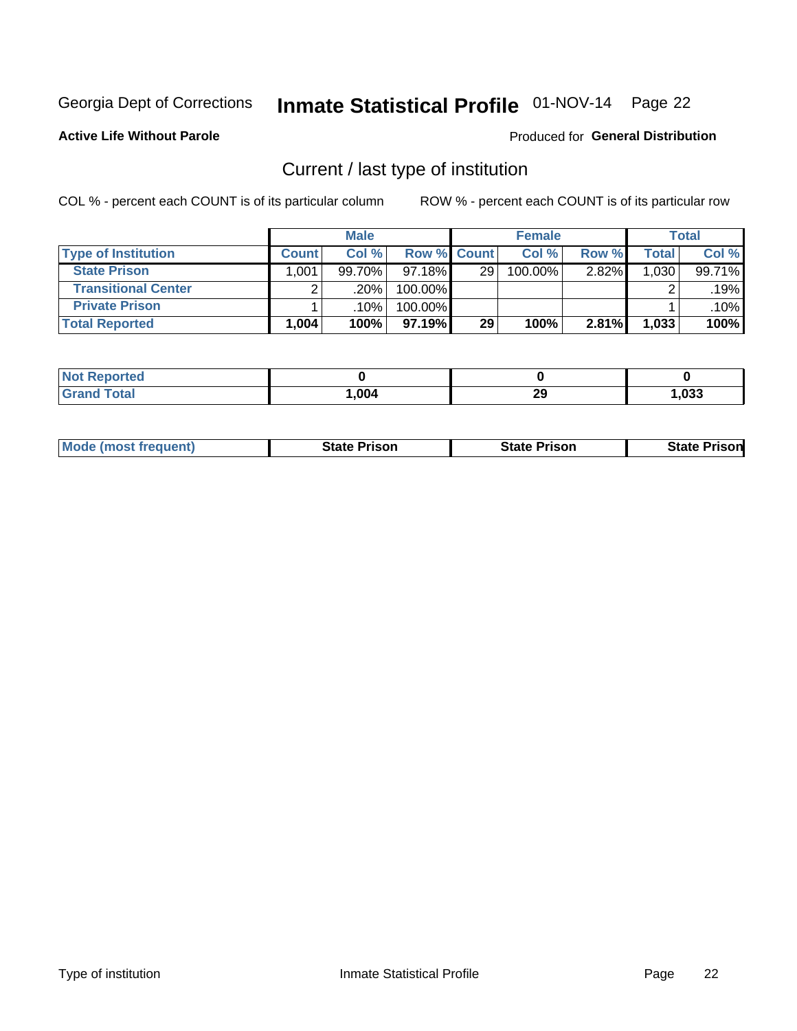Georgia Dept of Corrections **Inmate Statistical Profile** 01-NOV-14

**Active Life Without Parole**

Produced for **General Distribution**

## Current / last type of institution

COL % - percent each COUNT is of its particular column

ROW % - percent each COUNT is of its particular row

| | Male | | | Female | | | Total | |
|---|---|---|---|---|---|---|---|---|
| **Type of Institution** | **Count** | **Col %** | **Row %** | **Count** | **Col %** | **Row %** | **Total** | **Col %** |
| **State Prison** | 1,001 | 99.70% | 97.18% | 29 | 100.00% | 2.82% | 1,030 | 99.71% |
| **Transitional Center** | 2 | .20% | 100.00% | | | | 2 | .19% |
| **Private Prison** | 1 | .10% | 100.00% | | | | 1 | .10% |
| **Total Reported** | **1,004** | **100%** | **97.19%** | **29** | **100%** | **2.81%** | **1,033** | **100%** |

| | Male | Female | Total |
|---|---|---|---|
| **Not Reported** | **0** | **0** | **0** |
| **Grand Total** | **1,004** | **29** | **1,033** |

| | Male | Female | Total |
|---|---|---|---|
| **Mode (most frequent)** | **State Prison** | **State Prison** | **State Prison** |

Type of institution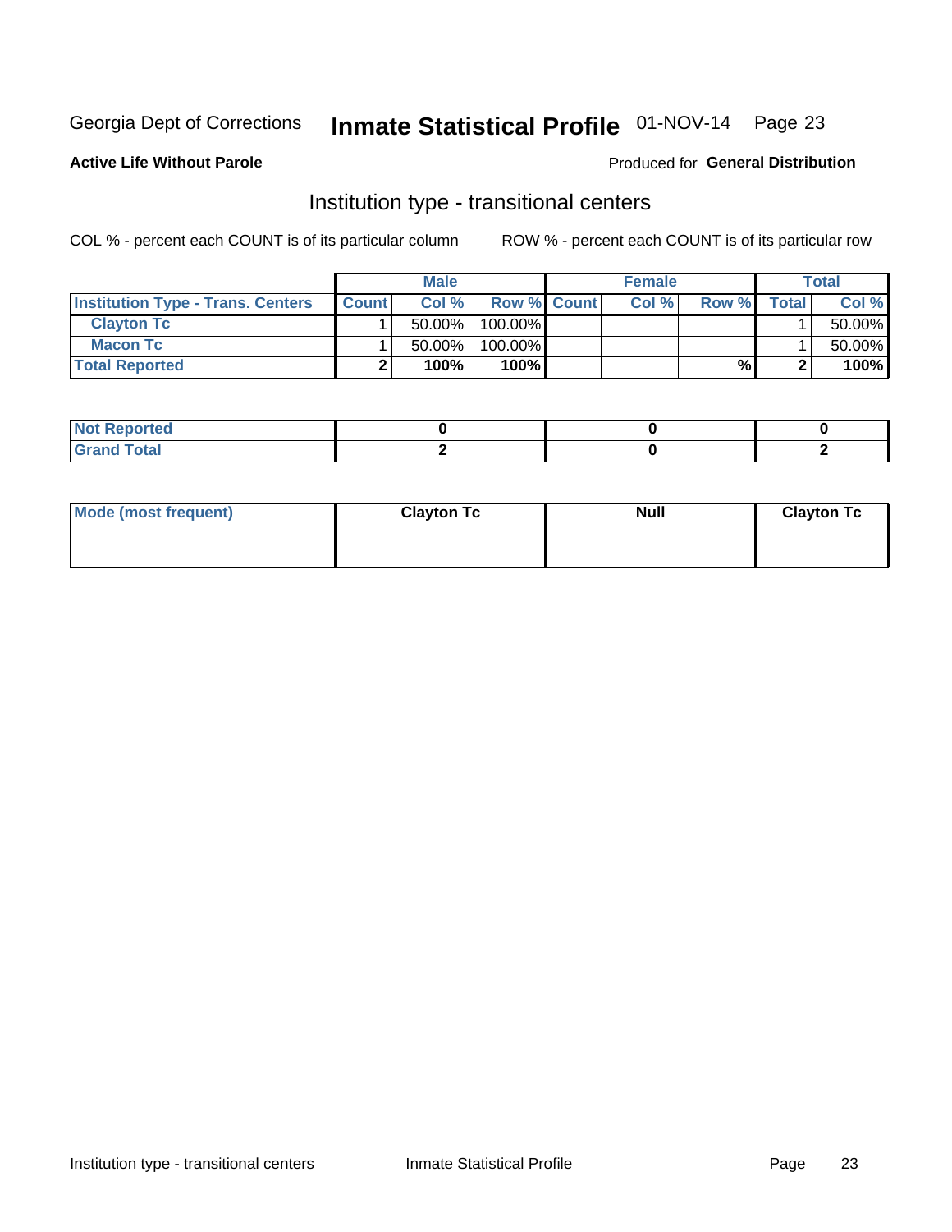Georgia Dept of Corrections **Inmate Statistical Profile** 01-NOV-14

**Active Life Without Parole**

Produced for **General Distribution**

## Institution type - transitional centers

COL % - percent each COUNT is of its particular column

ROW % - percent each COUNT is of its particular row

| | Male | | | Female | | | Total | |
|---|---|---|---|---|---|---|---|---|
| **Institution Type - Trans. Centers** | **Count** | **Col %** | **Row %** | **Count** | **Col %** | **Row %** | **Total** | **Col %** |
| **Clayton Tc** | 1 | 50.00% | 100.00% | | | | 1 | 50.00% |
| **Macon Tc** | 1 | 50.00% | 100.00% | | | | 1 | 50.00% |
| **Total Reported** | **2** | **100%** | **100%** | | | **%** | **2** | **100%** |

| | Male | Female | Total |
|---|---|---|---|
| **Not Reported** | **0** | **0** | **0** |
| **Grand Total** | **2** | **0** | **2** |

| | Male | Female | Total |
|---|---|---|---|
| **Mode (most frequent)** | **Clayton Tc** | **Null** | **Clayton Tc** |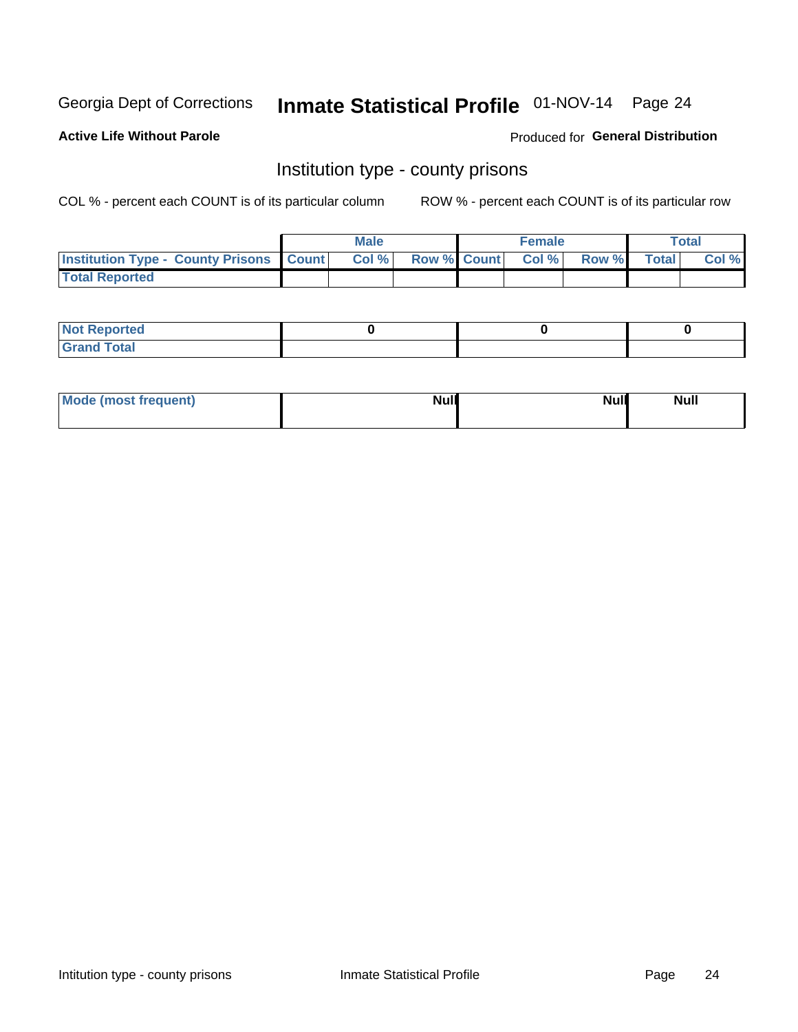Georgia Dept of Corrections **Inmate Statistical Profile** 01-NOV-14

**Active Life Without Parole**

Produced for **General Distribution**

## Institution type - county prisons

COL % - percent each COUNT is of its particular column

ROW % - percent each COUNT is of its particular row

| | Male | | | Female | | | Total | |
|---|---|---|---|---|---|---|---|---|
| **Institution Type - County Prisons** | **Count** | **Col %** | **Row %** | **Count** | **Col %** | **Row %** | **Total** | **Col %** |
| **Total Reported** | | | | | | | | |

| | Male | Female | Total |
|---|---|---|---|
| **Not Reported** | 0 | 0 | 0 |
| **Grand Total** | | | |

| | Male | Female | Total |
|---|---|---|---|
| **Mode (most frequent)** | Null | Null | Null |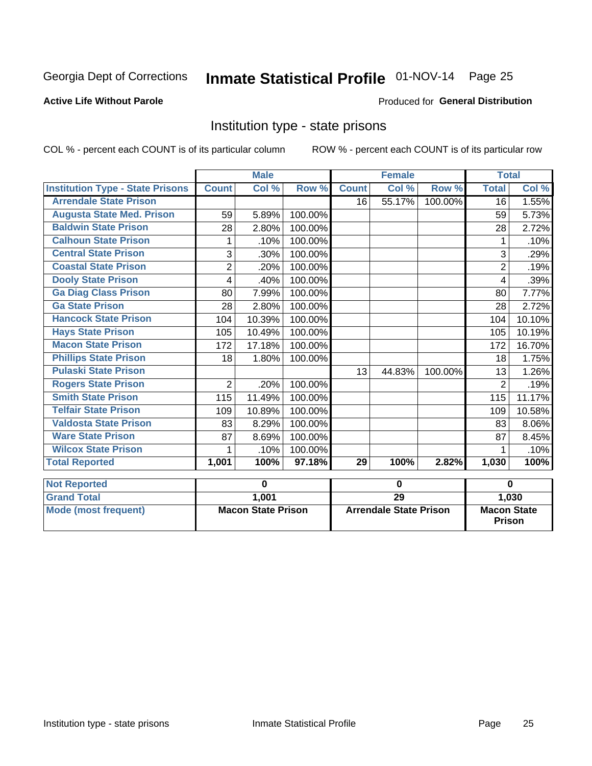Georgia Dept of Corrections **Inmate Statistical Profile** 01-NOV-14

**Active Life Without Parole**

Produced for **General Distribution**

## Institution type - state prisons

COL % - percent each COUNT is of its particular column

ROW % - percent each COUNT is of its particular row

| | Male | | | Female | | | Total | |
|---|---|---|---|---|---|---|---|---|
| **Institution Type - State Prisons** | **Count** | **Col %** | **Row %** | **Count** | **Col %** | **Row %** | **Total** | **Col %** |
| Arrendale State Prison | | | | 16 | 55.17% | 100.00% | 16 | 1.55% |
| Augusta State Med. Prison | 59 | 5.89% | 100.00% | | | | 59 | 5.73% |
| Baldwin State Prison | 28 | 2.80% | 100.00% | | | | 28 | 2.72% |
| Calhoun State Prison | 1 | .10% | 100.00% | | | | 1 | .10% |
| Central State Prison | 3 | .30% | 100.00% | | | | 3 | .29% |
| Coastal State Prison | 2 | .20% | 100.00% | | | | 2 | .19% |
| Dooly State Prison | 4 | .40% | 100.00% | | | | 4 | .39% |
| Ga Diag Class Prison | 80 | 7.99% | 100.00% | | | | 80 | 7.77% |
| Ga State Prison | 28 | 2.80% | 100.00% | | | | 28 | 2.72% |
| Hancock State Prison | 104 | 10.39% | 100.00% | | | | 104 | 10.10% |
| Hays State Prison | 105 | 10.49% | 100.00% | | | | 105 | 10.19% |
| Macon State Prison | 172 | 17.18% | 100.00% | | | | 172 | 16.70% |
| Phillips State Prison | 18 | 1.80% | 100.00% | | | | 18 | 1.75% |
| Pulaski State Prison | | | | 13 | 44.83% | 100.00% | 13 | 1.26% |
| Rogers State Prison | 2 | .20% | 100.00% | | | | 2 | .19% |
| Smith State Prison | 115 | 11.49% | 100.00% | | | | 115 | 11.17% |
| Telfair State Prison | 109 | 10.89% | 100.00% | | | | 109 | 10.58% |
| Valdosta State Prison | 83 | 8.29% | 100.00% | | | | 83 | 8.06% |
| Ware State Prison | 87 | 8.69% | 100.00% | | | | 87 | 8.45% |
| Wilcox State Prison | 1 | .10% | 100.00% | | | | 1 | .10% |
| **Total Reported** | **1,001** | **100%** | **97.18%** | **29** | **100%** | **2.82%** | **1,030** | **100%** |

| | Male | Female | Total |
|---|---|---|---|
| **Not Reported** | **0** | **0** | **0** |
| **Grand Total** | **1,001** | **29** | **1,030** |
| **Mode (most frequent)** | **Macon State Prison** | **Arrendale State Prison** | **Macon State Prison** |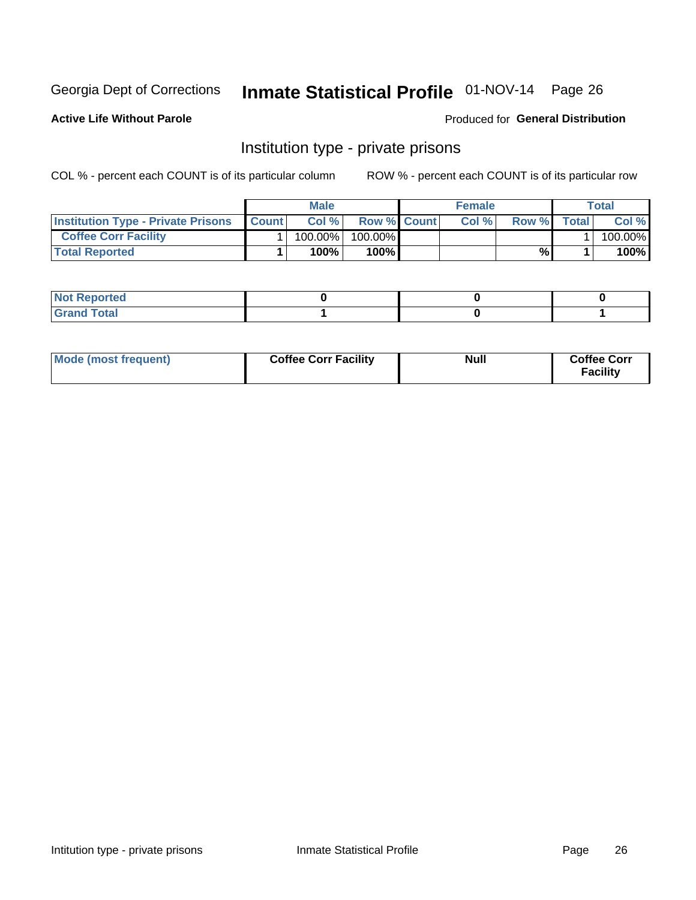Georgia Dept of Corrections **Inmate Statistical Profile** 01-NOV-14

**Active Life Without Parole**

Produced for **General Distribution**

## Institution type - private prisons

COL % - percent each COUNT is of its particular column

ROW % - percent each COUNT is of its particular row

| | Male | | | Female | | | Total | |
|---|---|---|---|---|---|---|---|---|
| **Institution Type - Private Prisons** | **Count** | **Col %** | **Row %** | **Count** | **Col %** | **Row %** | **Total** | **Col %** |
| **Coffee Corr Facility** | 1 | 100.00% | 100.00% | | | | 1 | 100.00% |
| **Total Reported** | **1** | **100%** | **100%** | | | **%** | **1** | **100%** |

| | Male | Female | Total |
|---|---|---|---|
| **Not Reported** | **0** | **0** | **0** |
| **Grand Total** | **1** | **0** | **1** |

| | Male | Female | Total |
|---|---|---|---|
| **Mode (most frequent)** | **Coffee Corr Facility** | **Null** | **Coffee Corr Facility** |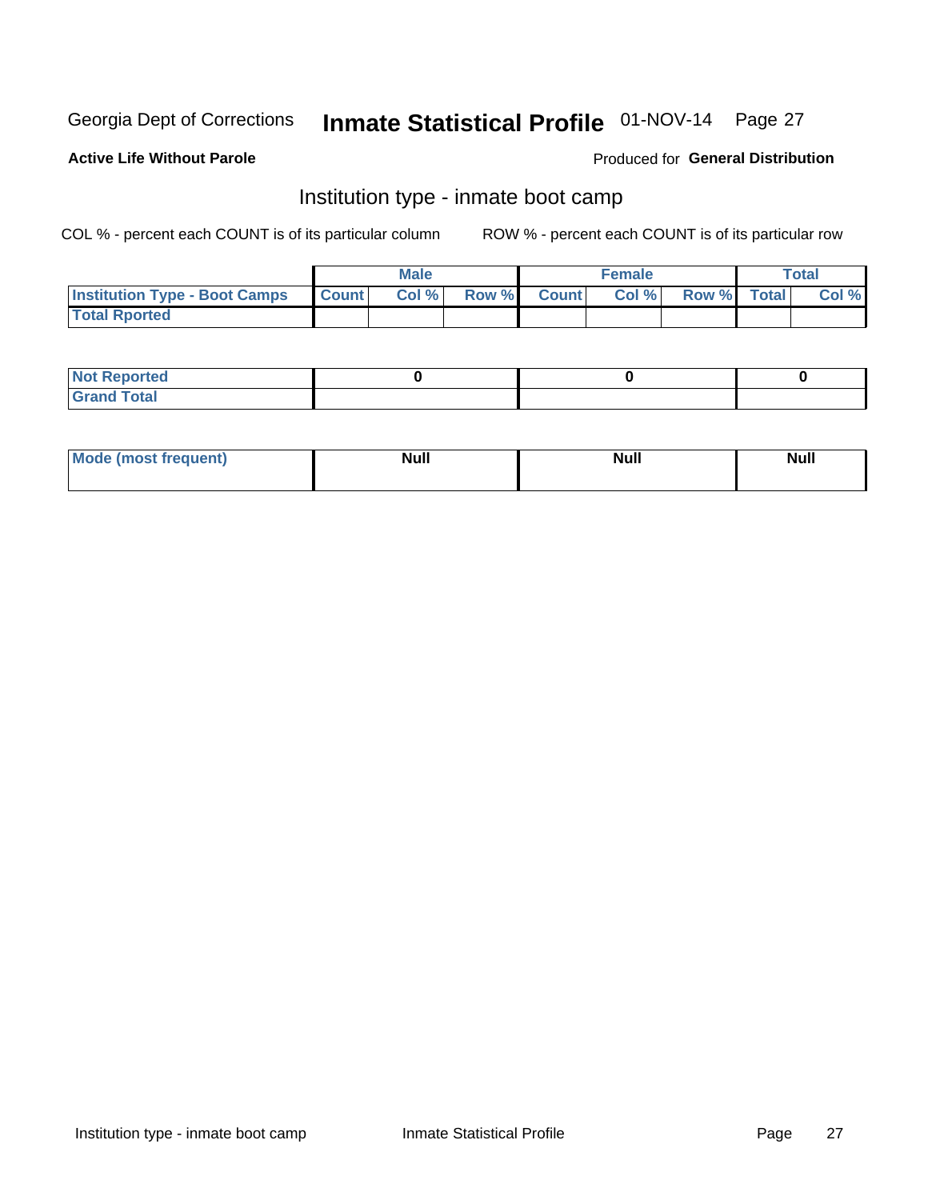Georgia Dept of Corrections **Inmate Statistical Profile** 01-NOV-14 Page 27

**Active Life Without Parole**

Produced for **General Distribution**

## Institution type - inmate boot camp

COL % - percent each COUNT is of its particular column

ROW % - percent each COUNT is of its particular row

| | Male | | | Female | | | Total | |
|---|---|---|---|---|---|---|---|---|
| **Institution Type - Boot Camps** | **Count** | **Col %** | **Row %** | **Count** | **Col %** | **Row %** | **Total** | **Col %** |
| **Total Rported** | | | | | | | | |

| | Male | Female | Total |
|---|---|---|---|
| **Not Reported** | **0** | **0** | **0** |
| **Grand Total** | | | |

| | Male | Female | Total |
|---|---|---|---|
| **Mode (most frequent)** | **Null** | **Null** | **Null** |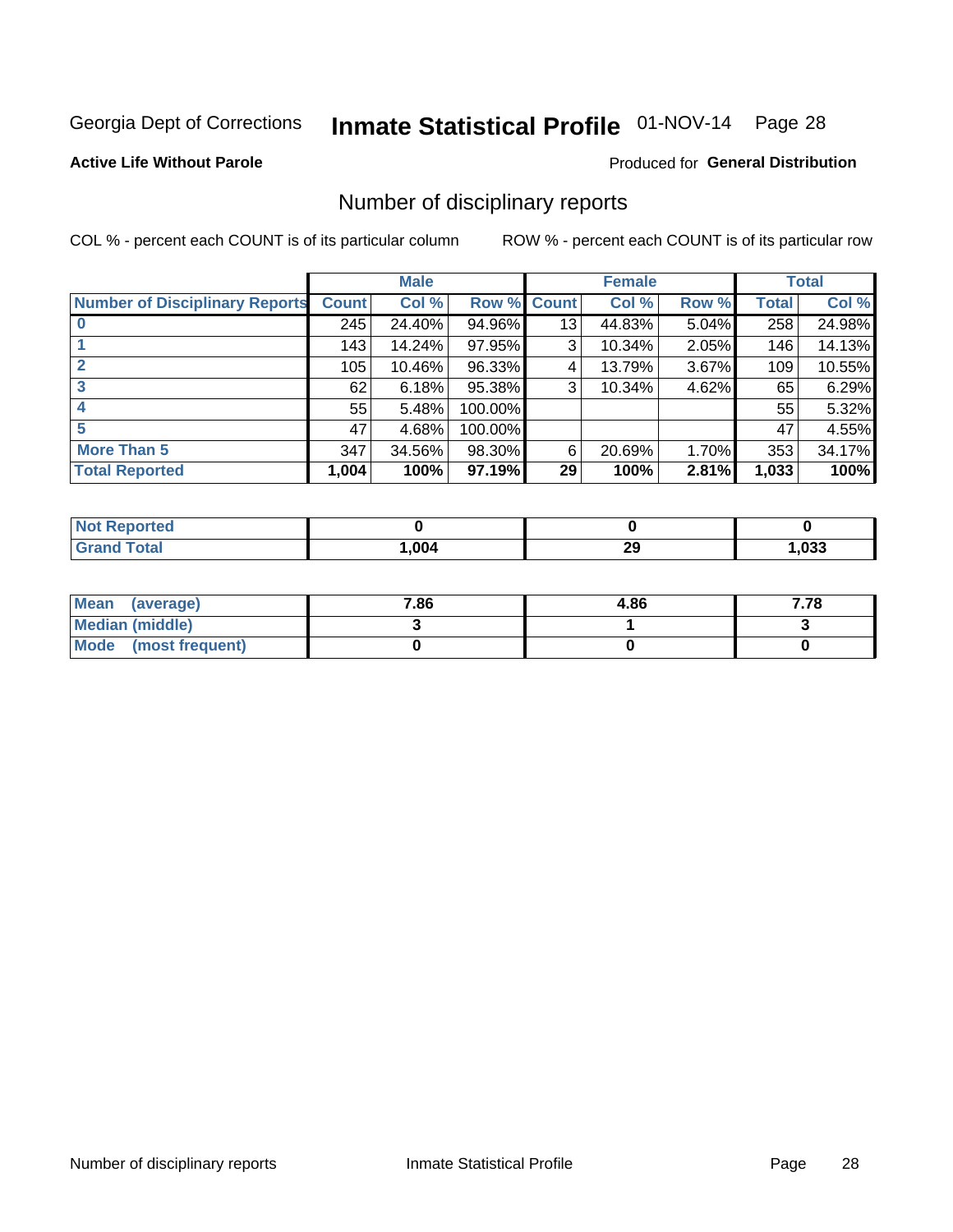Georgia Dept of Corrections **Inmate Statistical Profile** 01-NOV-14

**Active Life Without Parole**

Produced for **General Distribution**

## Number of disciplinary reports

COL % - percent each COUNT is of its particular column

ROW % - percent each COUNT is of its particular row

| | Male | | | Female | | | Total | |
|---|---|---|---|---|---|---|---|---|
| **Number of Disciplinary Reports** | **Count** | **Col %** | **Row %** | **Count** | **Col %** | **Row %** | **Total** | **Col %** |
| **0** | 245 | 24.40% | 94.96% | 13 | 44.83% | 5.04% | 258 | 24.98% |
| **1** | 143 | 14.24% | 97.95% | 3 | 10.34% | 2.05% | 146 | 14.13% |
| **2** | 105 | 10.46% | 96.33% | 4 | 13.79% | 3.67% | 109 | 10.55% |
| **3** | 62 | 6.18% | 95.38% | 3 | 10.34% | 4.62% | 65 | 6.29% |
| **4** | 55 | 5.48% | 100.00% | | | | 55 | 5.32% |
| **5** | 47 | 4.68% | 100.00% | | | | 47 | 4.55% |
| **More Than 5** | 347 | 34.56% | 98.30% | 6 | 20.69% | 1.70% | 353 | 34.17% |
| **Total Reported** | **1,004** | **100%** | **97.19%** | **29** | **100%** | **2.81%** | **1,033** | **100%** |

| | Male | Female | Total |
|---|---|---|---|
| **Not Reported** | **0** | **0** | **0** |
| **Grand Total** | **1,004** | **29** | **1,033** |

| | Male | Female | Total |
|---|---|---|---|
| **Mean (average)** | **7.86** | **4.86** | **7.78** |
| **Median (middle)** | **3** | **1** | **3** |
| **Mode (most frequent)** | **0** | **0** | **0** |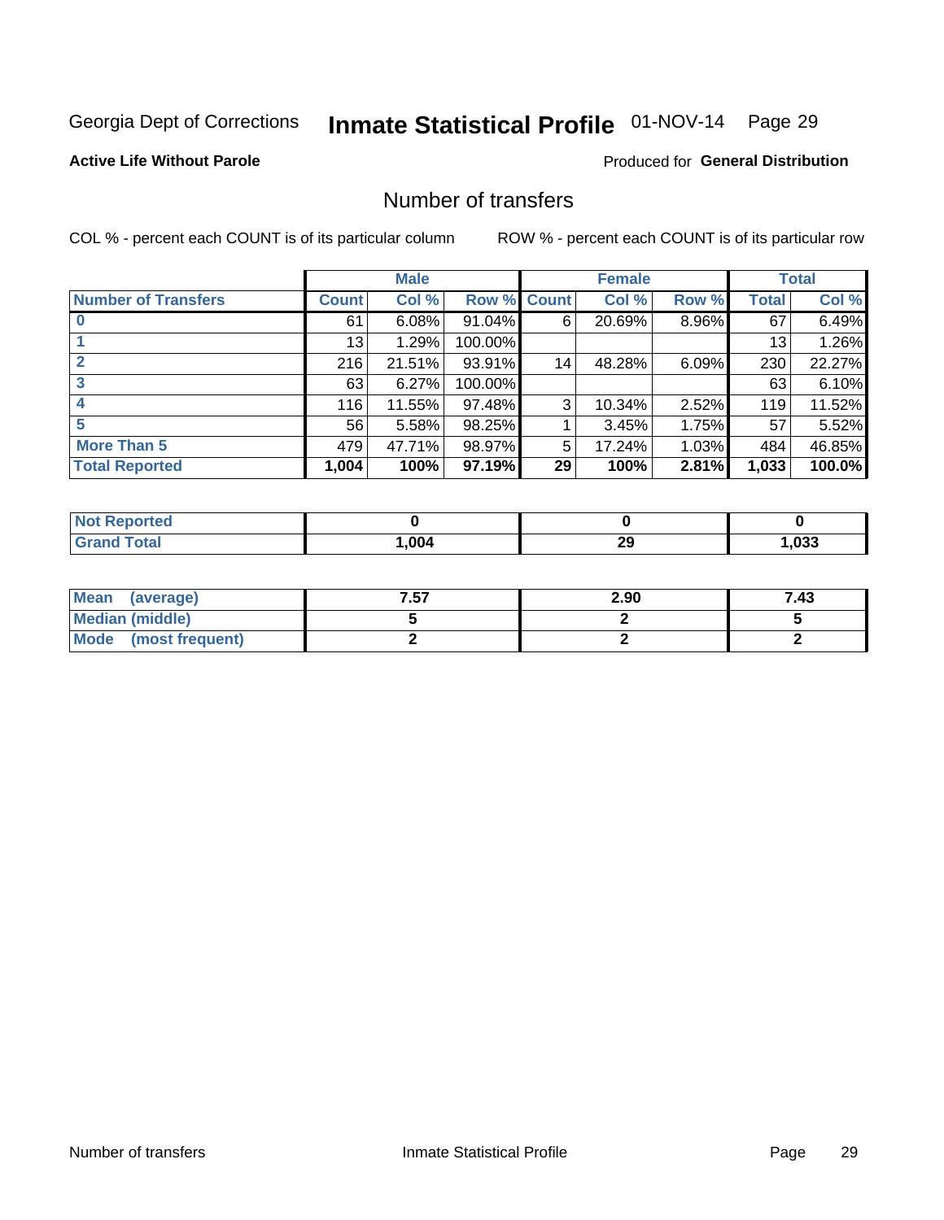Georgia Dept of Corrections **Inmate Statistical Profile** 01-NOV-14

**Active Life Without Parole**

Produced for **General Distribution**

## Number of transfers

COL % - percent each COUNT is of its particular column

ROW % - percent each COUNT is of its particular row

| | Male | | | Female | | | Total | |
|---|---|---|---|---|---|---|---|---|
| **Number of Transfers** | **Count** | **Col %** | **Row %** | **Count** | **Col %** | **Row %** | **Total** | **Col %** |
| **0** | 61 | 6.08% | 91.04% | 6 | 20.69% | 8.96% | 67 | 6.49% |
| **1** | 13 | 1.29% | 100.00% | | | | 13 | 1.26% |
| **2** | 216 | 21.51% | 93.91% | 14 | 48.28% | 6.09% | 230 | 22.27% |
| **3** | 63 | 6.27% | 100.00% | | | | 63 | 6.10% |
| **4** | 116 | 11.55% | 97.48% | 3 | 10.34% | 2.52% | 119 | 11.52% |
| **5** | 56 | 5.58% | 98.25% | 1 | 3.45% | 1.75% | 57 | 5.52% |
| **More Than 5** | 479 | 47.71% | 98.97% | 5 | 17.24% | 1.03% | 484 | 46.85% |
| **Total Reported** | **1,004** | **100%** | **97.19%** | **29** | **100%** | **2.81%** | **1,033** | **100.0%** |

| | Male | Female | Total |
|---|---|---|---|
| **Not Reported** | **0** | **0** | **0** |
| **Grand Total** | **1,004** | **29** | **1,033** |

| | Male | Female | Total |
|---|---|---|---|
| **Mean (average)** | **7.57** | **2.90** | **7.43** |
| **Median (middle)** | **5** | **2** | **5** |
| **Mode (most frequent)** | **2** | **2** | **2** |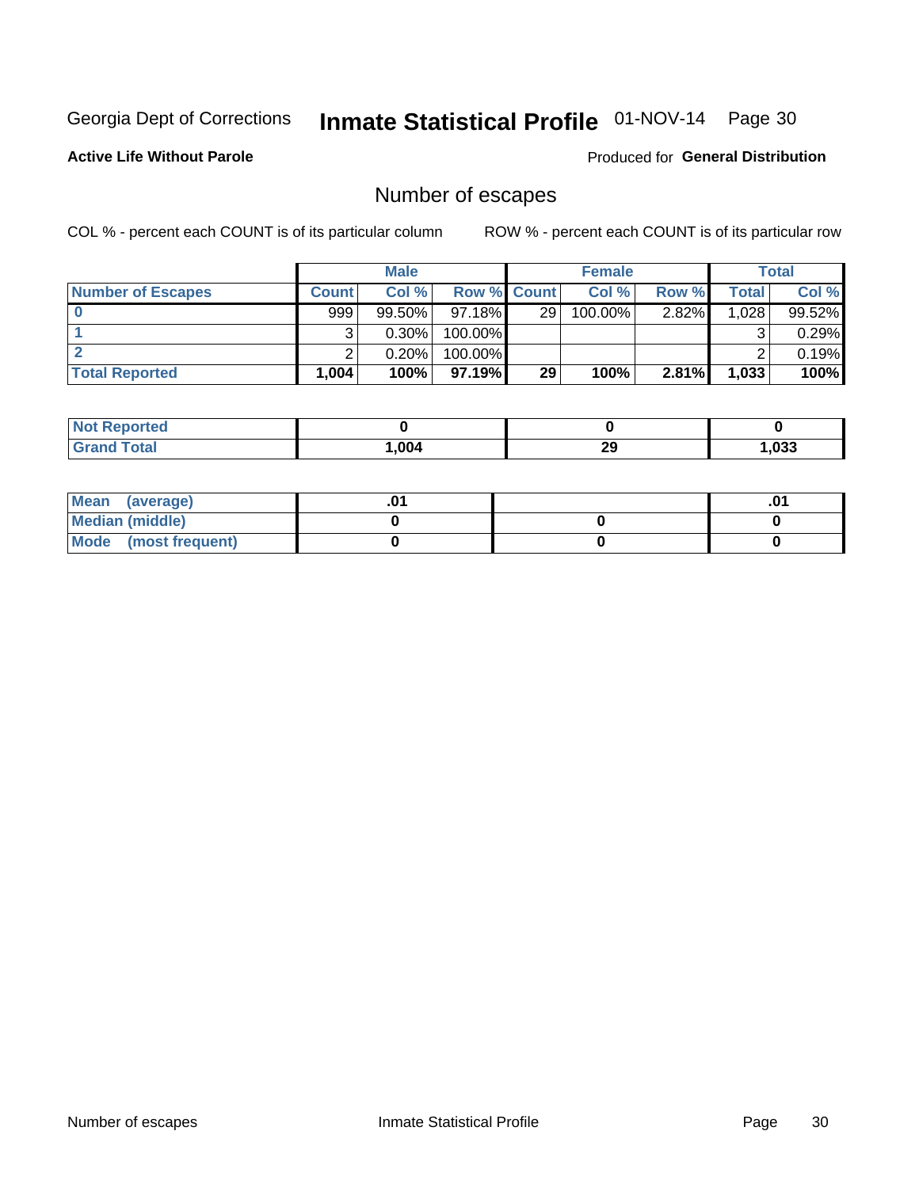Georgia Dept of Corrections **Inmate Statistical Profile** 01-NOV-14

**Active Life Without Parole**

Produced for **General Distribution**

## Number of escapes

COL % - percent each COUNT is of its particular column

ROW % - percent each COUNT is of its particular row

| | Male | | | Female | | | Total | |
|---|---|---|---|---|---|---|---|---|
| **Number of Escapes** | **Count** | **Col %** | **Row %** | **Count** | **Col %** | **Row %** | **Total** | **Col %** |
| **0** | 999 | 99.50% | 97.18% | 29 | 100.00% | 2.82% | 1,028 | 99.52% |
| **1** | 3 | 0.30% | 100.00% | | | | 3 | 0.29% |
| **2** | 2 | 0.20% | 100.00% | | | | 2 | 0.19% |
| **Total Reported** | **1,004** | **100%** | **97.19%** | **29** | **100%** | **2.81%** | **1,033** | **100%** |

| | Male | Female | Total |
|---|---|---|---|
| **Not Reported** | **0** | **0** | **0** |
| **Grand Total** | **1,004** | **29** | **1,033** |

| | Male | Female | Total |
|---|---|---|---|
| **Mean (average)** | **.01** | | **.01** |
| **Median (middle)** | **0** | **0** | **0** |
| **Mode (most frequent)** | **0** | **0** | **0** |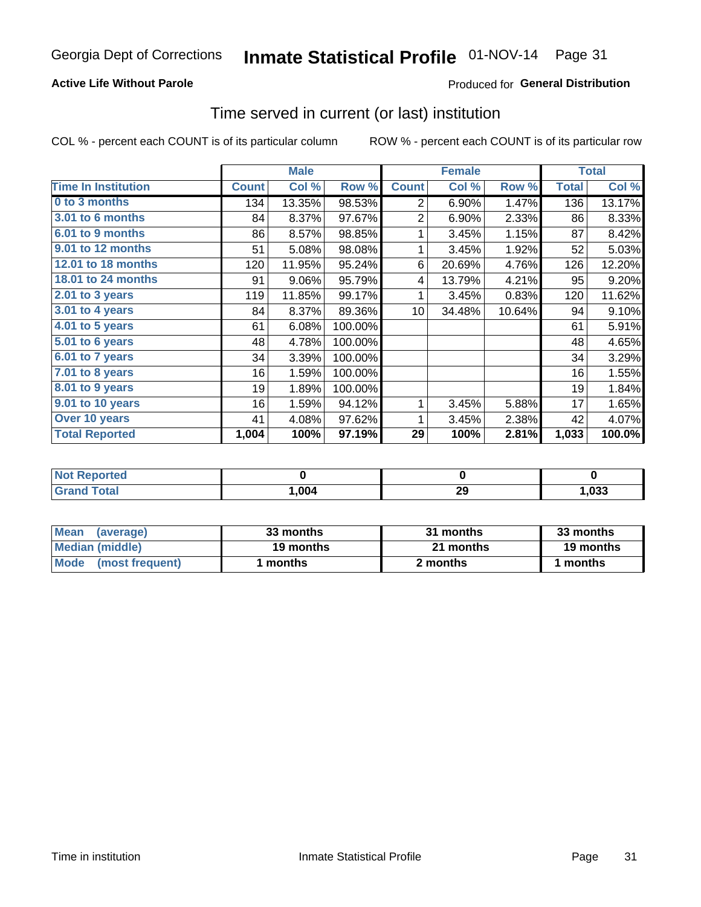Georgia Dept of Corrections **Inmate Statistical Profile** 01-NOV-14

**Active Life Without Parole**

Produced for **General Distribution**

## Time served in current (or last) institution

COL % - percent each COUNT is of its particular column    ROW % - percent each COUNT is of its particular row

| | Male | | | Female | | | Total | |
|---|---|---|---|---|---|---|---|---|
| **Time In Institution** | **Count** | **Col %** | **Row %** | **Count** | **Col %** | **Row %** | **Total** | **Col %** |
| **0 to 3 months** | 134 | 13.35% | 98.53% | 2 | 6.90% | 1.47% | 136 | 13.17% |
| **3.01 to 6 months** | 84 | 8.37% | 97.67% | 2 | 6.90% | 2.33% | 86 | 8.33% |
| **6.01 to 9 months** | 86 | 8.57% | 98.85% | 1 | 3.45% | 1.15% | 87 | 8.42% |
| **9.01 to 12 months** | 51 | 5.08% | 98.08% | 1 | 3.45% | 1.92% | 52 | 5.03% |
| **12.01 to 18 months** | 120 | 11.95% | 95.24% | 6 | 20.69% | 4.76% | 126 | 12.20% |
| **18.01 to 24 months** | 91 | 9.06% | 95.79% | 4 | 13.79% | 4.21% | 95 | 9.20% |
| **2.01 to 3 years** | 119 | 11.85% | 99.17% | 1 | 3.45% | 0.83% | 120 | 11.62% |
| **3.01 to 4 years** | 84 | 8.37% | 89.36% | 10 | 34.48% | 10.64% | 94 | 9.10% |
| **4.01 to 5 years** | 61 | 6.08% | 100.00% | | | | 61 | 5.91% |
| **5.01 to 6 years** | 48 | 4.78% | 100.00% | | | | 48 | 4.65% |
| **6.01 to 7 years** | 34 | 3.39% | 100.00% | | | | 34 | 3.29% |
| **7.01 to 8 years** | 16 | 1.59% | 100.00% | | | | 16 | 1.55% |
| **8.01 to 9 years** | 19 | 1.89% | 100.00% | | | | 19 | 1.84% |
| **9.01 to 10 years** | 16 | 1.59% | 94.12% | 1 | 3.45% | 5.88% | 17 | 1.65% |
| **Over 10 years** | 41 | 4.08% | 97.62% | 1 | 3.45% | 2.38% | 42 | 4.07% |
| **Total Reported** | **1,004** | **100%** | **97.19%** | **29** | **100%** | **2.81%** | **1,033** | **100.0%** |

| | Male | Female | Total |
|---|---|---|---|
| **Not Reported** | **0** | **0** | **0** |
| **Grand Total** | **1,004** | **29** | **1,033** |

| | Male | Female | Total |
|---|---|---|---|
| **Mean (average)** | **33 months** | **31 months** | **33 months** |
| **Median (middle)** | **19 months** | **21 months** | **19 months** |
| **Mode (most frequent)** | **1 months** | **2 months** | **1 months** |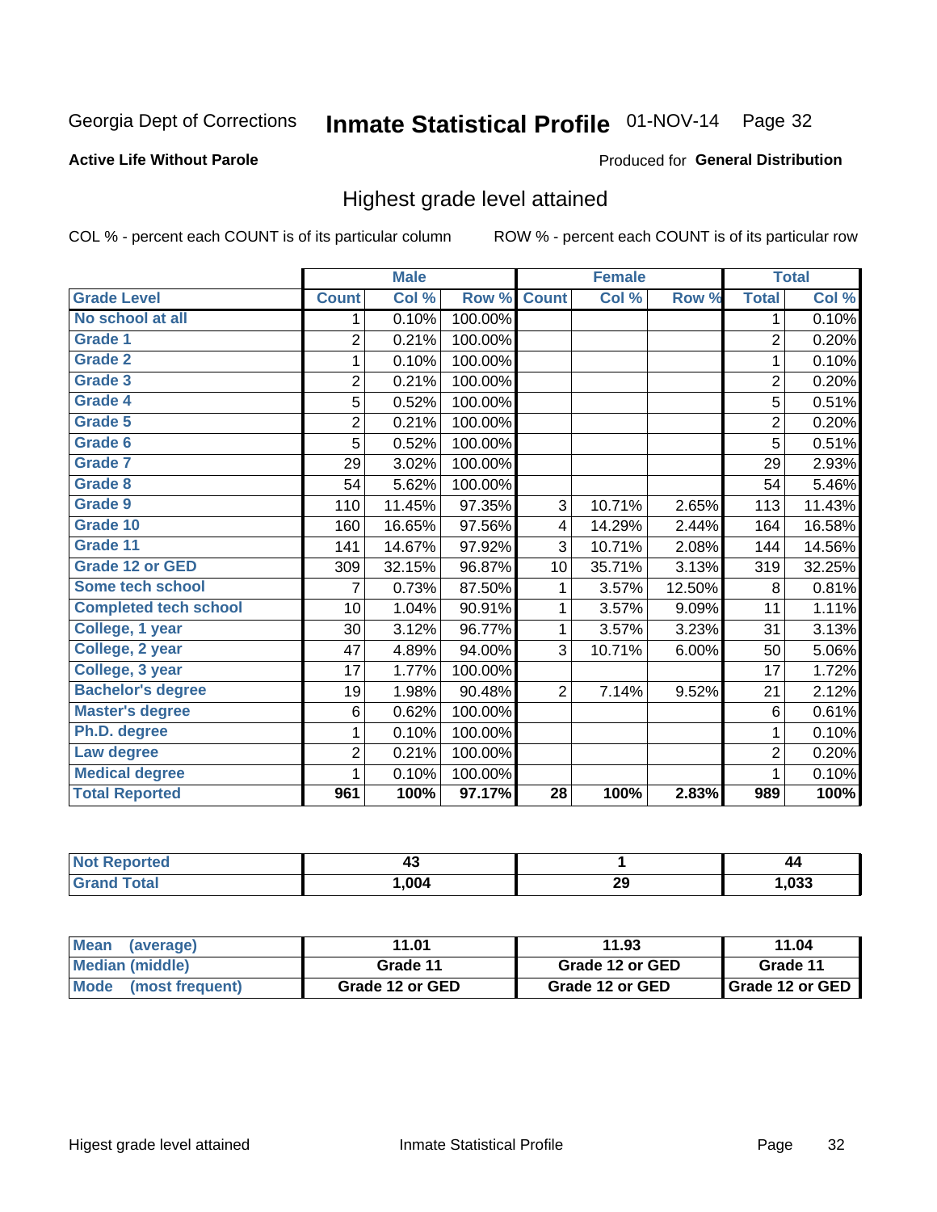Georgia Dept of Corrections **Inmate Statistical Profile** 01-NOV-14

**Active Life Without Parole**

Produced for **General Distribution**

## Highest grade level attained

COL % - percent each COUNT is of its particular column

ROW % - percent each COUNT is of its particular row

| | Male | | | Female | | | Total | |
|---|---|---|---|---|---|---|---|---|
| **Grade Level** | **Count** | **Col %** | **Row %** | **Count** | **Col %** | **Row %** | **Total** | **Col %** |
| No school at all | 1 | 0.10% | 100.00% | | | | 1 | 0.10% |
| Grade 1 | 2 | 0.21% | 100.00% | | | | 2 | 0.20% |
| Grade 2 | 1 | 0.10% | 100.00% | | | | 1 | 0.10% |
| Grade 3 | 2 | 0.21% | 100.00% | | | | 2 | 0.20% |
| Grade 4 | 5 | 0.52% | 100.00% | | | | 5 | 0.51% |
| Grade 5 | 2 | 0.21% | 100.00% | | | | 2 | 0.20% |
| Grade 6 | 5 | 0.52% | 100.00% | | | | 5 | 0.51% |
| Grade 7 | 29 | 3.02% | 100.00% | | | | 29 | 2.93% |
| Grade 8 | 54 | 5.62% | 100.00% | | | | 54 | 5.46% |
| Grade 9 | 110 | 11.45% | 97.35% | 3 | 10.71% | 2.65% | 113 | 11.43% |
| Grade 10 | 160 | 16.65% | 97.56% | 4 | 14.29% | 2.44% | 164 | 16.58% |
| Grade 11 | 141 | 14.67% | 97.92% | 3 | 10.71% | 2.08% | 144 | 14.56% |
| Grade 12 or GED | 309 | 32.15% | 96.87% | 10 | 35.71% | 3.13% | 319 | 32.25% |
| Some tech school | 7 | 0.73% | 87.50% | 1 | 3.57% | 12.50% | 8 | 0.81% |
| Completed tech school | 10 | 1.04% | 90.91% | 1 | 3.57% | 9.09% | 11 | 1.11% |
| College, 1 year | 30 | 3.12% | 96.77% | 1 | 3.57% | 3.23% | 31 | 3.13% |
| College, 2 year | 47 | 4.89% | 94.00% | 3 | 10.71% | 6.00% | 50 | 5.06% |
| College, 3 year | 17 | 1.77% | 100.00% | | | | 17 | 1.72% |
| Bachelor's degree | 19 | 1.98% | 90.48% | 2 | 7.14% | 9.52% | 21 | 2.12% |
| Master's degree | 6 | 0.62% | 100.00% | | | | 6 | 0.61% |
| Ph.D. degree | 1 | 0.10% | 100.00% | | | | 1 | 0.10% |
| Law degree | 2 | 0.21% | 100.00% | | | | 2 | 0.20% |
| Medical degree | 1 | 0.10% | 100.00% | | | | 1 | 0.10% |
| **Total Reported** | **961** | **100%** | **97.17%** | **28** | **100%** | **2.83%** | **989** | **100%** |

| | Male | Female | Total |
|---|---|---|---|
| Not Reported | 43 | 1 | 44 |
| Grand Total | 1,004 | 29 | 1,033 |

| | Male | Female | Total |
|---|---|---|---|
| Mean (average) | 11.01 | 11.93 | 11.04 |
| Median (middle) | Grade 11 | Grade 12 or GED | Grade 11 |
| Mode (most frequent) | Grade 12 or GED | Grade 12 or GED | Grade 12 or GED |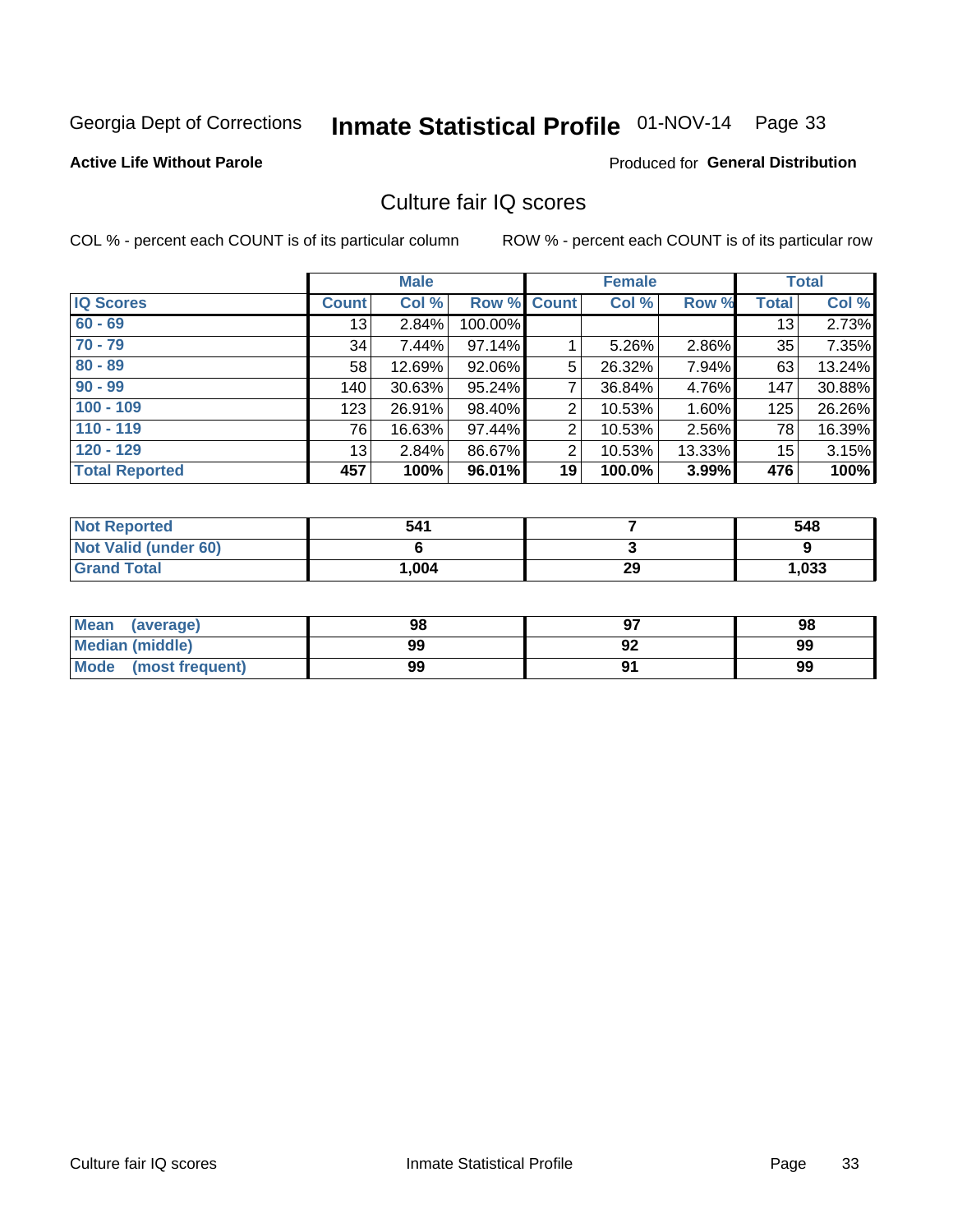Georgia Dept of Corrections **Inmate Statistical Profile** 01-NOV-14 Page 33

**Active Life Without Parole**

Produced for **General Distribution**

## Culture fair IQ scores

COL % - percent each COUNT is of its particular column

ROW % - percent each COUNT is of its particular row

| | Male | | | Female | | | Total | |
|---|---|---|---|---|---|---|---|---|
| **IQ Scores** | **Count** | **Col %** | **Row %** | **Count** | **Col %** | **Row %** | **Total** | **Col %** |
| 60 - 69 | 13 | 2.84% | 100.00% | | | | 13 | 2.73% |
| 70 - 79 | 34 | 7.44% | 97.14% | 1 | 5.26% | 2.86% | 35 | 7.35% |
| 80 - 89 | 58 | 12.69% | 92.06% | 5 | 26.32% | 7.94% | 63 | 13.24% |
| 90 - 99 | 140 | 30.63% | 95.24% | 7 | 36.84% | 4.76% | 147 | 30.88% |
| 100 - 109 | 123 | 26.91% | 98.40% | 2 | 10.53% | 1.60% | 125 | 26.26% |
| 110 - 119 | 76 | 16.63% | 97.44% | 2 | 10.53% | 2.56% | 78 | 16.39% |
| 120 - 129 | 13 | 2.84% | 86.67% | 2 | 10.53% | 13.33% | 15 | 3.15% |
| **Total Reported** | **457** | **100%** | **96.01%** | **19** | **100.0%** | **3.99%** | **476** | **100%** |

| | Male | Female | Total |
|---|---|---|---|
| **Not Reported** | **541** | **7** | **548** |
| **Not Valid (under 60)** | **6** | **3** | **9** |
| **Grand Total** | **1,004** | **29** | **1,033** |

| | Male | Female | Total |
|---|---|---|---|
| **Mean (average)** | **98** | **97** | **98** |
| **Median (middle)** | **99** | **92** | **99** |
| **Mode (most frequent)** | **99** | **91** | **99** |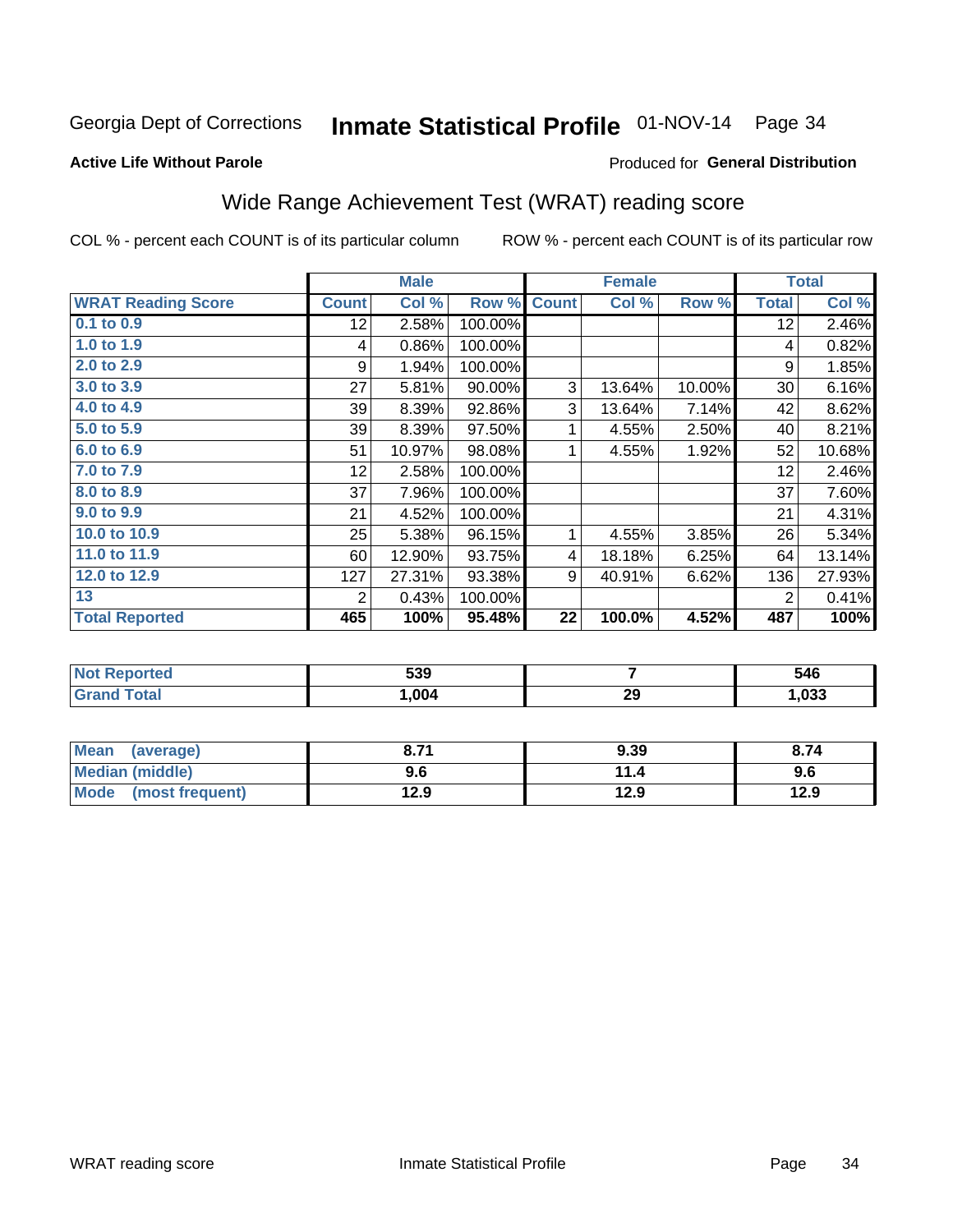Georgia Dept of Corrections **Inmate Statistical Profile** 01-NOV-14 Page 34

**Active Life Without Parole**

Produced for **General Distribution**

## Wide Range Achievement Test (WRAT) reading score

COL % - percent each COUNT is of its particular column ROW % - percent each COUNT is of its particular row

| | Male | | | Female | | | Total | |
|---|---|---|---|---|---|---|---|---|
| **WRAT Reading Score** | **Count** | **Col %** | **Row %** | **Count** | **Col %** | **Row %** | **Total** | **Col %** |
| **0.1 to 0.9** | 12 | 2.58% | 100.00% | | | | 12 | 2.46% |
| **1.0 to 1.9** | 4 | 0.86% | 100.00% | | | | 4 | 0.82% |
| **2.0 to 2.9** | 9 | 1.94% | 100.00% | | | | 9 | 1.85% |
| **3.0 to 3.9** | 27 | 5.81% | 90.00% | 3 | 13.64% | 10.00% | 30 | 6.16% |
| **4.0 to 4.9** | 39 | 8.39% | 92.86% | 3 | 13.64% | 7.14% | 42 | 8.62% |
| **5.0 to 5.9** | 39 | 8.39% | 97.50% | 1 | 4.55% | 2.50% | 40 | 8.21% |
| **6.0 to 6.9** | 51 | 10.97% | 98.08% | 1 | 4.55% | 1.92% | 52 | 10.68% |
| **7.0 to 7.9** | 12 | 2.58% | 100.00% | | | | 12 | 2.46% |
| **8.0 to 8.9** | 37 | 7.96% | 100.00% | | | | 37 | 7.60% |
| **9.0 to 9.9** | 21 | 4.52% | 100.00% | | | | 21 | 4.31% |
| **10.0 to 10.9** | 25 | 5.38% | 96.15% | 1 | 4.55% | 3.85% | 26 | 5.34% |
| **11.0 to 11.9** | 60 | 12.90% | 93.75% | 4 | 18.18% | 6.25% | 64 | 13.14% |
| **12.0 to 12.9** | 127 | 27.31% | 93.38% | 9 | 40.91% | 6.62% | 136 | 27.93% |
| **13** | 2 | 0.43% | 100.00% | | | | 2 | 0.41% |
| **Total Reported** | **465** | **100%** | **95.48%** | **22** | **100.0%** | **4.52%** | **487** | **100%** |

| | Male | Female | Total |
|---|---|---|---|
| **Not Reported** | **539** | **7** | **546** |
| **Grand Total** | **1,004** | **29** | **1,033** |

| | Male | Female | Total |
|---|---|---|---|
| **Mean (average)** | **8.71** | **9.39** | **8.74** |
| **Median (middle)** | **9.6** | **11.4** | **9.6** |
| **Mode (most frequent)** | **12.9** | **12.9** | **12.9** |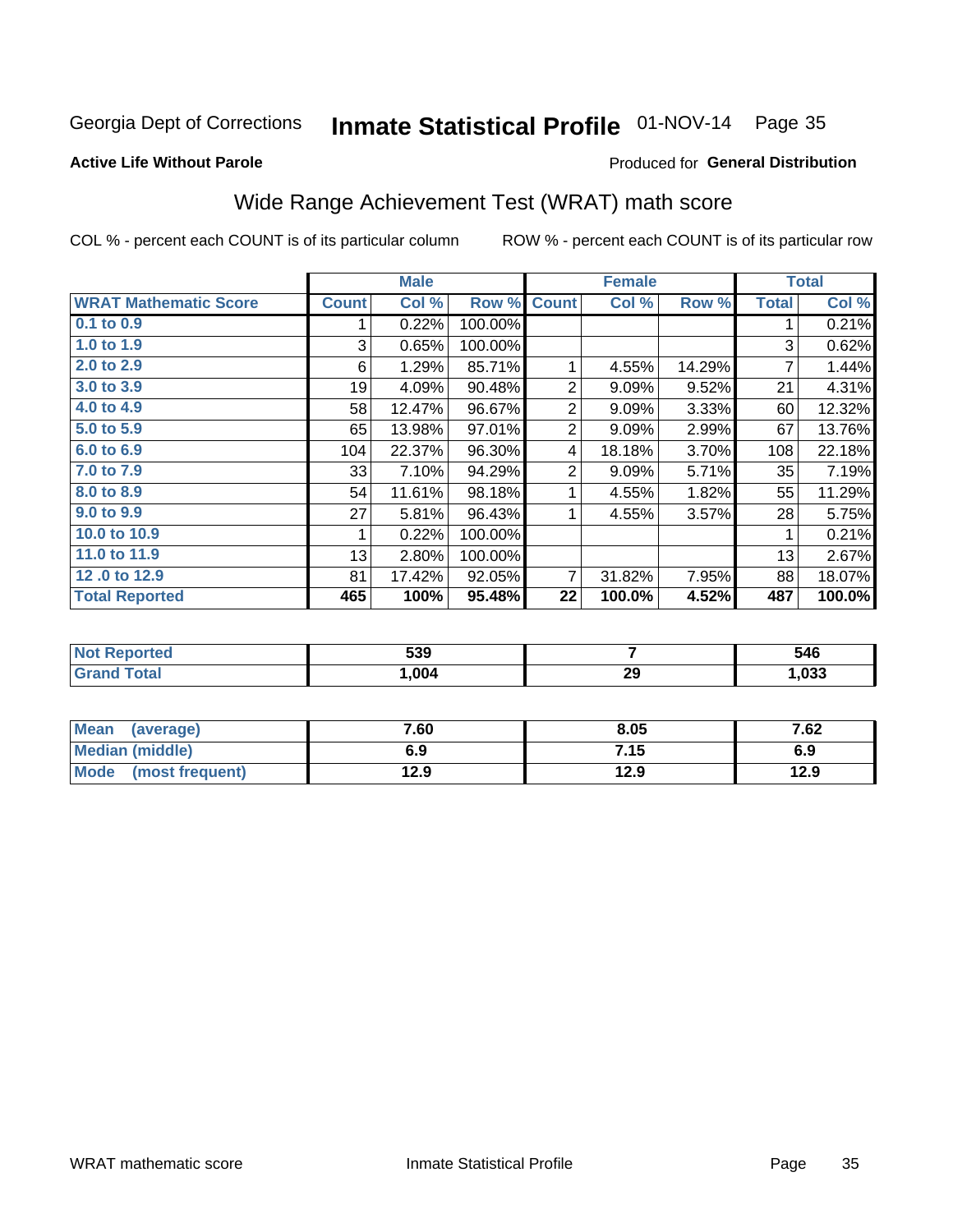Georgia Dept of Corrections **Inmate Statistical Profile** 01-NOV-14

**Active Life Without Parole**

Produced for **General Distribution**

## Wide Range Achievement Test (WRAT) math score

COL % - percent each COUNT is of its particular column ROW % - percent each COUNT is of its particular row

| | Male | | | Female | | | Total | |
|---|---|---|---|---|---|---|---|---|
| **WRAT Mathematic Score** | **Count** | **Col %** | **Row %** | **Count** | **Col %** | **Row %** | **Total** | **Col %** |
| **0.1 to 0.9** | 1 | 0.22% | 100.00% | | | | 1 | 0.21% |
| **1.0 to 1.9** | 3 | 0.65% | 100.00% | | | | 3 | 0.62% |
| **2.0 to 2.9** | 6 | 1.29% | 85.71% | 1 | 4.55% | 14.29% | 7 | 1.44% |
| **3.0 to 3.9** | 19 | 4.09% | 90.48% | 2 | 9.09% | 9.52% | 21 | 4.31% |
| **4.0 to 4.9** | 58 | 12.47% | 96.67% | 2 | 9.09% | 3.33% | 60 | 12.32% |
| **5.0 to 5.9** | 65 | 13.98% | 97.01% | 2 | 9.09% | 2.99% | 67 | 13.76% |
| **6.0 to 6.9** | 104 | 22.37% | 96.30% | 4 | 18.18% | 3.70% | 108 | 22.18% |
| **7.0 to 7.9** | 33 | 7.10% | 94.29% | 2 | 9.09% | 5.71% | 35 | 7.19% |
| **8.0 to 8.9** | 54 | 11.61% | 98.18% | 1 | 4.55% | 1.82% | 55 | 11.29% |
| **9.0 to 9.9** | 27 | 5.81% | 96.43% | 1 | 4.55% | 3.57% | 28 | 5.75% |
| **10.0 to 10.9** | 1 | 0.22% | 100.00% | | | | 1 | 0.21% |
| **11.0 to 11.9** | 13 | 2.80% | 100.00% | | | | 13 | 2.67% |
| **12 .0 to 12.9** | 81 | 17.42% | 92.05% | 7 | 31.82% | 7.95% | 88 | 18.07% |
| **Total Reported** | **465** | **100%** | **95.48%** | **22** | **100.0%** | **4.52%** | **487** | **100.0%** |

| | Male | Female | Total |
|---|---|---|---|
| **Not Reported** | **539** | **7** | **546** |
| **Grand Total** | **1,004** | **29** | **1,033** |

| | Male | Female | Total |
|---|---|---|---|
| **Mean (average)** | **7.60** | **8.05** | **7.62** |
| **Median (middle)** | **6.9** | **7.15** | **6.9** |
| **Mode (most frequent)** | **12.9** | **12.9** | **12.9** |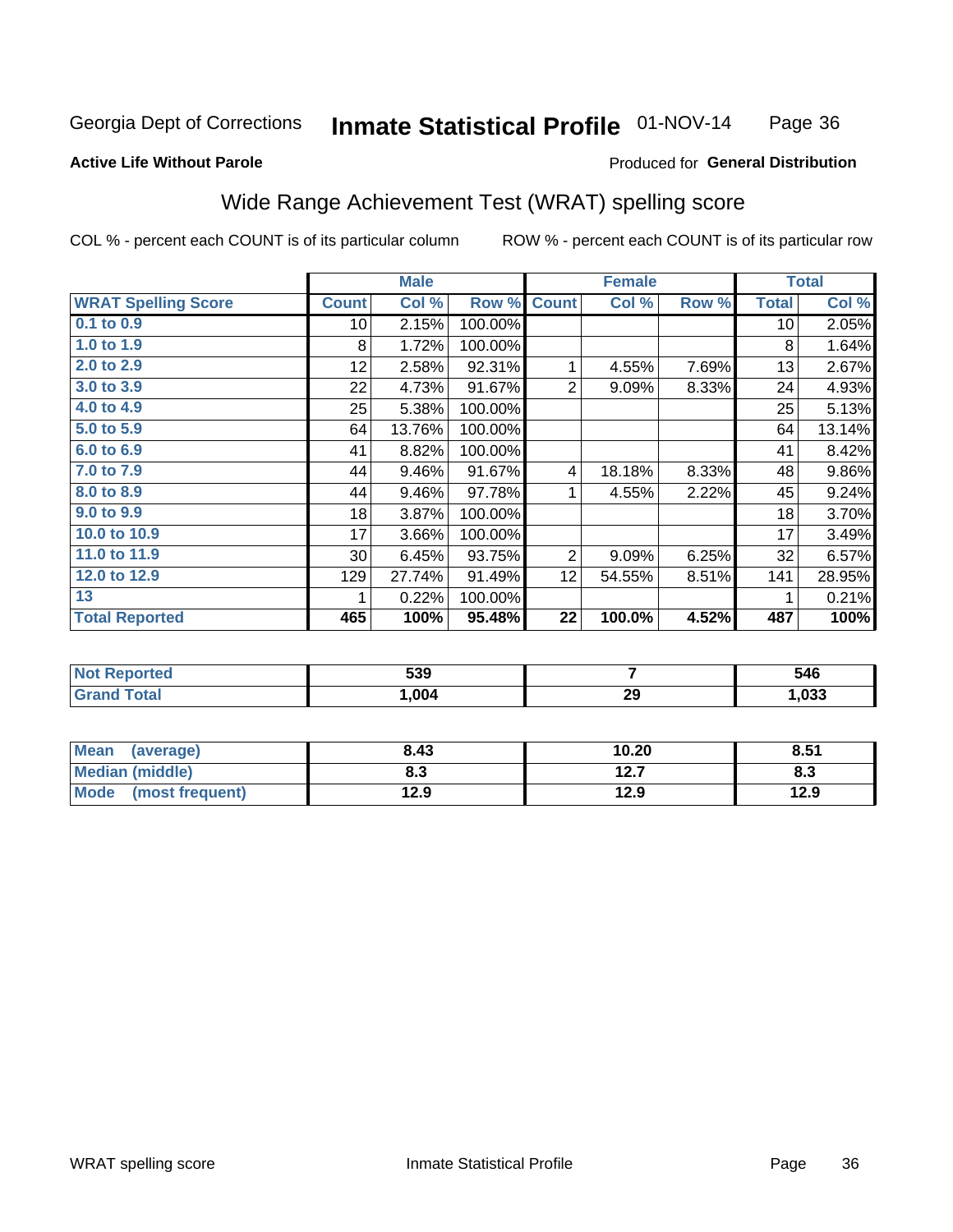Georgia Dept of Corrections **Inmate Statistical Profile** 01-NOV-14

**Active Life Without Parole**

Produced for **General Distribution**

## Wide Range Achievement Test (WRAT) spelling score

COL % - percent each COUNT is of its particular column ROW % - percent each COUNT is of its particular row

| | Male | | | Female | | | Total | |
|---|---|---|---|---|---|---|---|---|
| **WRAT Spelling Score** | **Count** | **Col %** | **Row %** | **Count** | **Col %** | **Row %** | **Total** | **Col %** |
| 0.1 to 0.9 | 10 | 2.15% | 100.00% | | | | 10 | 2.05% |
| 1.0 to 1.9 | 8 | 1.72% | 100.00% | | | | 8 | 1.64% |
| 2.0 to 2.9 | 12 | 2.58% | 92.31% | 1 | 4.55% | 7.69% | 13 | 2.67% |
| 3.0 to 3.9 | 22 | 4.73% | 91.67% | 2 | 9.09% | 8.33% | 24 | 4.93% |
| 4.0 to 4.9 | 25 | 5.38% | 100.00% | | | | 25 | 5.13% |
| 5.0 to 5.9 | 64 | 13.76% | 100.00% | | | | 64 | 13.14% |
| 6.0 to 6.9 | 41 | 8.82% | 100.00% | | | | 41 | 8.42% |
| 7.0 to 7.9 | 44 | 9.46% | 91.67% | 4 | 18.18% | 8.33% | 48 | 9.86% |
| 8.0 to 8.9 | 44 | 9.46% | 97.78% | 1 | 4.55% | 2.22% | 45 | 9.24% |
| 9.0 to 9.9 | 18 | 3.87% | 100.00% | | | | 18 | 3.70% |
| 10.0 to 10.9 | 17 | 3.66% | 100.00% | | | | 17 | 3.49% |
| 11.0 to 11.9 | 30 | 6.45% | 93.75% | 2 | 9.09% | 6.25% | 32 | 6.57% |
| 12.0 to 12.9 | 129 | 27.74% | 91.49% | 12 | 54.55% | 8.51% | 141 | 28.95% |
| 13 | 1 | 0.22% | 100.00% | | | | 1 | 0.21% |
| **Total Reported** | **465** | **100%** | **95.48%** | **22** | **100.0%** | **4.52%** | **487** | **100%** |

| | Male | Female | Total |
|---|---|---|---|
| **Not Reported** | **539** | **7** | **546** |
| **Grand Total** | **1,004** | **29** | **1,033** |

| | Male | Female | Total |
|---|---|---|---|
| **Mean (average)** | **8.43** | **10.20** | **8.51** |
| **Median (middle)** | **8.3** | **12.7** | **8.3** |
| **Mode (most frequent)** | **12.9** | **12.9** | **12.9** |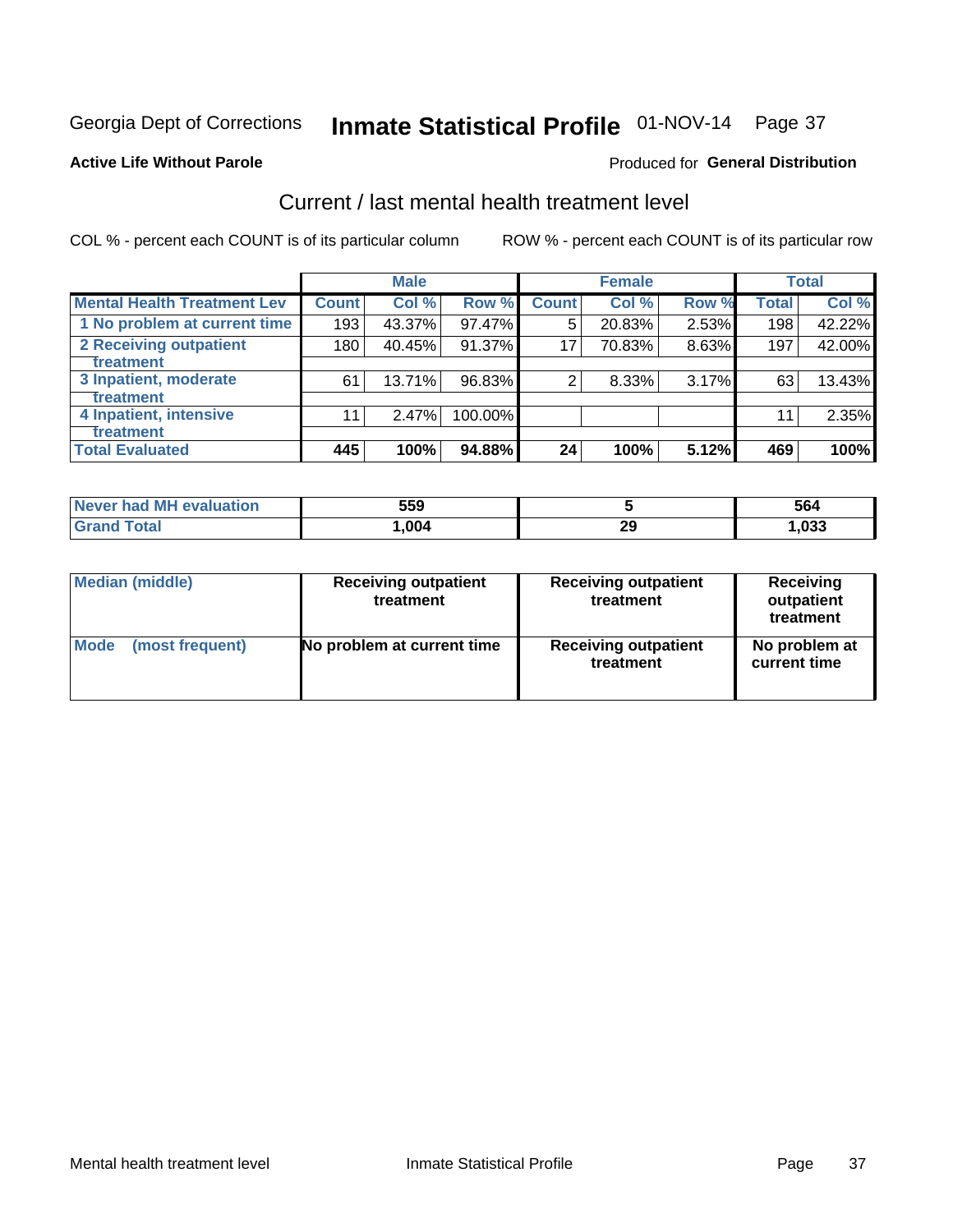Georgia Dept of Corrections **Inmate Statistical Profile** 01-NOV-14

**Active Life Without Parole**

Produced for **General Distribution**

## Current / last mental health treatment level

COL % - percent each COUNT is of its particular column

ROW % - percent each COUNT is of its particular row

| | Male | | | Female | | | Total | |
|---|---|---|---|---|---|---|---|---|
| **Mental Health Treatment Lev** | **Count** | **Col %** | **Row %** | **Count** | **Col %** | **Row %** | **Total** | **Col %** |
| 1 No problem at current time | 193 | 43.37% | 97.47% | 5 | 20.83% | 2.53% | 198 | 42.22% |
| 2 Receiving outpatient treatment | 180 | 40.45% | 91.37% | 17 | 70.83% | 8.63% | 197 | 42.00% |
| 3 Inpatient, moderate treatment | 61 | 13.71% | 96.83% | 2 | 8.33% | 3.17% | 63 | 13.43% |
| 4 Inpatient, intensive treatment | 11 | 2.47% | 100.00% | | | | 11 | 2.35% |
| **Total Evaluated** | **445** | **100%** | **94.88%** | **24** | **100%** | **5.12%** | **469** | **100%** |

| | Male | Female | Total |
|---|---|---|---|
| **Never had MH evaluation** | **559** | **5** | **564** |
| **Grand Total** | **1,004** | **29** | **1,033** |

| | Male | Female | Total |
|---|---|---|---|
| **Median (middle)** | **Receiving outpatient treatment** | **Receiving outpatient treatment** | **Receiving outpatient treatment** |
| **Mode (most frequent)** | **No problem at current time** | **Receiving outpatient treatment** | **No problem at current time** |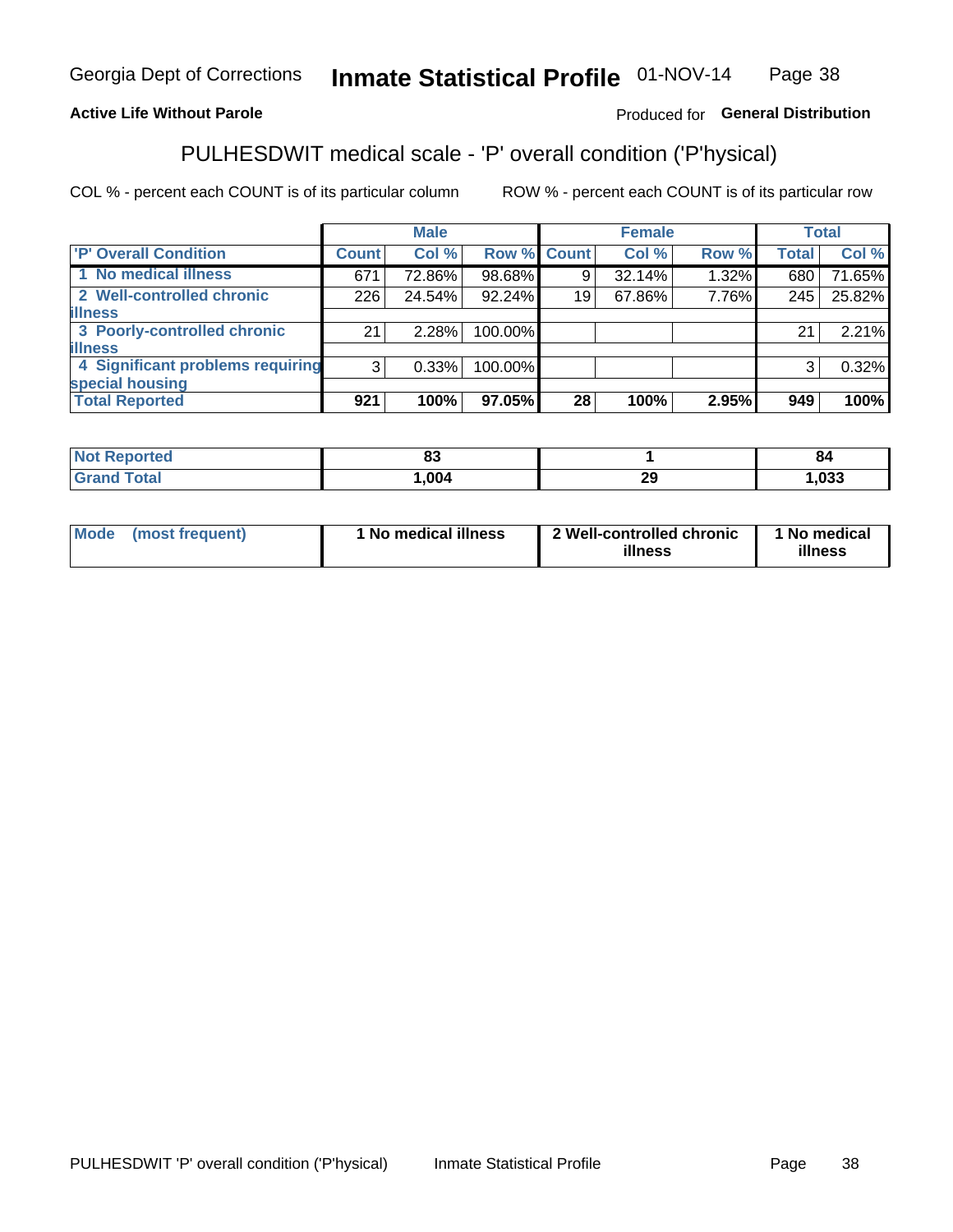Georgia Dept of Corrections **Inmate Statistical Profile** 01-NOV-14

**Active Life Without Parole** Produced for **General Distribution**

## PULHESDWIT medical scale - 'P' overall condition ('P'hysical)

COL % - percent each COUNT is of its particular column ROW % - percent each COUNT is of its particular row

| | Male | | | Female | | | Total | |
|---|---|---|---|---|---|---|---|---|
| **'P' Overall Condition** | **Count** | **Col %** | **Row %** | **Count** | **Col %** | **Row %** | **Total** | **Col %** |
| 1 No medical illness | 671 | 72.86% | 98.68% | 9 | 32.14% | 1.32% | 680 | 71.65% |
| 2 Well-controlled chronic illness | 226 | 24.54% | 92.24% | 19 | 67.86% | 7.76% | 245 | 25.82% |
| 3 Poorly-controlled chronic illness | 21 | 2.28% | 100.00% | | | | 21 | 2.21% |
| 4 Significant problems requiring special housing | 3 | 0.33% | 100.00% | | | | 3 | 0.32% |
| **Total Reported** | **921** | **100%** | **97.05%** | **28** | **100%** | **2.95%** | **949** | **100%** |

| | Male | Female | Total |
|---|---|---|---|
| **Not Reported** | **83** | **1** | **84** |
| **Grand Total** | **1,004** | **29** | **1,033** |

| | Male | Female | Total |
|---|---|---|---|
| **Mode (most frequent)** | **1 No medical illness** | **2 Well-controlled chronic illness** | **1 No medical illness** |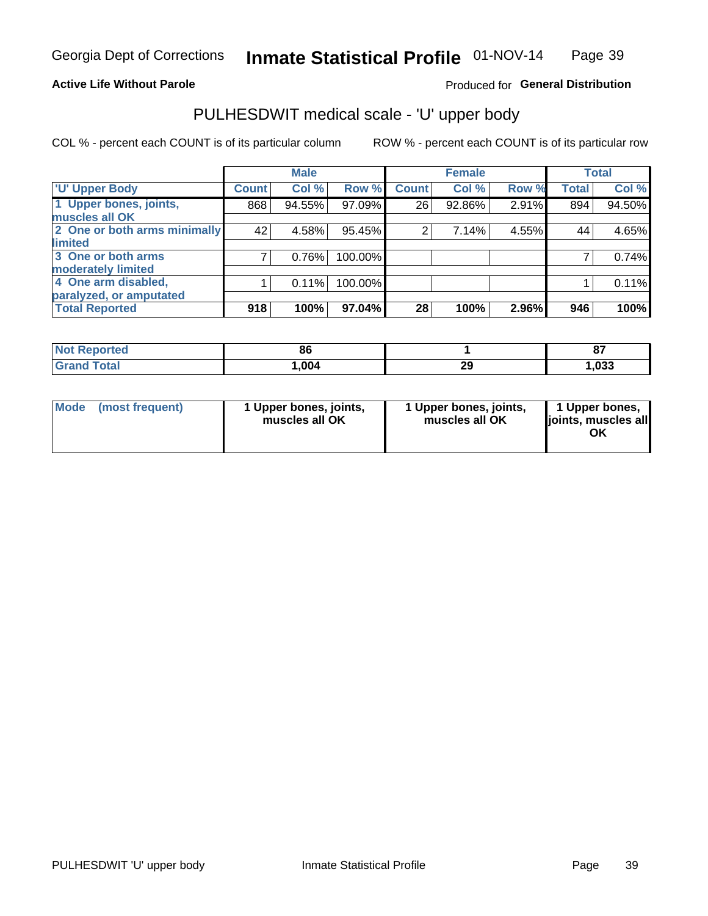Georgia Dept of Corrections **Inmate Statistical Profile** 01-NOV-14

**Active Life Without Parole** Produced for **General Distribution**

## PULHESDWIT medical scale - 'U' upper body

COL % - percent each COUNT is of its particular column ROW % - percent each COUNT is of its particular row

| | Male | | | Female | | | Total | |
|---|---|---|---|---|---|---|---|---|
| 'U' Upper Body | Count | Col % | Row % | Count | Col % | Row % | Total | Col % |
| 1 Upper bones, joints, muscles all OK | 868 | 94.55% | 97.09% | 26 | 92.86% | 2.91% | 894 | 94.50% |
| 2 One or both arms minimally limited | 42 | 4.58% | 95.45% | 2 | 7.14% | 4.55% | 44 | 4.65% |
| 3 One or both arms moderately limited | 7 | 0.76% | 100.00% | | | | 7 | 0.74% |
| 4 One arm disabled, paralyzed, or amputated | 1 | 0.11% | 100.00% | | | | 1 | 0.11% |
| **Total Reported** | **918** | **100%** | **97.04%** | **28** | **100%** | **2.96%** | **946** | **100%** |

| | Male | Female | Total |
|---|---|---|---|
| Not Reported | 86 | 1 | 87 |
| Grand Total | 1,004 | 29 | 1,033 |

| | Male | Female | Total |
|---|---|---|---|
| Mode (most frequent) | 1 Upper bones, joints, muscles all OK | 1 Upper bones, joints, muscles all OK | 1 Upper bones, joints, muscles all OK |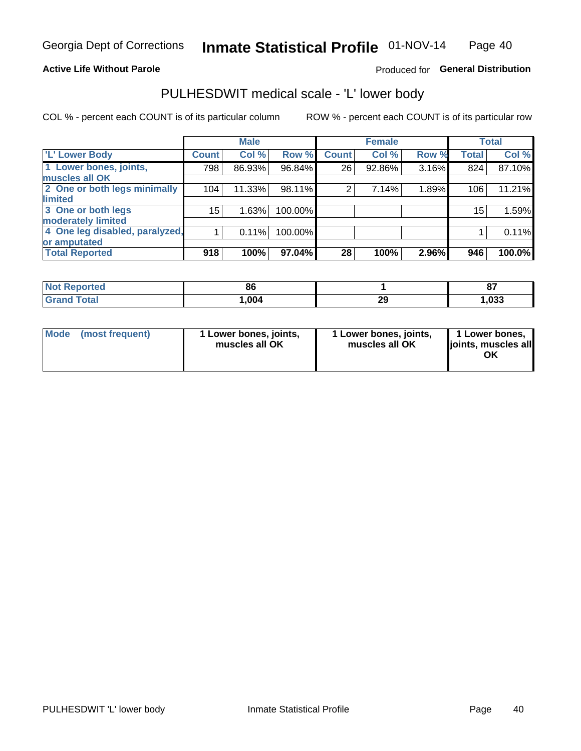Georgia Dept of Corrections **Inmate Statistical Profile** 01-NOV-14

**Active Life Without Parole**

Produced for **General Distribution**

## PULHESDWIT medical scale - 'L' lower body

COL % - percent each COUNT is of its particular column

ROW % - percent each COUNT is of its particular row

| | Male | | | Female | | | Total | |
|---|---|---|---|---|---|---|---|---|
| 'L' Lower Body | Count | Col % | Row % | Count | Col % | Row % | Total | Col % |
| 1 Lower bones, joints, muscles all OK | 798 | 86.93% | 96.84% | 26 | 92.86% | 3.16% | 824 | 87.10% |
| 2 One or both legs minimally limited | 104 | 11.33% | 98.11% | 2 | 7.14% | 1.89% | 106 | 11.21% |
| 3 One or both legs moderately limited | 15 | 1.63% | 100.00% | | | | 15 | 1.59% |
| 4 One leg disabled, paralyzed, or amputated | 1 | 0.11% | 100.00% | | | | 1 | 0.11% |
| **Total Reported** | **918** | **100%** | **97.04%** | **28** | **100%** | **2.96%** | **946** | **100.0%** |

| | Male | Female | Total |
|---|---|---|---|
| Not Reported | 86 | 1 | 87 |
| Grand Total | 1,004 | 29 | 1,033 |

| | Male | Female | Total |
|---|---|---|---|
| Mode (most frequent) | 1 Lower bones, joints, muscles all OK | 1 Lower bones, joints, muscles all OK | 1 Lower bones, joints, muscles all OK |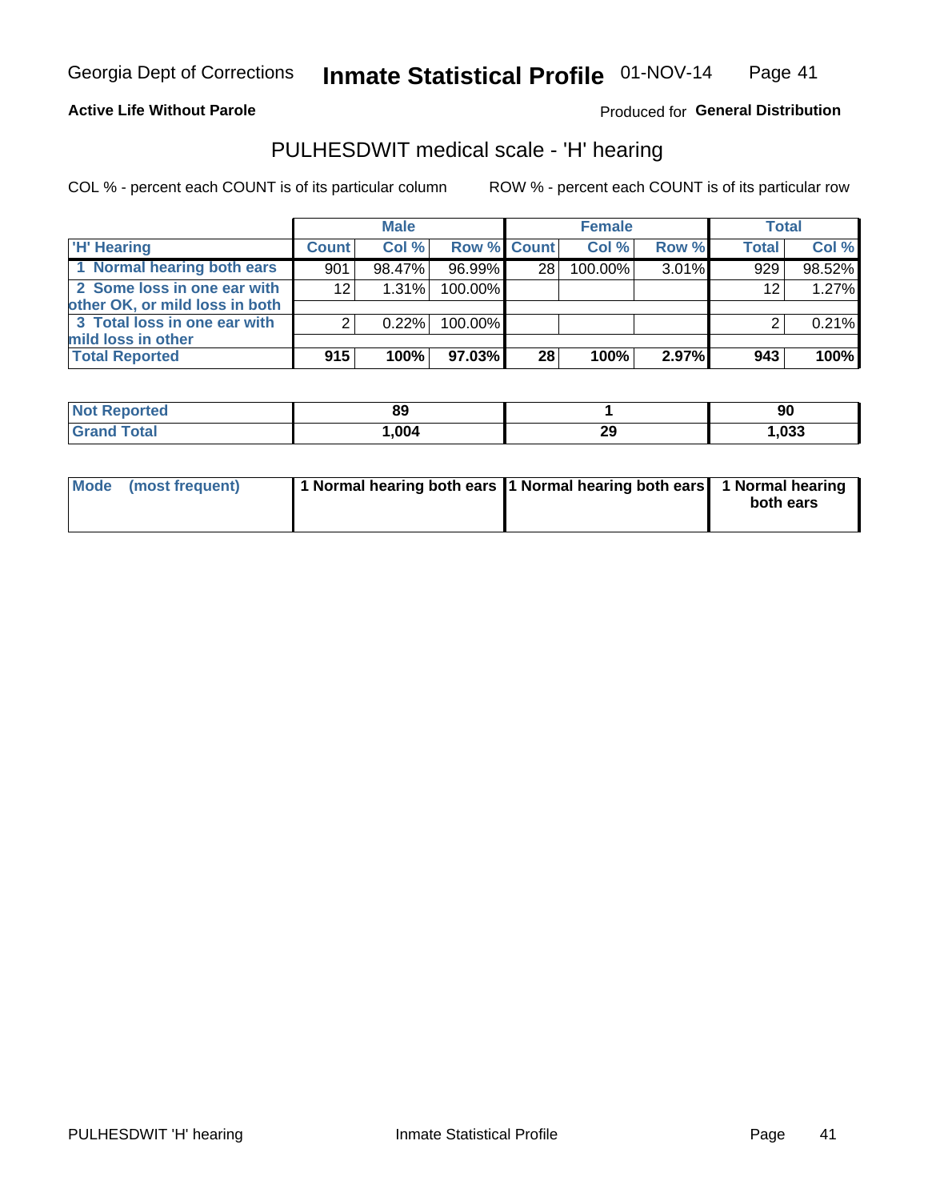Georgia Dept of Corrections **Inmate Statistical Profile** 01-NOV-14

**Active Life Without Parole**

Produced for **General Distribution**

## PULHESDWIT medical scale - 'H' hearing

COL % - percent each COUNT is of its particular column ROW % - percent each COUNT is of its particular row

| | Male | | | Female | | | Total | |
|---|---|---|---|---|---|---|---|---|
| 'H' Hearing | Count | Col % | Row % | Count | Col % | Row % | Total | Col % |
| 1 Normal hearing both ears | 901 | 98.47% | 96.99% | 28 | 100.00% | 3.01% | 929 | 98.52% |
| 2 Some loss in one ear with other OK, or mild loss in both | 12 | 1.31% | 100.00% | | | | 12 | 1.27% |
| 3 Total loss in one ear with mild loss in other | 2 | 0.22% | 100.00% | | | | 2 | 0.21% |
| **Total Reported** | **915** | **100%** | **97.03%** | **28** | **100%** | **2.97%** | **943** | **100%** |

| | Male | Female | Total |
|---|---|---|---|
| Not Reported | 89 | 1 | 90 |
| Grand Total | 1,004 | 29 | 1,033 |

| | Male | Female | Total |
|---|---|---|---|
| Mode (most frequent) | 1 Normal hearing both ears | 1 Normal hearing both ears | 1 Normal hearing both ears |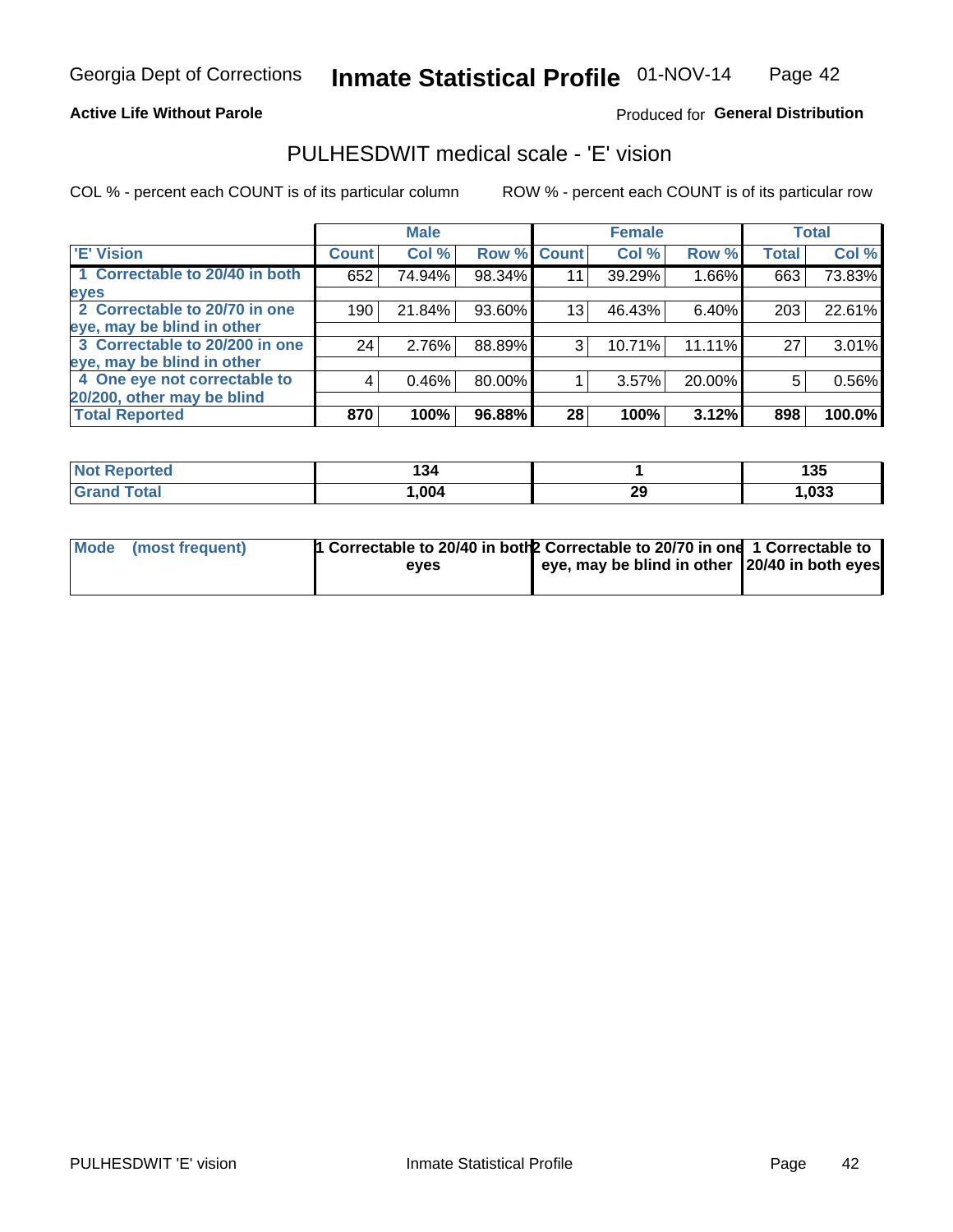Georgia Dept of Corrections **Inmate Statistical Profile** 01-NOV-14

**Active Life Without Parole**

Produced for **General Distribution**

## PULHESDWIT medical scale - 'E' vision

COL % - percent each COUNT is of its particular column ROW % - percent each COUNT is of its particular row

| | Male | | | Female | | | Total | |
|---|---|---|---|---|---|---|---|---|
| 'E' Vision | Count | Col % | Row % | Count | Col % | Row % | Total | Col % |
| 1 Correctable to 20/40 in both eyes | 652 | 74.94% | 98.34% | 11 | 39.29% | 1.66% | 663 | 73.83% |
| 2 Correctable to 20/70 in one eye, may be blind in other | 190 | 21.84% | 93.60% | 13 | 46.43% | 6.40% | 203 | 22.61% |
| 3 Correctable to 20/200 in one eye, may be blind in other | 24 | 2.76% | 88.89% | 3 | 10.71% | 11.11% | 27 | 3.01% |
| 4 One eye not correctable to 20/200, other may be blind | 4 | 0.46% | 80.00% | 1 | 3.57% | 20.00% | 5 | 0.56% |
| **Total Reported** | **870** | **100%** | **96.88%** | **28** | **100%** | **3.12%** | **898** | **100.0%** |

| | Male | Female | Total |
|---|---|---|---|
| Not Reported | 134 | 1 | 135 |
| Grand Total | 1,004 | 29 | 1,033 |

| | Male | Female | Total |
|---|---|---|---|
| Mode (most frequent) | 1 Correctable to 20/40 in both eyes | 2 Correctable to 20/70 in one eye, may be blind in other | 1 Correctable to 20/40 in both eyes |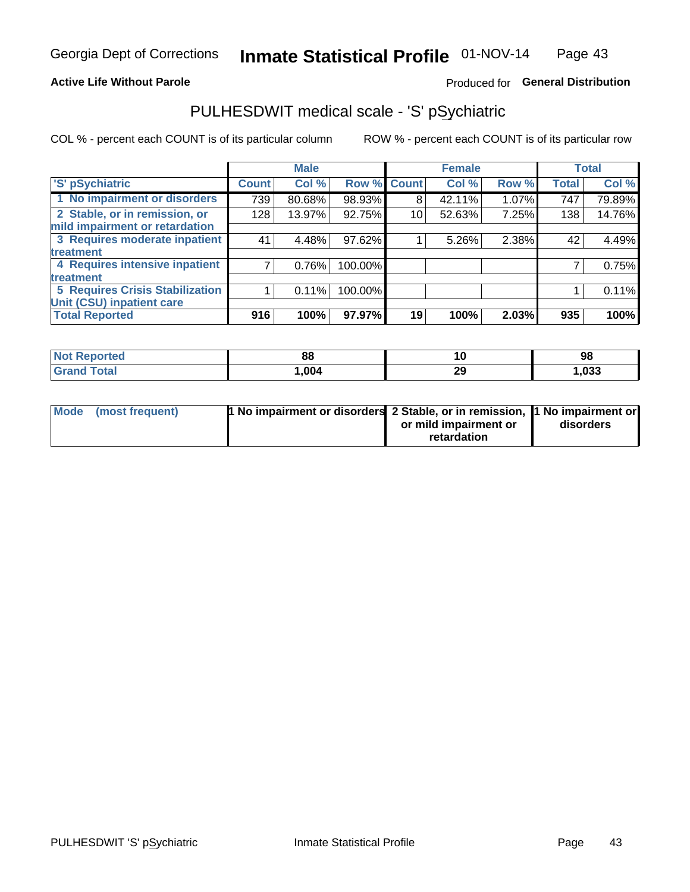Georgia Dept of Corrections **Inmate Statistical Profile** 01-NOV-14

**Active Life Without Parole**

Produced for **General Distribution**

## PULHESDWIT medical scale - 'S' pSychiatric

COL % - percent each COUNT is of its particular column

ROW % - percent each COUNT is of its particular row

| | Male | | | Female | | | Total | |
|---|---|---|---|---|---|---|---|---|
| 'S' pSychiatric | Count | Col % | Row % | Count | Col % | Row % | Total | Col % |
| 1 No impairment or disorders | 739 | 80.68% | 98.93% | 8 | 42.11% | 1.07% | 747 | 79.89% |
| 2 Stable, or in remission, or mild impairment or retardation | 128 | 13.97% | 92.75% | 10 | 52.63% | 7.25% | 138 | 14.76% |
| 3 Requires moderate inpatient treatment | 41 | 4.48% | 97.62% | 1 | 5.26% | 2.38% | 42 | 4.49% |
| 4 Requires intensive inpatient treatment | 7 | 0.76% | 100.00% | | | | 7 | 0.75% |
| 5 Requires Crisis Stabilization Unit (CSU) inpatient care | 1 | 0.11% | 100.00% | | | | 1 | 0.11% |
| **Total Reported** | **916** | **100%** | **97.97%** | **19** | **100%** | **2.03%** | **935** | **100%** |

| | Male | Female | Total |
|---|---|---|---|
| Not Reported | 88 | 10 | 98 |
| Grand Total | 1,004 | 29 | 1,033 |

| | Male | Female | Total |
|---|---|---|---|
| Mode (most frequent) | 1 No impairment or disorders | 2 Stable, or in remission, or mild impairment or retardation | 1 No impairment or disorders |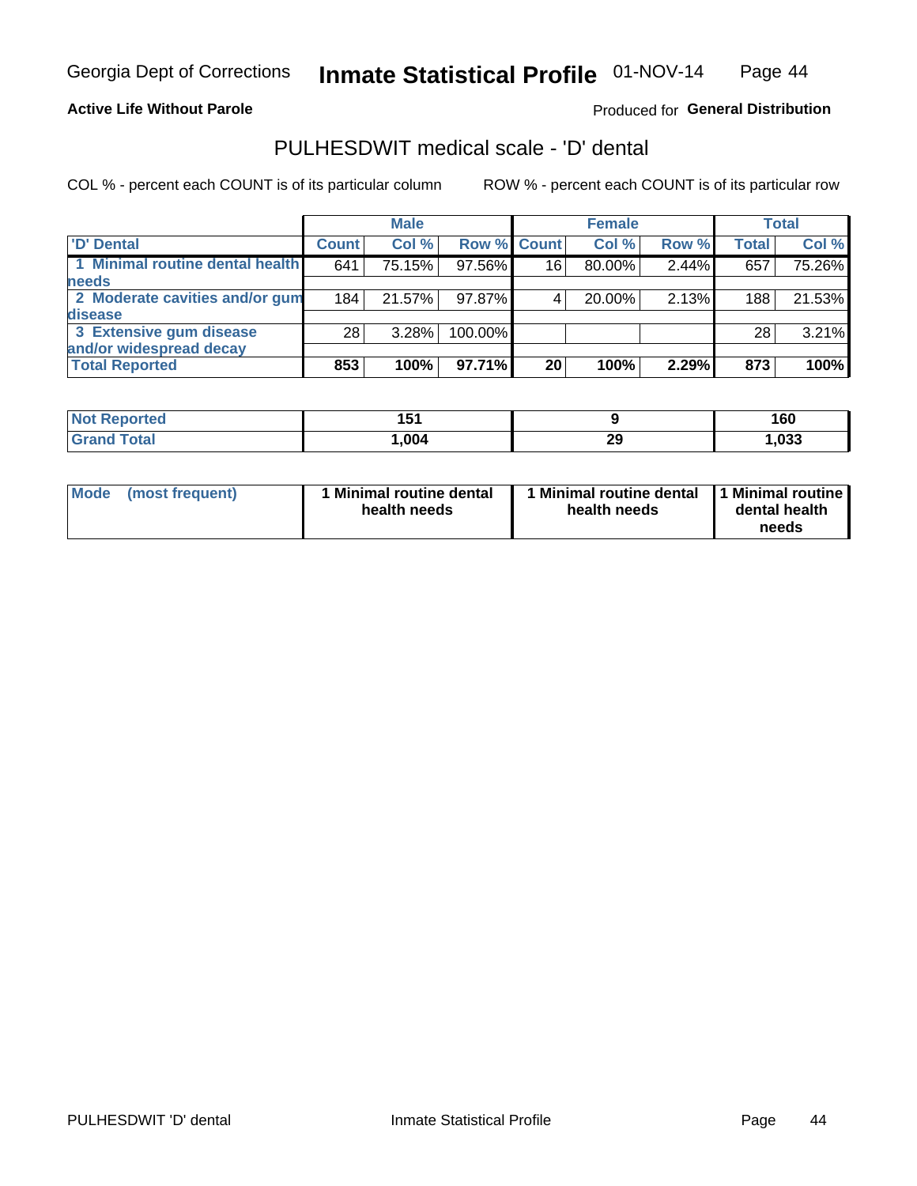Georgia Dept of Corrections **Inmate Statistical Profile** 01-NOV-14

**Active Life Without Parole**

Produced for **General Distribution**

## PULHESDWIT medical scale - 'D' dental

COL % - percent each COUNT is of its particular column

ROW % - percent each COUNT is of its particular row

| | Male | | | Female | | | Total | |
|---|---|---|---|---|---|---|---|---|
| 'D' Dental | Count | Col % | Row % | Count | Col % | Row % | Total | Col % |
| 1 Minimal routine dental health needs | 641 | 75.15% | 97.56% | 16 | 80.00% | 2.44% | 657 | 75.26% |
| 2 Moderate cavities and/or gum disease | 184 | 21.57% | 97.87% | 4 | 20.00% | 2.13% | 188 | 21.53% |
| 3 Extensive gum disease and/or widespread decay | 28 | 3.28% | 100.00% | | | | 28 | 3.21% |
| **Total Reported** | **853** | **100%** | **97.71%** | **20** | **100%** | **2.29%** | **873** | **100%** |

| | Male | Female | Total |
|---|---|---|---|
| Not Reported | 151 | 9 | 160 |
| Grand Total | 1,004 | 29 | 1,033 |

| | Male | Female | Total |
|---|---|---|---|
| Mode (most frequent) | 1 Minimal routine dental health needs | 1 Minimal routine dental health needs | 1 Minimal routine dental health needs |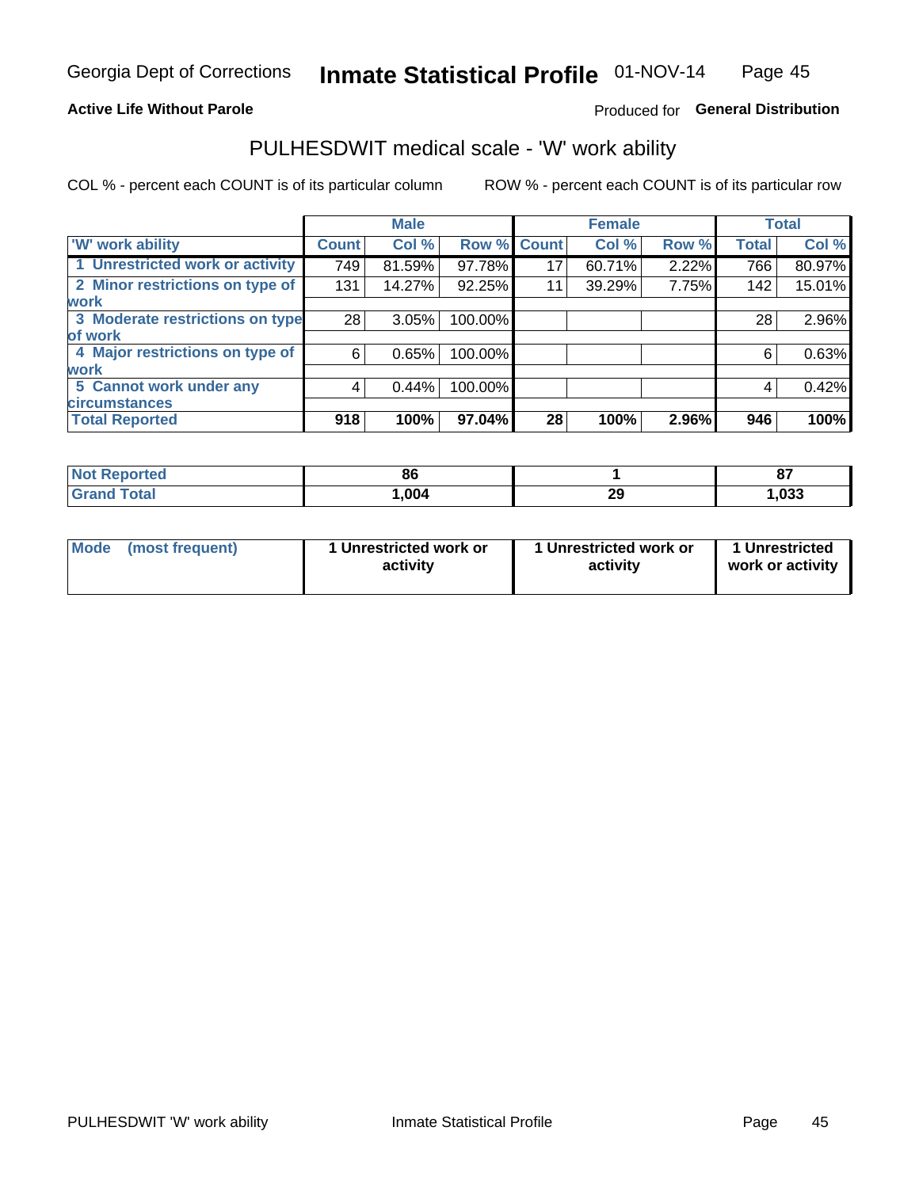Georgia Dept of Corrections **Inmate Statistical Profile** 01-NOV-14

**Active Life Without Parole** Produced for **General Distribution**

## PULHESDWIT medical scale - 'W' work ability

COL % - percent each COUNT is of its particular column ROW % - percent each COUNT is of its particular row

| | Male | | | Female | | | Total | |
|---|---|---|---|---|---|---|---|---|
| 'W' work ability | Count | Col % | Row % | Count | Col % | Row % | Total | Col % |
| 1 Unrestricted work or activity | 749 | 81.59% | 97.78% | 17 | 60.71% | 2.22% | 766 | 80.97% |
| 2 Minor restrictions on type of work | 131 | 14.27% | 92.25% | 11 | 39.29% | 7.75% | 142 | 15.01% |
| 3 Moderate restrictions on type of work | 28 | 3.05% | 100.00% | | | | 28 | 2.96% |
| 4 Major restrictions on type of work | 6 | 0.65% | 100.00% | | | | 6 | 0.63% |
| 5 Cannot work under any circumstances | 4 | 0.44% | 100.00% | | | | 4 | 0.42% |
| **Total Reported** | **918** | **100%** | **97.04%** | **28** | **100%** | **2.96%** | **946** | **100%** |

| | Male | Female | Total |
|---|---|---|---|
| Not Reported | 86 | 1 | 87 |
| Grand Total | 1,004 | 29 | 1,033 |

| | Male | Female | Total |
|---|---|---|---|
| Mode (most frequent) | 1 Unrestricted work or activity | 1 Unrestricted work or activity | 1 Unrestricted work or activity |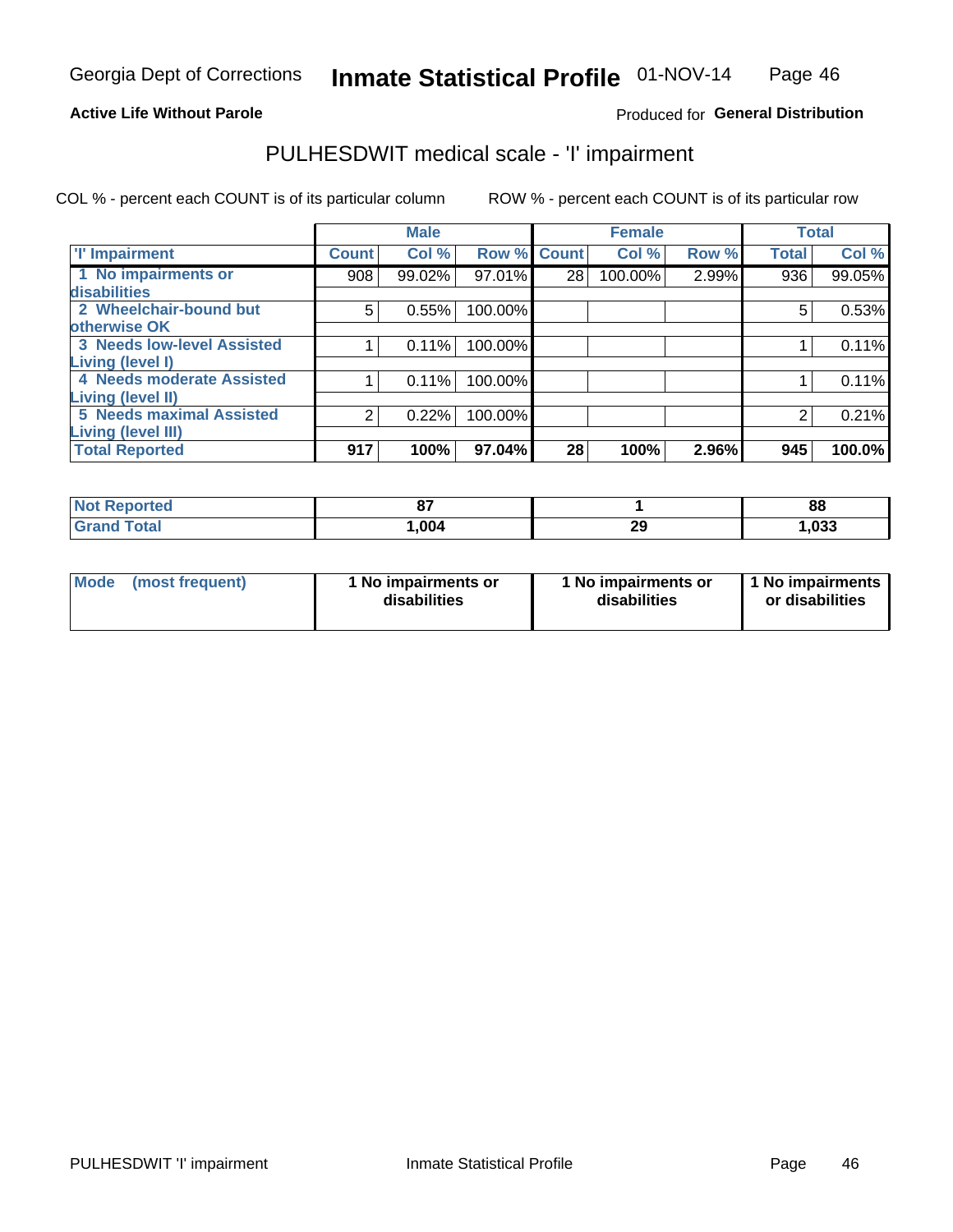Georgia Dept of Corrections **Inmate Statistical Profile** 01-NOV-14

**Active Life Without Parole**

Produced for **General Distribution**

## PULHESDWIT medical scale - 'I' impairment

COL % - percent each COUNT is of its particular column ROW % - percent each COUNT is of its particular row

| | Male | | | Female | | | Total | |
|---|---|---|---|---|---|---|---|---|
| 'I' Impairment | Count | Col % | Row % | Count | Col % | Row % | Total | Col % |
| 1 No impairments or disabilities | 908 | 99.02% | 97.01% | 28 | 100.00% | 2.99% | 936 | 99.05% |
| 2 Wheelchair-bound but otherwise OK | 5 | 0.55% | 100.00% | | | | 5 | 0.53% |
| 3 Needs low-level Assisted Living (level I) | 1 | 0.11% | 100.00% | | | | 1 | 0.11% |
| 4 Needs moderate Assisted Living (level II) | 1 | 0.11% | 100.00% | | | | 1 | 0.11% |
| 5 Needs maximal Assisted Living (level III) | 2 | 0.22% | 100.00% | | | | 2 | 0.21% |
| **Total Reported** | **917** | **100%** | **97.04%** | **28** | **100%** | **2.96%** | **945** | **100.0%** |

| | Male | Female | Total |
|---|---|---|---|
| Not Reported | 87 | 1 | 88 |
| Grand Total | 1,004 | 29 | 1,033 |

| | Male | Female | Total |
|---|---|---|---|
| Mode (most frequent) | 1 No impairments or disabilities | 1 No impairments or disabilities | 1 No impairments or disabilities |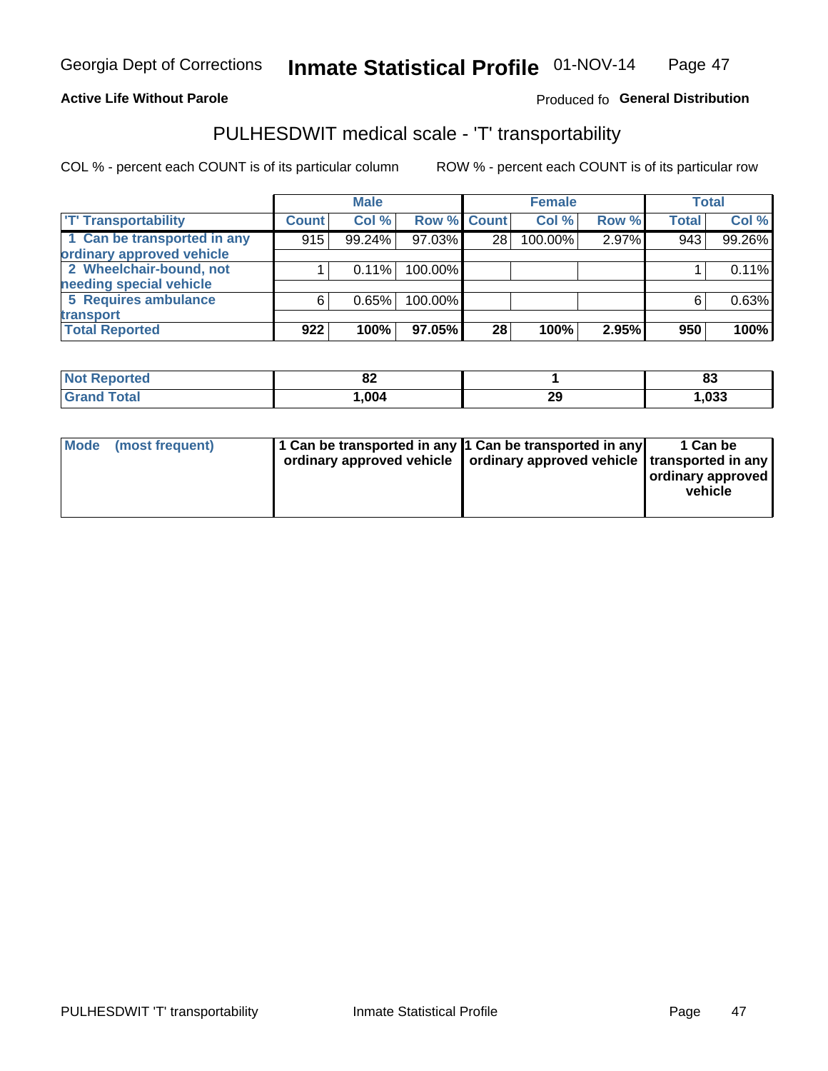Georgia Dept of Corrections **Inmate Statistical Profile** 01-NOV-14

**Active Life Without Parole**

Produced fo **General Distribution**

## PULHESDWIT medical scale - 'T' transportability

COL % - percent each COUNT is of its particular column

ROW % - percent each COUNT is of its particular row

| | Male | | | Female | | | Total | |
|---|---|---|---|---|---|---|---|---|
| 'T' Transportability | Count | Col % | Row % | Count | Col % | Row % | Total | Col % |
| 1 Can be transported in any ordinary approved vehicle | 915 | 99.24% | 97.03% | 28 | 100.00% | 2.97% | 943 | 99.26% |
| 2 Wheelchair-bound, not needing special vehicle | 1 | 0.11% | 100.00% | | | | 1 | 0.11% |
| 5 Requires ambulance transport | 6 | 0.65% | 100.00% | | | | 6 | 0.63% |
| **Total Reported** | **922** | **100%** | **97.05%** | **28** | **100%** | **2.95%** | **950** | **100%** |

| | Male | Female | Total |
|---|---|---|---|
| Not Reported | 82 | 1 | 83 |
| Grand Total | 1,004 | 29 | 1,033 |

| | Male | Female | Total |
|---|---|---|---|
| Mode (most frequent) | 1 Can be transported in any ordinary approved vehicle | 1 Can be transported in any ordinary approved vehicle | 1 Can be transported in any ordinary approved vehicle |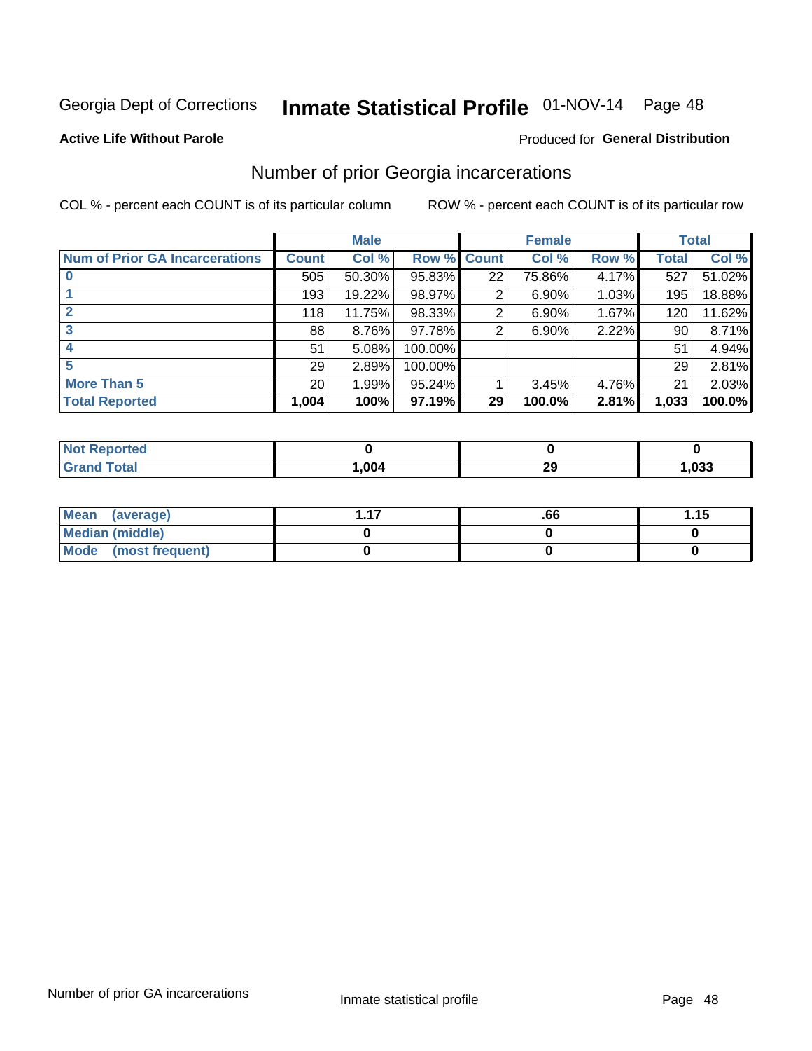Georgia Dept of Corrections **Inmate Statistical Profile** 01-NOV-14

**Active Life Without Parole**

Produced for **General Distribution**

## Number of prior Georgia incarcerations

COL % - percent each COUNT is of its particular column ROW % - percent each COUNT is of its particular row

| | Male | | | Female | | | Total | |
|---|---|---|---|---|---|---|---|---|
| **Num of Prior GA Incarcerations** | **Count** | **Col %** | **Row %** | **Count** | **Col %** | **Row %** | **Total** | **Col %** |
| **0** | 505 | 50.30% | 95.83% | 22 | 75.86% | 4.17% | 527 | 51.02% |
| **1** | 193 | 19.22% | 98.97% | 2 | 6.90% | 1.03% | 195 | 18.88% |
| **2** | 118 | 11.75% | 98.33% | 2 | 6.90% | 1.67% | 120 | 11.62% |
| **3** | 88 | 8.76% | 97.78% | 2 | 6.90% | 2.22% | 90 | 8.71% |
| **4** | 51 | 5.08% | 100.00% | | | | 51 | 4.94% |
| **5** | 29 | 2.89% | 100.00% | | | | 29 | 2.81% |
| **More Than 5** | 20 | 1.99% | 95.24% | 1 | 3.45% | 4.76% | 21 | 2.03% |
| **Total Reported** | **1,004** | **100%** | **97.19%** | **29** | **100.0%** | **2.81%** | **1,033** | **100.0%** |

| | Male | Female | Total |
|---|---|---|---|
| **Not Reported** | **0** | **0** | **0** |
| **Grand Total** | **1,004** | **29** | **1,033** |

| | Male | Female | Total |
|---|---|---|---|
| **Mean (average)** | **1.17** | **.66** | **1.15** |
| **Median (middle)** | **0** | **0** | **0** |
| **Mode (most frequent)** | **0** | **0** | **0** |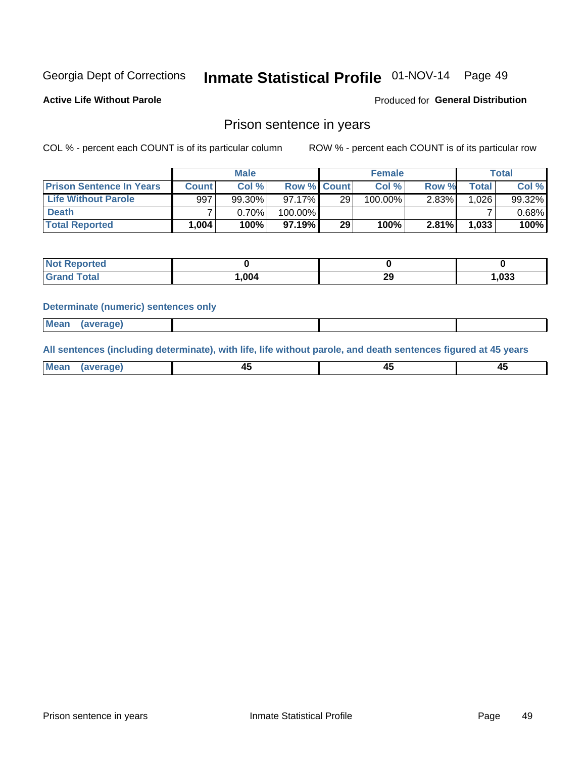Georgia Dept of Corrections **Inmate Statistical Profile** 01-NOV-14

**Active Life Without Parole**

Produced for **General Distribution**

## Prison sentence in years

COL % - percent each COUNT is of its particular column  ROW % - percent each COUNT is of its particular row

| | Male | | | Female | | | Total | |
|---|---|---|---|---|---|---|---|---|
| **Prison Sentence In Years** | **Count** | **Col %** | **Row %** | **Count** | **Col %** | **Row %** | **Total** | **Col %** |
| **Life Without Parole** | 997 | 99.30% | 97.17% | 29 | 100.00% | 2.83% | 1,026 | 99.32% |
| **Death** | 7 | 0.70% | 100.00% | | | | 7 | 0.68% |
| **Total Reported** | **1,004** | **100%** | **97.19%** | **29** | **100%** | **2.81%** | **1,033** | **100%** |

| | Male | Female | Total |
|---|---|---|---|
| **Not Reported** | **0** | **0** | **0** |
| **Grand Total** | **1,004** | **29** | **1,033** |

**Determinate (numeric) sentences only**

| | Male | Female | Total |
|---|---|---|---|
| **Mean (average)** | | | |

**All sentences (including determinate), with life, life without parole, and death sentences figured at 45 years**

| | Male | Female | Total |
|---|---|---|---|
| **Mean (average)** | **45** | **45** | **45** |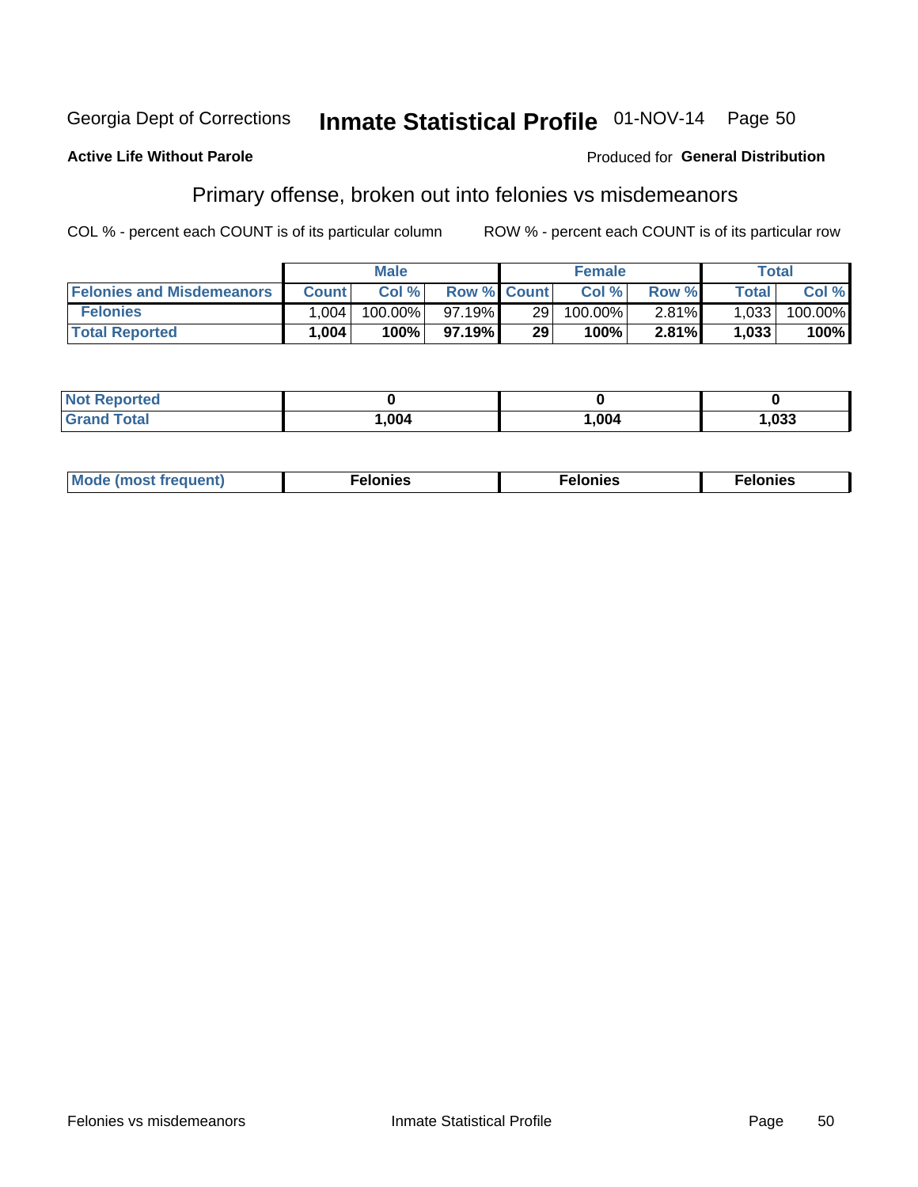Georgia Dept of Corrections **Inmate Statistical Profile** 01-NOV-14

**Active Life Without Parole**

Produced for **General Distribution**

## Primary offense, broken out into felonies vs misdemeanors

COL % - percent each COUNT is of its particular column ROW % - percent each COUNT is of its particular row

| | Male | | | Female | | | Total | |
|---|---|---|---|---|---|---|---|---|
| **Felonies and Misdemeanors** | **Count** | **Col %** | **Row %** | **Count** | **Col %** | **Row %** | **Total** | **Col %** |
| **Felonies** | 1,004 | 100.00% | 97.19% | 29 | 100.00% | 2.81% | 1,033 | 100.00% |
| **Total Reported** | **1,004** | **100%** | **97.19%** | **29** | **100%** | **2.81%** | **1,033** | **100%** |

| | Male | Female | Total |
|---|---|---|---|
| **Not Reported** | **0** | **0** | **0** |
| **Grand Total** | **1,004** | **1,004** | **1,033** |

| | Male | Female | Total |
|---|---|---|---|
| **Mode (most frequent)** | **Felonies** | **Felonies** | **Felonies** |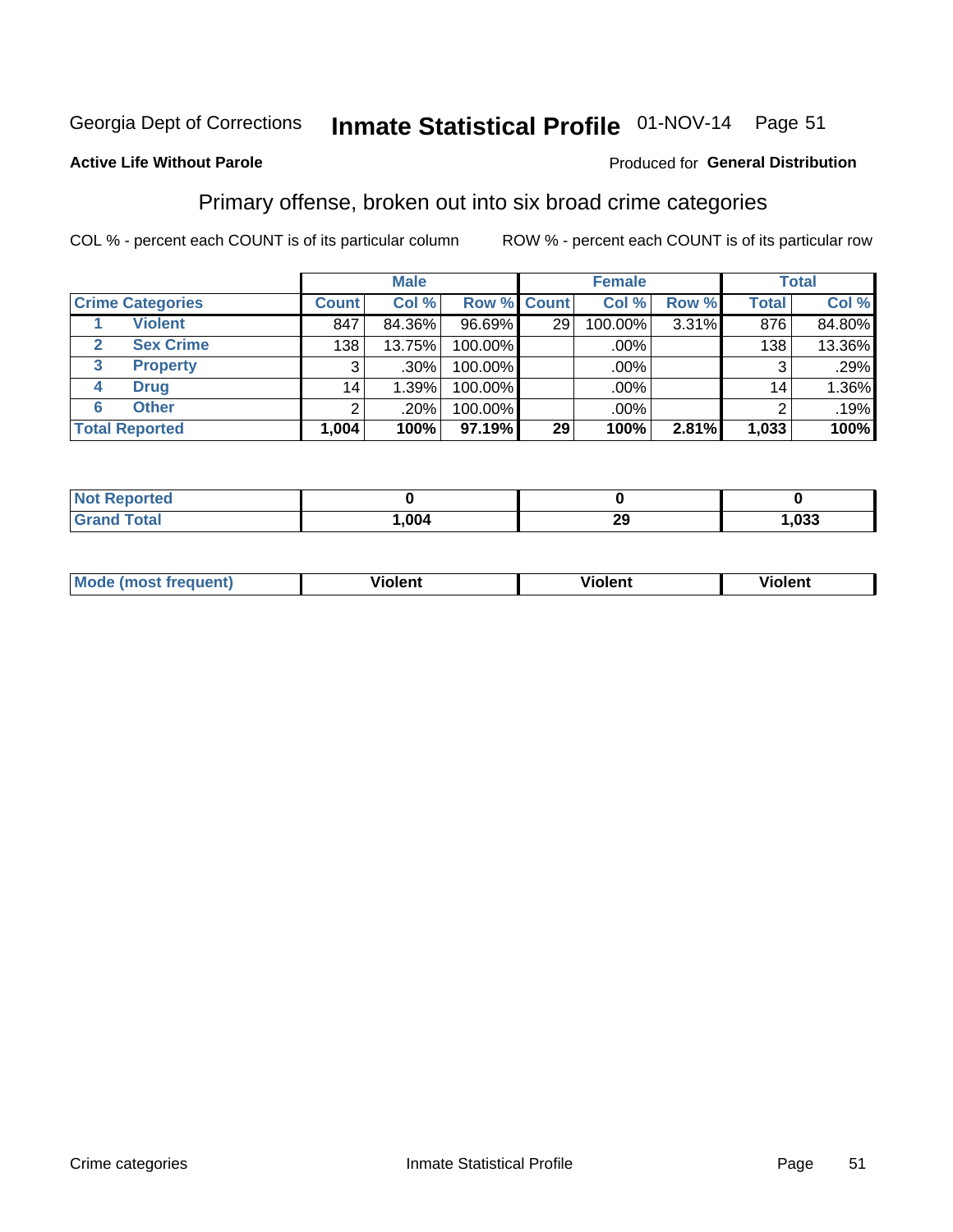Georgia Dept of Corrections **Inmate Statistical Profile** 01-NOV-14 Page 51

**Active Life Without Parole**

Produced for **General Distribution**

## Primary offense, broken out into six broad crime categories

COL % - percent each COUNT is of its particular column ROW % - percent each COUNT is of its particular row

| | | Male | | | Female | | | Total | |
|---|---|---|---|---|---|---|---|---|---|
| **Crime Categories** | | **Count** | **Col %** | **Row %** | **Count** | **Col %** | **Row %** | **Total** | **Col %** |
| 1 | **Violent** | 847 | 84.36% | 96.69% | 29 | 100.00% | 3.31% | 876 | 84.80% |
| 2 | **Sex Crime** | 138 | 13.75% | 100.00% | | .00% | | 138 | 13.36% |
| 3 | **Property** | 3 | .30% | 100.00% | | .00% | | 3 | .29% |
| 4 | **Drug** | 14 | 1.39% | 100.00% | | .00% | | 14 | 1.36% |
| 6 | **Other** | 2 | .20% | 100.00% | | .00% | | 2 | .19% |
| **Total Reported** | | **1,004** | **100%** | **97.19%** | **29** | **100%** | **2.81%** | **1,033** | **100%** |

| | Male | Female | Total |
|---|---|---|---|
| **Not Reported** | **0** | **0** | **0** |
| **Grand Total** | **1,004** | **29** | **1,033** |

| | Male | Female | Total |
|---|---|---|---|
| **Mode (most frequent)** | **Violent** | **Violent** | **Violent** |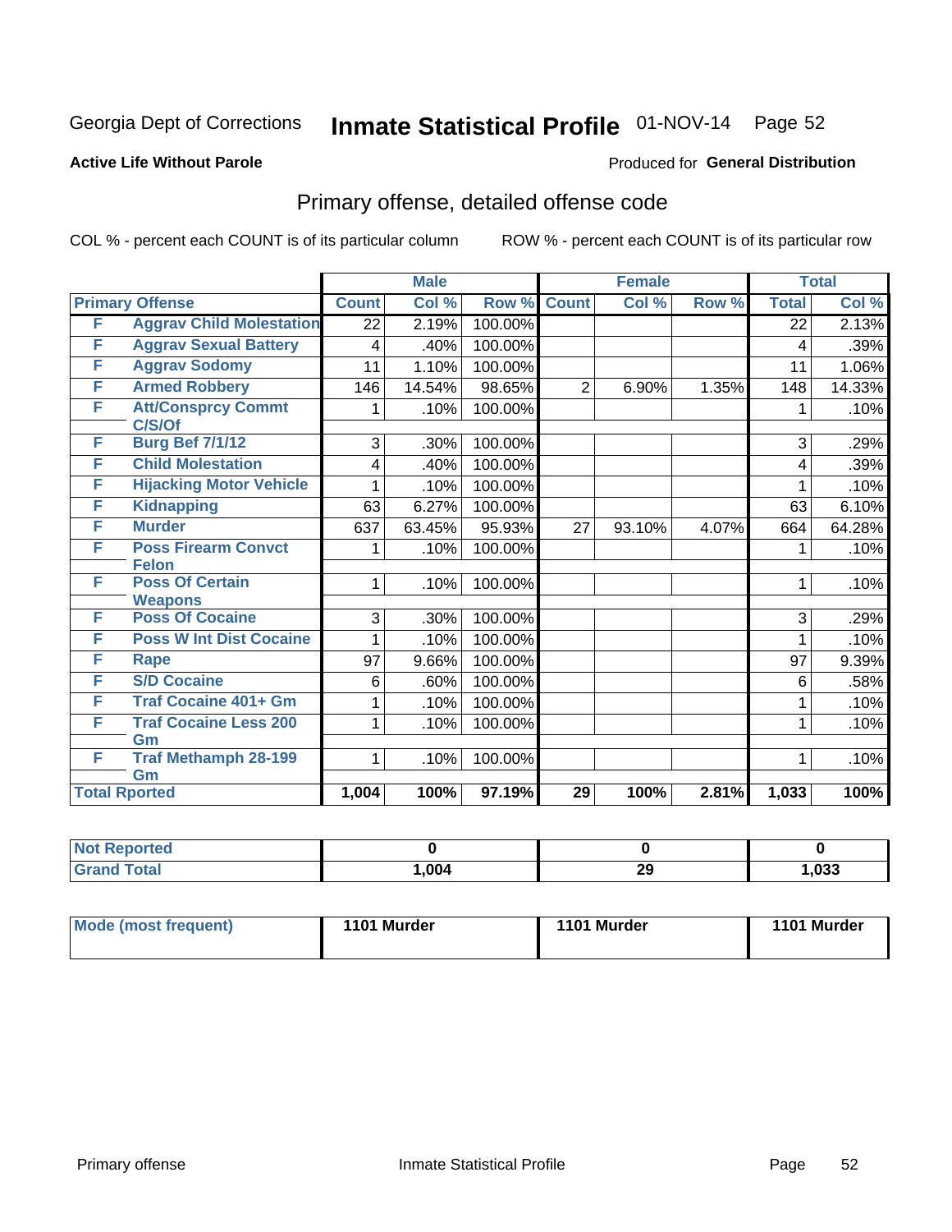Georgia Dept of Corrections **Inmate Statistical Profile** 01-NOV-14

**Active Life Without Parole**

Produced for **General Distribution**

## Primary offense, detailed offense code

COL % - percent each COUNT is of its particular column

ROW % - percent each COUNT is of its particular row

| Primary Offense | | Male | | | Female | | | Total | |
|---|---|---|---|---|---|---|---|---|---|
| | | Count | Col % | Row % | Count | Col % | Row % | Total | Col % |
| F | Aggrav Child Molestation | 22 | 2.19% | 100.00% | | | | 22 | 2.13% |
| F | Aggrav Sexual Battery | 4 | .40% | 100.00% | | | | 4 | .39% |
| F | Aggrav Sodomy | 11 | 1.10% | 100.00% | | | | 11 | 1.06% |
| F | Armed Robbery | 146 | 14.54% | 98.65% | 2 | 6.90% | 1.35% | 148 | 14.33% |
| F | Att/Consprcy Commt C/S/Of | 1 | .10% | 100.00% | | | | 1 | .10% |
| F | Burg Bef 7/1/12 | 3 | .30% | 100.00% | | | | 3 | .29% |
| F | Child Molestation | 4 | .40% | 100.00% | | | | 4 | .39% |
| F | Hijacking Motor Vehicle | 1 | .10% | 100.00% | | | | 1 | .10% |
| F | Kidnapping | 63 | 6.27% | 100.00% | | | | 63 | 6.10% |
| F | Murder | 637 | 63.45% | 95.93% | 27 | 93.10% | 4.07% | 664 | 64.28% |
| F | Poss Firearm Convct Felon | 1 | .10% | 100.00% | | | | 1 | .10% |
| F | Poss Of Certain Weapons | 1 | .10% | 100.00% | | | | 1 | .10% |
| F | Poss Of Cocaine | 3 | .30% | 100.00% | | | | 3 | .29% |
| F | Poss W Int Dist Cocaine | 1 | .10% | 100.00% | | | | 1 | .10% |
| F | Rape | 97 | 9.66% | 100.00% | | | | 97 | 9.39% |
| F | S/D Cocaine | 6 | .60% | 100.00% | | | | 6 | .58% |
| F | Traf Cocaine 401+ Gm | 1 | .10% | 100.00% | | | | 1 | .10% |
| F | Traf Cocaine Less 200 Gm | 1 | .10% | 100.00% | | | | 1 | .10% |
| F | Traf Methamph 28-199 Gm | 1 | .10% | 100.00% | | | | 1 | .10% |
| **Total Rported** | | **1,004** | **100%** | **97.19%** | **29** | **100%** | **2.81%** | **1,033** | **100%** |

| | Male | Female | Total |
|---|---|---|---|
| Not Reported | 0 | 0 | 0 |
| Grand Total | 1,004 | 29 | 1,033 |

| | Male | Female | Total |
|---|---|---|---|
| Mode (most frequent) | 1101 Murder | 1101 Murder | 1101 Murder |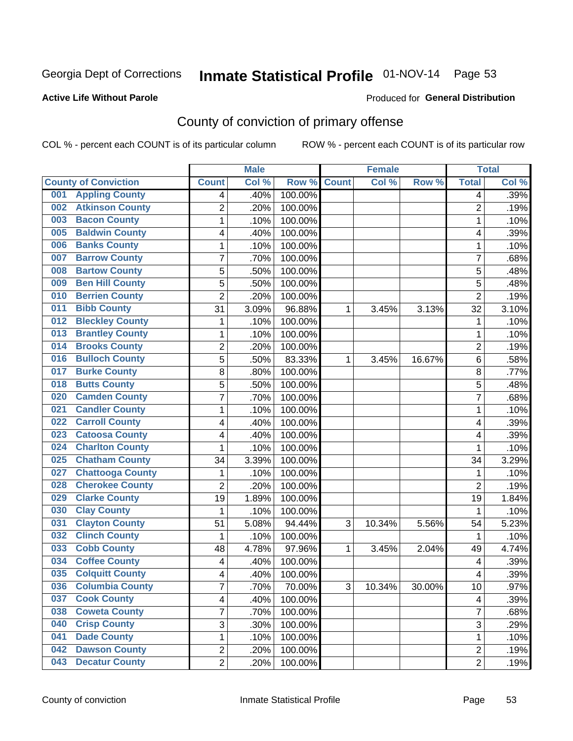Georgia Dept of Corrections **Inmate Statistical Profile** 01-NOV-14 Page 53

**Active Life Without Parole**

Produced for **General Distribution**

## County of conviction of primary offense

COL % - percent each COUNT is of its particular column ROW % - percent each COUNT is of its particular row

| | Male | | | Female | | | Total | |
|---|---|---|---|---|---|---|---|---|
| **County of Conviction** | **Count** | **Col %** | **Row %** | **Count** | **Col %** | **Row %** | **Total** | **Col %** |
| 001 Appling County | 4 | .40% | 100.00% | | | | 4 | .39% |
| 002 Atkinson County | 2 | .20% | 100.00% | | | | 2 | .19% |
| 003 Bacon County | 1 | .10% | 100.00% | | | | 1 | .10% |
| 005 Baldwin County | 4 | .40% | 100.00% | | | | 4 | .39% |
| 006 Banks County | 1 | .10% | 100.00% | | | | 1 | .10% |
| 007 Barrow County | 7 | .70% | 100.00% | | | | 7 | .68% |
| 008 Bartow County | 5 | .50% | 100.00% | | | | 5 | .48% |
| 009 Ben Hill County | 5 | .50% | 100.00% | | | | 5 | .48% |
| 010 Berrien County | 2 | .20% | 100.00% | | | | 2 | .19% |
| 011 Bibb County | 31 | 3.09% | 96.88% | 1 | 3.45% | 3.13% | 32 | 3.10% |
| 012 Bleckley County | 1 | .10% | 100.00% | | | | 1 | .10% |
| 013 Brantley County | 1 | .10% | 100.00% | | | | 1 | .10% |
| 014 Brooks County | 2 | .20% | 100.00% | | | | 2 | .19% |
| 016 Bulloch County | 5 | .50% | 83.33% | 1 | 3.45% | 16.67% | 6 | .58% |
| 017 Burke County | 8 | .80% | 100.00% | | | | 8 | .77% |
| 018 Butts County | 5 | .50% | 100.00% | | | | 5 | .48% |
| 020 Camden County | 7 | .70% | 100.00% | | | | 7 | .68% |
| 021 Candler County | 1 | .10% | 100.00% | | | | 1 | .10% |
| 022 Carroll County | 4 | .40% | 100.00% | | | | 4 | .39% |
| 023 Catoosa County | 4 | .40% | 100.00% | | | | 4 | .39% |
| 024 Charlton County | 1 | .10% | 100.00% | | | | 1 | .10% |
| 025 Chatham County | 34 | 3.39% | 100.00% | | | | 34 | 3.29% |
| 027 Chattooga County | 1 | .10% | 100.00% | | | | 1 | .10% |
| 028 Cherokee County | 2 | .20% | 100.00% | | | | 2 | .19% |
| 029 Clarke County | 19 | 1.89% | 100.00% | | | | 19 | 1.84% |
| 030 Clay County | 1 | .10% | 100.00% | | | | 1 | .10% |
| 031 Clayton County | 51 | 5.08% | 94.44% | 3 | 10.34% | 5.56% | 54 | 5.23% |
| 032 Clinch County | 1 | .10% | 100.00% | | | | 1 | .10% |
| 033 Cobb County | 48 | 4.78% | 97.96% | 1 | 3.45% | 2.04% | 49 | 4.74% |
| 034 Coffee County | 4 | .40% | 100.00% | | | | 4 | .39% |
| 035 Colquitt County | 4 | .40% | 100.00% | | | | 4 | .39% |
| 036 Columbia County | 7 | .70% | 70.00% | 3 | 10.34% | 30.00% | 10 | .97% |
| 037 Cook County | 4 | .40% | 100.00% | | | | 4 | .39% |
| 038 Coweta County | 7 | .70% | 100.00% | | | | 7 | .68% |
| 040 Crisp County | 3 | .30% | 100.00% | | | | 3 | .29% |
| 041 Dade County | 1 | .10% | 100.00% | | | | 1 | .10% |
| 042 Dawson County | 2 | .20% | 100.00% | | | | 2 | .19% |
| 043 Decatur County | 2 | .20% | 100.00% | | | | 2 | .19% |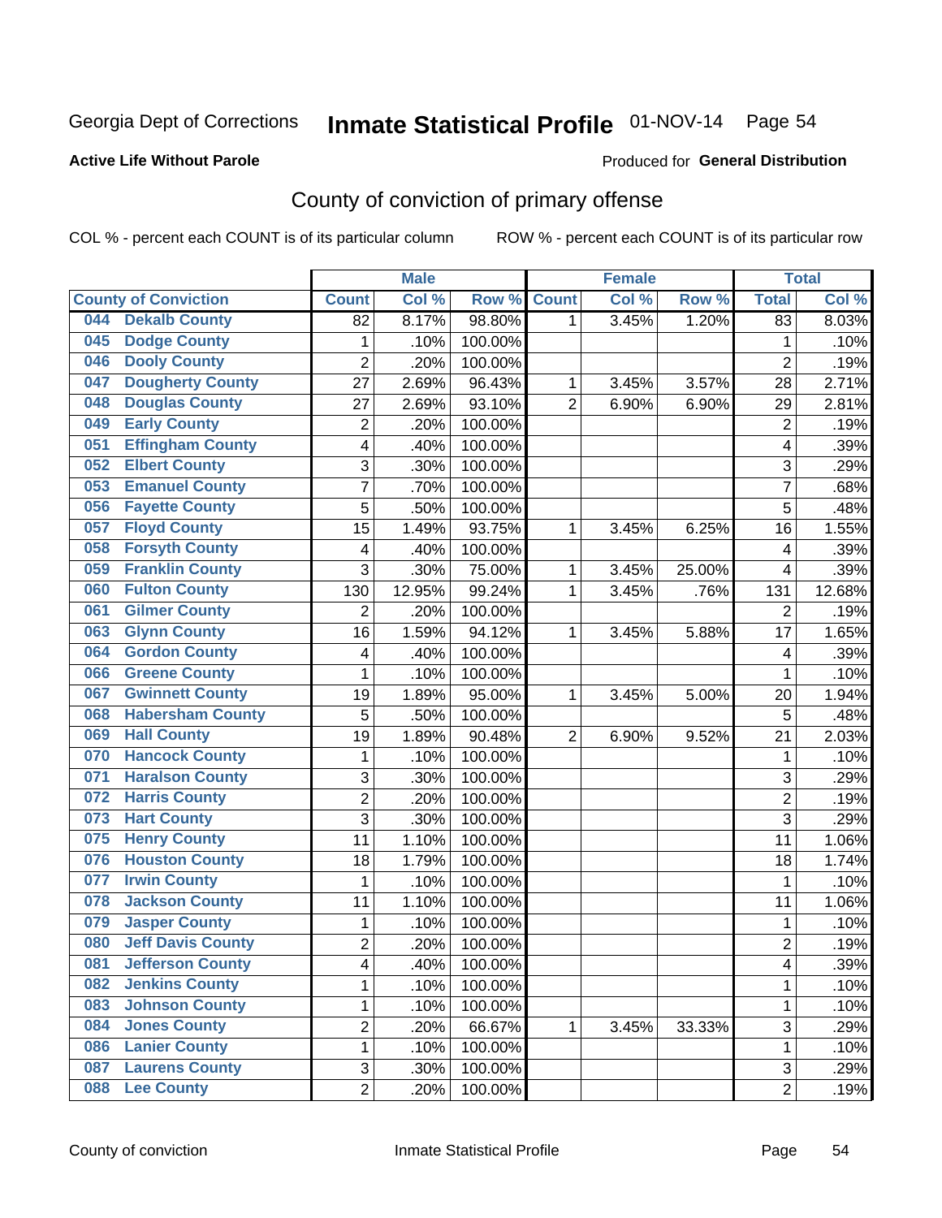Georgia Dept of Corrections **Inmate Statistical Profile** 01-NOV-14

**Active Life Without Parole**

Produced for **General Distribution**

## County of conviction of primary offense

COL % - percent each COUNT is of its particular column ROW % - percent each COUNT is of its particular row

| | Male | | | Female | | | Total | |
|---|---|---|---|---|---|---|---|---|
| County of Conviction | Count | Col % | Row % | Count | Col % | Row % | Total | Col % |
| 044 Dekalb County | 82 | 8.17% | 98.80% | 1 | 3.45% | 1.20% | 83 | 8.03% |
| 045 Dodge County | 1 | .10% | 100.00% | | | | 1 | .10% |
| 046 Dooly County | 2 | .20% | 100.00% | | | | 2 | .19% |
| 047 Dougherty County | 27 | 2.69% | 96.43% | 1 | 3.45% | 3.57% | 28 | 2.71% |
| 048 Douglas County | 27 | 2.69% | 93.10% | 2 | 6.90% | 6.90% | 29 | 2.81% |
| 049 Early County | 2 | .20% | 100.00% | | | | 2 | .19% |
| 051 Effingham County | 4 | .40% | 100.00% | | | | 4 | .39% |
| 052 Elbert County | 3 | .30% | 100.00% | | | | 3 | .29% |
| 053 Emanuel County | 7 | .70% | 100.00% | | | | 7 | .68% |
| 056 Fayette County | 5 | .50% | 100.00% | | | | 5 | .48% |
| 057 Floyd County | 15 | 1.49% | 93.75% | 1 | 3.45% | 6.25% | 16 | 1.55% |
| 058 Forsyth County | 4 | .40% | 100.00% | | | | 4 | .39% |
| 059 Franklin County | 3 | .30% | 75.00% | 1 | 3.45% | 25.00% | 4 | .39% |
| 060 Fulton County | 130 | 12.95% | 99.24% | 1 | 3.45% | .76% | 131 | 12.68% |
| 061 Gilmer County | 2 | .20% | 100.00% | | | | 2 | .19% |
| 063 Glynn County | 16 | 1.59% | 94.12% | 1 | 3.45% | 5.88% | 17 | 1.65% |
| 064 Gordon County | 4 | .40% | 100.00% | | | | 4 | .39% |
| 066 Greene County | 1 | .10% | 100.00% | | | | 1 | .10% |
| 067 Gwinnett County | 19 | 1.89% | 95.00% | 1 | 3.45% | 5.00% | 20 | 1.94% |
| 068 Habersham County | 5 | .50% | 100.00% | | | | 5 | .48% |
| 069 Hall County | 19 | 1.89% | 90.48% | 2 | 6.90% | 9.52% | 21 | 2.03% |
| 070 Hancock County | 1 | .10% | 100.00% | | | | 1 | .10% |
| 071 Haralson County | 3 | .30% | 100.00% | | | | 3 | .29% |
| 072 Harris County | 2 | .20% | 100.00% | | | | 2 | .19% |
| 073 Hart County | 3 | .30% | 100.00% | | | | 3 | .29% |
| 075 Henry County | 11 | 1.10% | 100.00% | | | | 11 | 1.06% |
| 076 Houston County | 18 | 1.79% | 100.00% | | | | 18 | 1.74% |
| 077 Irwin County | 1 | .10% | 100.00% | | | | 1 | .10% |
| 078 Jackson County | 11 | 1.10% | 100.00% | | | | 11 | 1.06% |
| 079 Jasper County | 1 | .10% | 100.00% | | | | 1 | .10% |
| 080 Jeff Davis County | 2 | .20% | 100.00% | | | | 2 | .19% |
| 081 Jefferson County | 4 | .40% | 100.00% | | | | 4 | .39% |
| 082 Jenkins County | 1 | .10% | 100.00% | | | | 1 | .10% |
| 083 Johnson County | 1 | .10% | 100.00% | | | | 1 | .10% |
| 084 Jones County | 2 | .20% | 66.67% | 1 | 3.45% | 33.33% | 3 | .29% |
| 086 Lanier County | 1 | .10% | 100.00% | | | | 1 | .10% |
| 087 Laurens County | 3 | .30% | 100.00% | | | | 3 | .29% |
| 088 Lee County | 2 | .20% | 100.00% | | | | 2 | .19% |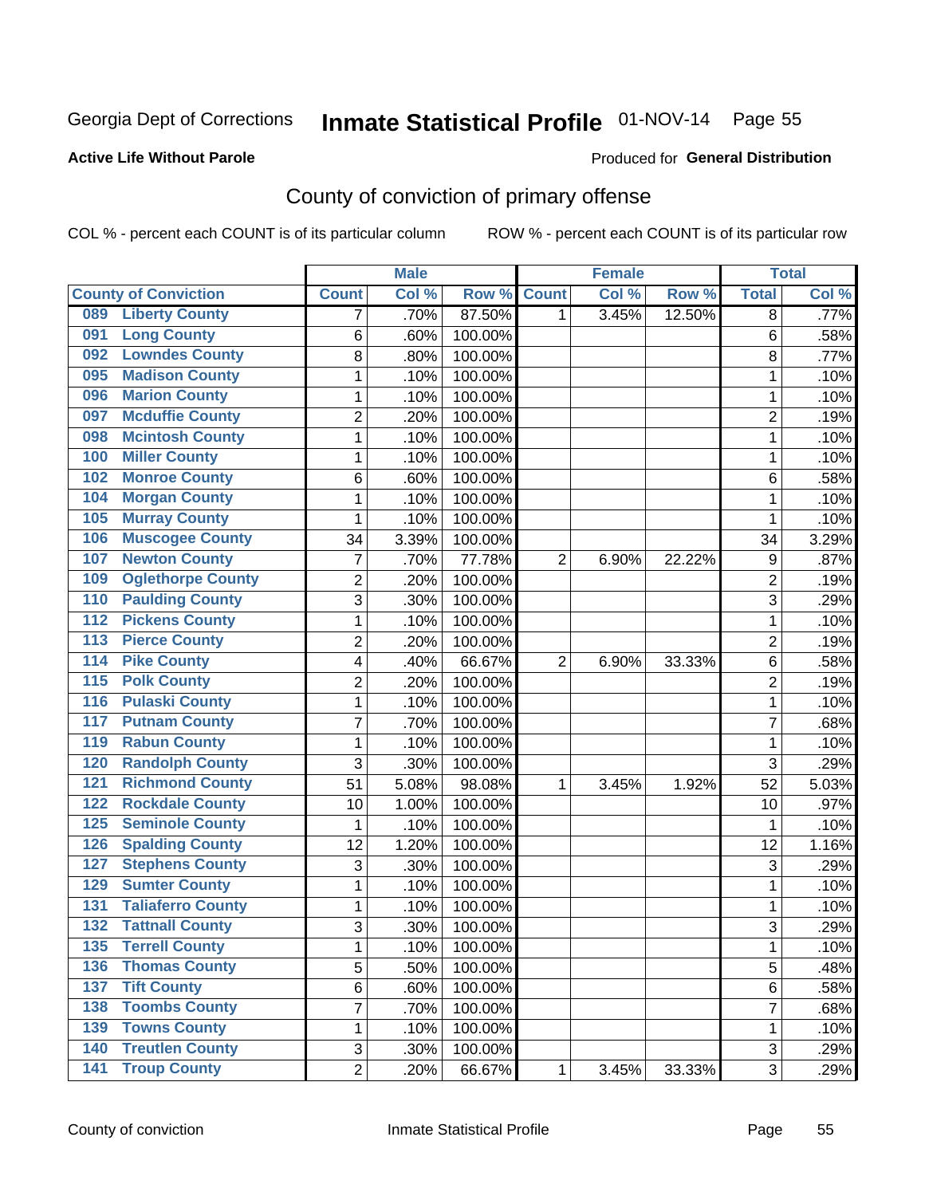Georgia Dept of Corrections **Inmate Statistical Profile** 01-NOV-14

**Active Life Without Parole**

Produced for **General Distribution**

## County of conviction of primary offense

COL % - percent each COUNT is of its particular column ROW % - percent each COUNT is of its particular row

| County of Conviction | Male | | | Female | | | Total | |
|---|---|---|---|---|---|---|---|---|
| | Count | Col % | Row % | Count | Col % | Row % | Total | Col % |
| 089 Liberty County | 7 | .70% | 87.50% | 1 | 3.45% | 12.50% | 8 | .77% |
| 091 Long County | 6 | .60% | 100.00% | | | | 6 | .58% |
| 092 Lowndes County | 8 | .80% | 100.00% | | | | 8 | .77% |
| 095 Madison County | 1 | .10% | 100.00% | | | | 1 | .10% |
| 096 Marion County | 1 | .10% | 100.00% | | | | 1 | .10% |
| 097 Mcduffie County | 2 | .20% | 100.00% | | | | 2 | .19% |
| 098 Mcintosh County | 1 | .10% | 100.00% | | | | 1 | .10% |
| 100 Miller County | 1 | .10% | 100.00% | | | | 1 | .10% |
| 102 Monroe County | 6 | .60% | 100.00% | | | | 6 | .58% |
| 104 Morgan County | 1 | .10% | 100.00% | | | | 1 | .10% |
| 105 Murray County | 1 | .10% | 100.00% | | | | 1 | .10% |
| 106 Muscogee County | 34 | 3.39% | 100.00% | | | | 34 | 3.29% |
| 107 Newton County | 7 | .70% | 77.78% | 2 | 6.90% | 22.22% | 9 | .87% |
| 109 Oglethorpe County | 2 | .20% | 100.00% | | | | 2 | .19% |
| 110 Paulding County | 3 | .30% | 100.00% | | | | 3 | .29% |
| 112 Pickens County | 1 | .10% | 100.00% | | | | 1 | .10% |
| 113 Pierce County | 2 | .20% | 100.00% | | | | 2 | .19% |
| 114 Pike County | 4 | .40% | 66.67% | 2 | 6.90% | 33.33% | 6 | .58% |
| 115 Polk County | 2 | .20% | 100.00% | | | | 2 | .19% |
| 116 Pulaski County | 1 | .10% | 100.00% | | | | 1 | .10% |
| 117 Putnam County | 7 | .70% | 100.00% | | | | 7 | .68% |
| 119 Rabun County | 1 | .10% | 100.00% | | | | 1 | .10% |
| 120 Randolph County | 3 | .30% | 100.00% | | | | 3 | .29% |
| 121 Richmond County | 51 | 5.08% | 98.08% | 1 | 3.45% | 1.92% | 52 | 5.03% |
| 122 Rockdale County | 10 | 1.00% | 100.00% | | | | 10 | .97% |
| 125 Seminole County | 1 | .10% | 100.00% | | | | 1 | .10% |
| 126 Spalding County | 12 | 1.20% | 100.00% | | | | 12 | 1.16% |
| 127 Stephens County | 3 | .30% | 100.00% | | | | 3 | .29% |
| 129 Sumter County | 1 | .10% | 100.00% | | | | 1 | .10% |
| 131 Taliaferro County | 1 | .10% | 100.00% | | | | 1 | .10% |
| 132 Tattnall County | 3 | .30% | 100.00% | | | | 3 | .29% |
| 135 Terrell County | 1 | .10% | 100.00% | | | | 1 | .10% |
| 136 Thomas County | 5 | .50% | 100.00% | | | | 5 | .48% |
| 137 Tift County | 6 | .60% | 100.00% | | | | 6 | .58% |
| 138 Toombs County | 7 | .70% | 100.00% | | | | 7 | .68% |
| 139 Towns County | 1 | .10% | 100.00% | | | | 1 | .10% |
| 140 Treutlen County | 3 | .30% | 100.00% | | | | 3 | .29% |
| 141 Troup County | 2 | .20% | 66.67% | 1 | 3.45% | 33.33% | 3 | .29% |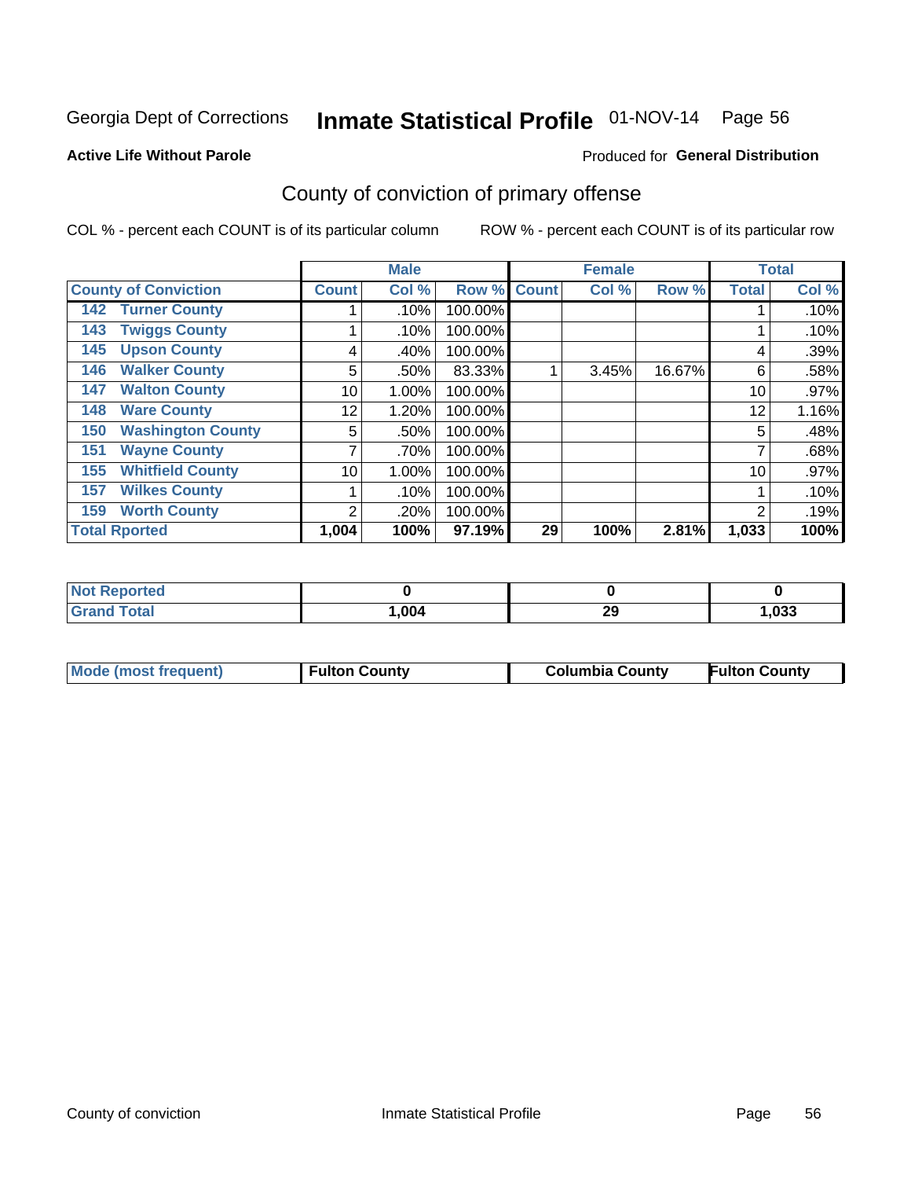Georgia Dept of Corrections **Inmate Statistical Profile** 01-NOV-14 Page 56

**Active Life Without Parole**

Produced for **General Distribution**

## County of conviction of primary offense

COL % - percent each COUNT is of its particular column ROW % - percent each COUNT is of its particular row

| | Male | | | Female | | | Total | |
|---|---|---|---|---|---|---|---|---|
| County of Conviction | Count | Col % | Row % | Count | Col % | Row % | Total | Col % |
| 142 Turner County | 1 | .10% | 100.00% | | | | 1 | .10% |
| 143 Twiggs County | 1 | .10% | 100.00% | | | | 1 | .10% |
| 145 Upson County | 4 | .40% | 100.00% | | | | 4 | .39% |
| 146 Walker County | 5 | .50% | 83.33% | 1 | 3.45% | 16.67% | 6 | .58% |
| 147 Walton County | 10 | 1.00% | 100.00% | | | | 10 | .97% |
| 148 Ware County | 12 | 1.20% | 100.00% | | | | 12 | 1.16% |
| 150 Washington County | 5 | .50% | 100.00% | | | | 5 | .48% |
| 151 Wayne County | 7 | .70% | 100.00% | | | | 7 | .68% |
| 155 Whitfield County | 10 | 1.00% | 100.00% | | | | 10 | .97% |
| 157 Wilkes County | 1 | .10% | 100.00% | | | | 1 | .10% |
| 159 Worth County | 2 | .20% | 100.00% | | | | 2 | .19% |
| **Total Rported** | **1,004** | **100%** | **97.19%** | **29** | **100%** | **2.81%** | **1,033** | **100%** |

| | Male | Female | Total |
|---|---|---|---|
| Not Reported | 0 | 0 | 0 |
| Grand Total | 1,004 | 29 | 1,033 |

| | Male | Female | Total |
|---|---|---|---|
| Mode (most frequent) | Fulton County | Columbia County | Fulton County |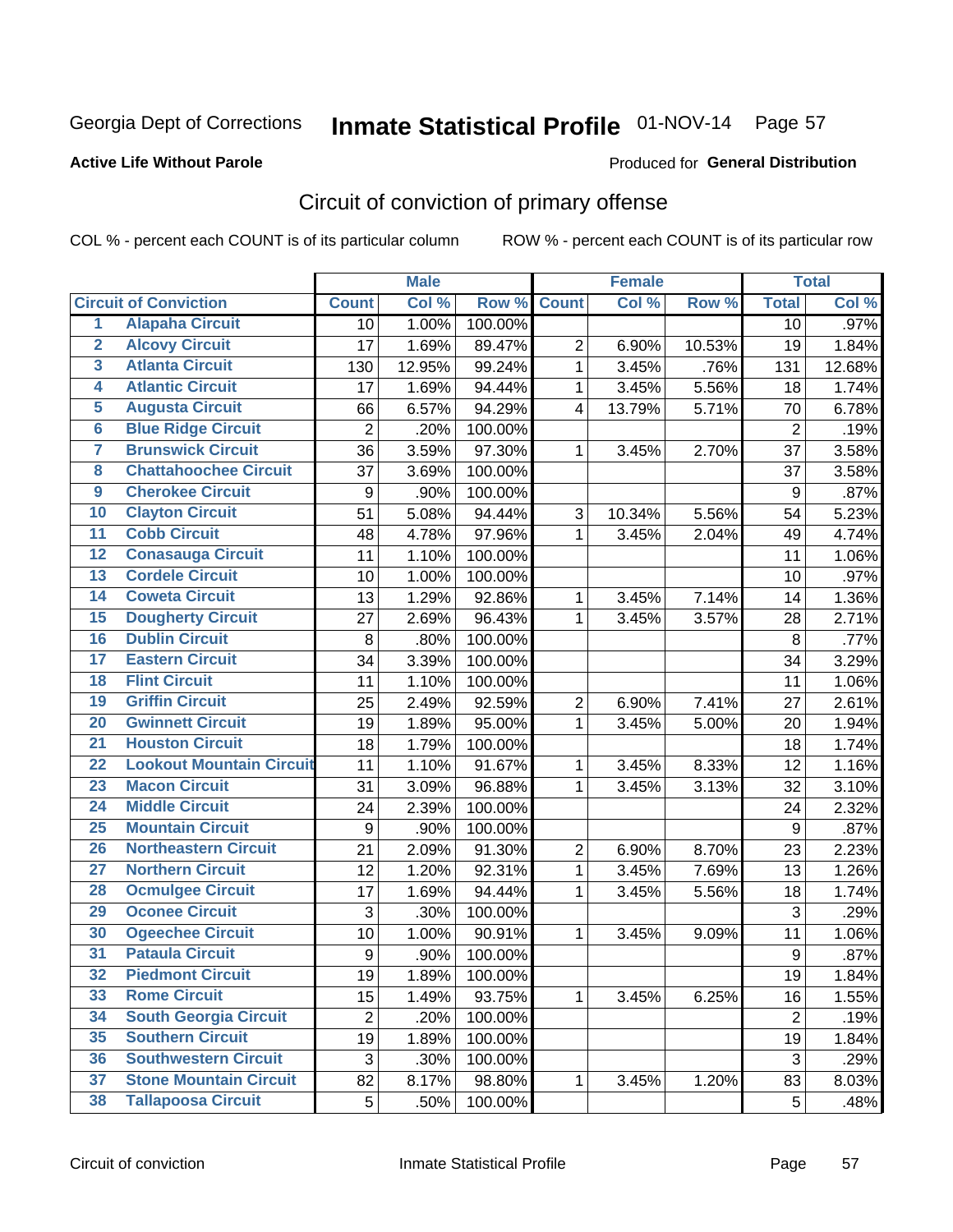Georgia Dept of Corrections **Inmate Statistical Profile** 01-NOV-14

**Active Life Without Parole**

Produced for **General Distribution**

## Circuit of conviction of primary offense

COL % - percent each COUNT is of its particular column     ROW % - percent each COUNT is of its particular row

| | | Male | | | Female | | | Total | |
|---|---|---|---|---|---|---|---|---|---|
| **Circuit of Conviction** | | **Count** | **Col %** | **Row %** | **Count** | **Col %** | **Row %** | **Total** | **Col %** |
| 1 | Alapaha Circuit | 10 | 1.00% | 100.00% | | | | 10 | .97% |
| 2 | Alcovy Circuit | 17 | 1.69% | 89.47% | 2 | 6.90% | 10.53% | 19 | 1.84% |
| 3 | Atlanta Circuit | 130 | 12.95% | 99.24% | 1 | 3.45% | .76% | 131 | 12.68% |
| 4 | Atlantic Circuit | 17 | 1.69% | 94.44% | 1 | 3.45% | 5.56% | 18 | 1.74% |
| 5 | Augusta Circuit | 66 | 6.57% | 94.29% | 4 | 13.79% | 5.71% | 70 | 6.78% |
| 6 | Blue Ridge Circuit | 2 | .20% | 100.00% | | | | 2 | .19% |
| 7 | Brunswick Circuit | 36 | 3.59% | 97.30% | 1 | 3.45% | 2.70% | 37 | 3.58% |
| 8 | Chattahoochee Circuit | 37 | 3.69% | 100.00% | | | | 37 | 3.58% |
| 9 | Cherokee Circuit | 9 | .90% | 100.00% | | | | 9 | .87% |
| 10 | Clayton Circuit | 51 | 5.08% | 94.44% | 3 | 10.34% | 5.56% | 54 | 5.23% |
| 11 | Cobb Circuit | 48 | 4.78% | 97.96% | 1 | 3.45% | 2.04% | 49 | 4.74% |
| 12 | Conasauga Circuit | 11 | 1.10% | 100.00% | | | | 11 | 1.06% |
| 13 | Cordele Circuit | 10 | 1.00% | 100.00% | | | | 10 | .97% |
| 14 | Coweta Circuit | 13 | 1.29% | 92.86% | 1 | 3.45% | 7.14% | 14 | 1.36% |
| 15 | Dougherty Circuit | 27 | 2.69% | 96.43% | 1 | 3.45% | 3.57% | 28 | 2.71% |
| 16 | Dublin Circuit | 8 | .80% | 100.00% | | | | 8 | .77% |
| 17 | Eastern Circuit | 34 | 3.39% | 100.00% | | | | 34 | 3.29% |
| 18 | Flint Circuit | 11 | 1.10% | 100.00% | | | | 11 | 1.06% |
| 19 | Griffin Circuit | 25 | 2.49% | 92.59% | 2 | 6.90% | 7.41% | 27 | 2.61% |
| 20 | Gwinnett Circuit | 19 | 1.89% | 95.00% | 1 | 3.45% | 5.00% | 20 | 1.94% |
| 21 | Houston Circuit | 18 | 1.79% | 100.00% | | | | 18 | 1.74% |
| 22 | Lookout Mountain Circuit | 11 | 1.10% | 91.67% | 1 | 3.45% | 8.33% | 12 | 1.16% |
| 23 | Macon Circuit | 31 | 3.09% | 96.88% | 1 | 3.45% | 3.13% | 32 | 3.10% |
| 24 | Middle Circuit | 24 | 2.39% | 100.00% | | | | 24 | 2.32% |
| 25 | Mountain Circuit | 9 | .90% | 100.00% | | | | 9 | .87% |
| 26 | Northeastern Circuit | 21 | 2.09% | 91.30% | 2 | 6.90% | 8.70% | 23 | 2.23% |
| 27 | Northern Circuit | 12 | 1.20% | 92.31% | 1 | 3.45% | 7.69% | 13 | 1.26% |
| 28 | Ocmulgee Circuit | 17 | 1.69% | 94.44% | 1 | 3.45% | 5.56% | 18 | 1.74% |
| 29 | Oconee Circuit | 3 | .30% | 100.00% | | | | 3 | .29% |
| 30 | Ogeechee Circuit | 10 | 1.00% | 90.91% | 1 | 3.45% | 9.09% | 11 | 1.06% |
| 31 | Pataula Circuit | 9 | .90% | 100.00% | | | | 9 | .87% |
| 32 | Piedmont Circuit | 19 | 1.89% | 100.00% | | | | 19 | 1.84% |
| 33 | Rome Circuit | 15 | 1.49% | 93.75% | 1 | 3.45% | 6.25% | 16 | 1.55% |
| 34 | South Georgia Circuit | 2 | .20% | 100.00% | | | | 2 | .19% |
| 35 | Southern Circuit | 19 | 1.89% | 100.00% | | | | 19 | 1.84% |
| 36 | Southwestern Circuit | 3 | .30% | 100.00% | | | | 3 | .29% |
| 37 | Stone Mountain Circuit | 82 | 8.17% | 98.80% | 1 | 3.45% | 1.20% | 83 | 8.03% |
| 38 | Tallapoosa Circuit | 5 | .50% | 100.00% | | | | 5 | .48% |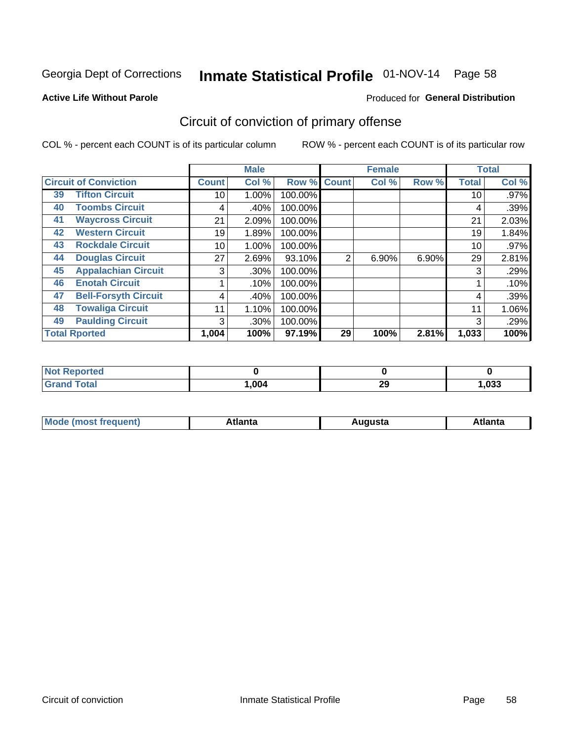Georgia Dept of Corrections **Inmate Statistical Profile** 01-NOV-14

**Active Life Without Parole**

Produced for **General Distribution**

## Circuit of conviction of primary offense

COL % - percent each COUNT is of its particular column ROW % - percent each COUNT is of its particular row

| Circuit of Conviction | | Male | | | Female | | | Total | |
|---|---|---|---|---|---|---|---|---|---|
| | | Count | Col % | Row % | Count | Col % | Row % | Total | Col % |
| 39 | Tifton Circuit | 10 | 1.00% | 100.00% | | | | 10 | .97% |
| 40 | Toombs Circuit | 4 | .40% | 100.00% | | | | 4 | .39% |
| 41 | Waycross Circuit | 21 | 2.09% | 100.00% | | | | 21 | 2.03% |
| 42 | Western Circuit | 19 | 1.89% | 100.00% | | | | 19 | 1.84% |
| 43 | Rockdale Circuit | 10 | 1.00% | 100.00% | | | | 10 | .97% |
| 44 | Douglas Circuit | 27 | 2.69% | 93.10% | 2 | 6.90% | 6.90% | 29 | 2.81% |
| 45 | Appalachian Circuit | 3 | .30% | 100.00% | | | | 3 | .29% |
| 46 | Enotah Circuit | 1 | .10% | 100.00% | | | | 1 | .10% |
| 47 | Bell-Forsyth Circuit | 4 | .40% | 100.00% | | | | 4 | .39% |
| 48 | Towaliga Circuit | 11 | 1.10% | 100.00% | | | | 11 | 1.06% |
| 49 | Paulding Circuit | 3 | .30% | 100.00% | | | | 3 | .29% |
| **Total Rported** | | **1,004** | **100%** | **97.19%** | **29** | **100%** | **2.81%** | **1,033** | **100%** |

| | Male | Female | Total |
|---|---|---|---|
| Not Reported | 0 | 0 | 0 |
| Grand Total | 1,004 | 29 | 1,033 |

| | Male | Female | Total |
|---|---|---|---|
| Mode (most frequent) | Atlanta | Augusta | Atlanta |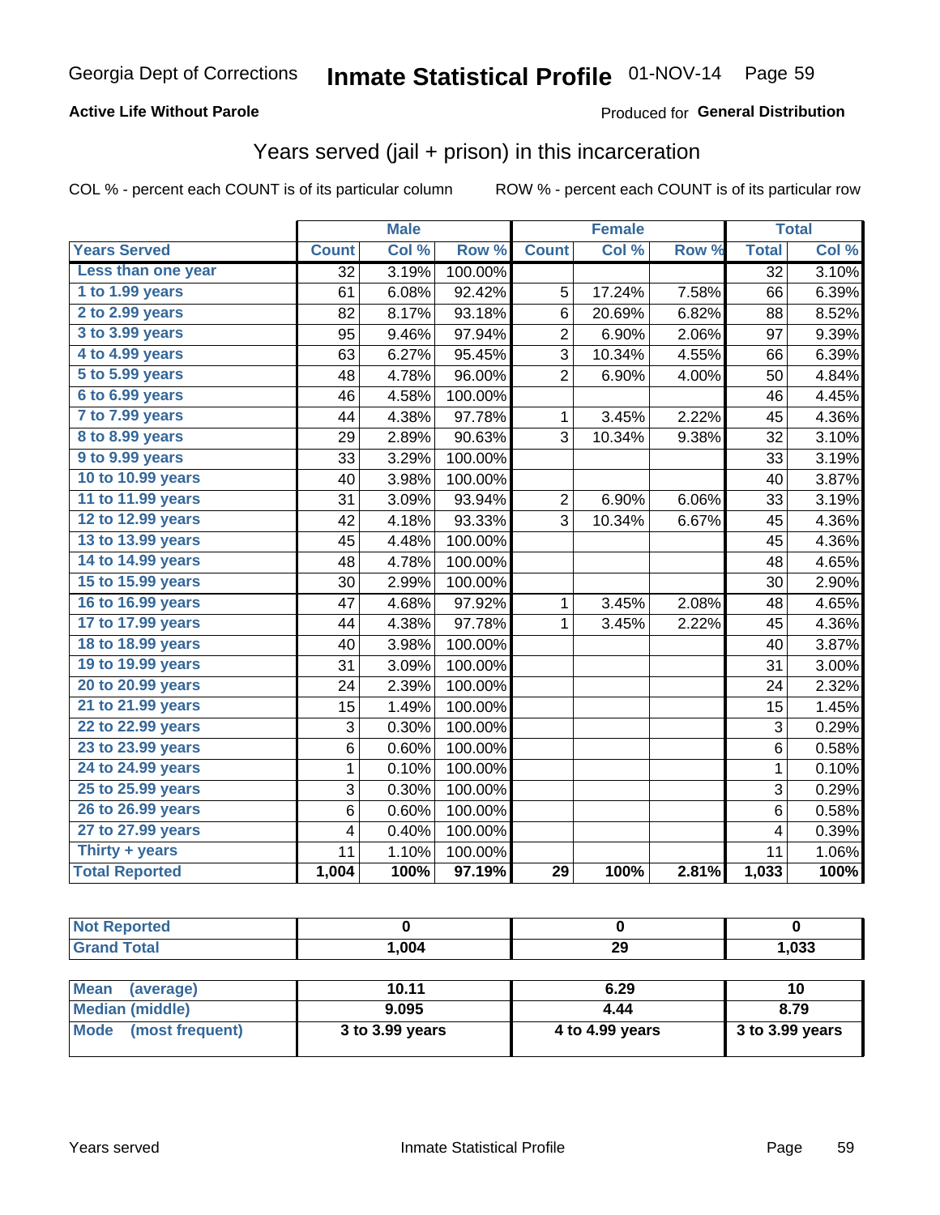Georgia Dept of Corrections **Inmate Statistical Profile** 01-NOV-14

**Active Life Without Parole**

Produced for **General Distribution**

## Years served (jail + prison) in this incarceration

COL % - percent each COUNT is of its particular column

ROW % - percent each COUNT is of its particular row

| | Male | | | Female | | | Total | |
|---|---|---|---|---|---|---|---|---|
| Years Served | Count | Col % | Row % | Count | Col % | Row % | Total | Col % |
| Less than one year | 32 | 3.19% | 100.00% | | | | 32 | 3.10% |
| 1 to 1.99 years | 61 | 6.08% | 92.42% | 5 | 17.24% | 7.58% | 66 | 6.39% |
| 2 to 2.99 years | 82 | 8.17% | 93.18% | 6 | 20.69% | 6.82% | 88 | 8.52% |
| 3 to 3.99 years | 95 | 9.46% | 97.94% | 2 | 6.90% | 2.06% | 97 | 9.39% |
| 4 to 4.99 years | 63 | 6.27% | 95.45% | 3 | 10.34% | 4.55% | 66 | 6.39% |
| 5 to 5.99 years | 48 | 4.78% | 96.00% | 2 | 6.90% | 4.00% | 50 | 4.84% |
| 6 to 6.99 years | 46 | 4.58% | 100.00% | | | | 46 | 4.45% |
| 7 to 7.99 years | 44 | 4.38% | 97.78% | 1 | 3.45% | 2.22% | 45 | 4.36% |
| 8 to 8.99 years | 29 | 2.89% | 90.63% | 3 | 10.34% | 9.38% | 32 | 3.10% |
| 9 to 9.99 years | 33 | 3.29% | 100.00% | | | | 33 | 3.19% |
| 10 to 10.99 years | 40 | 3.98% | 100.00% | | | | 40 | 3.87% |
| 11 to 11.99 years | 31 | 3.09% | 93.94% | 2 | 6.90% | 6.06% | 33 | 3.19% |
| 12 to 12.99 years | 42 | 4.18% | 93.33% | 3 | 10.34% | 6.67% | 45 | 4.36% |
| 13 to 13.99 years | 45 | 4.48% | 100.00% | | | | 45 | 4.36% |
| 14 to 14.99 years | 48 | 4.78% | 100.00% | | | | 48 | 4.65% |
| 15 to 15.99 years | 30 | 2.99% | 100.00% | | | | 30 | 2.90% |
| 16 to 16.99 years | 47 | 4.68% | 97.92% | 1 | 3.45% | 2.08% | 48 | 4.65% |
| 17 to 17.99 years | 44 | 4.38% | 97.78% | 1 | 3.45% | 2.22% | 45 | 4.36% |
| 18 to 18.99 years | 40 | 3.98% | 100.00% | | | | 40 | 3.87% |
| 19 to 19.99 years | 31 | 3.09% | 100.00% | | | | 31 | 3.00% |
| 20 to 20.99 years | 24 | 2.39% | 100.00% | | | | 24 | 2.32% |
| 21 to 21.99 years | 15 | 1.49% | 100.00% | | | | 15 | 1.45% |
| 22 to 22.99 years | 3 | 0.30% | 100.00% | | | | 3 | 0.29% |
| 23 to 23.99 years | 6 | 0.60% | 100.00% | | | | 6 | 0.58% |
| 24 to 24.99 years | 1 | 0.10% | 100.00% | | | | 1 | 0.10% |
| 25 to 25.99 years | 3 | 0.30% | 100.00% | | | | 3 | 0.29% |
| 26 to 26.99 years | 6 | 0.60% | 100.00% | | | | 6 | 0.58% |
| 27 to 27.99 years | 4 | 0.40% | 100.00% | | | | 4 | 0.39% |
| Thirty + years | 11 | 1.10% | 100.00% | | | | 11 | 1.06% |
| **Total Reported** | **1,004** | **100%** | **97.19%** | **29** | **100%** | **2.81%** | **1,033** | **100%** |

| | Male | Female | Total |
|---|---|---|---|
| Not Reported | **0** | **0** | **0** |
| Grand Total | **1,004** | **29** | **1,033** |

| | Male | Female | Total |
|---|---|---|---|
| Mean (average) | **10.11** | **6.29** | **10** |
| Median (middle) | **9.095** | **4.44** | **8.79** |
| Mode (most frequent) | **3 to 3.99 years** | **4 to 4.99 years** | **3 to 3.99 years** |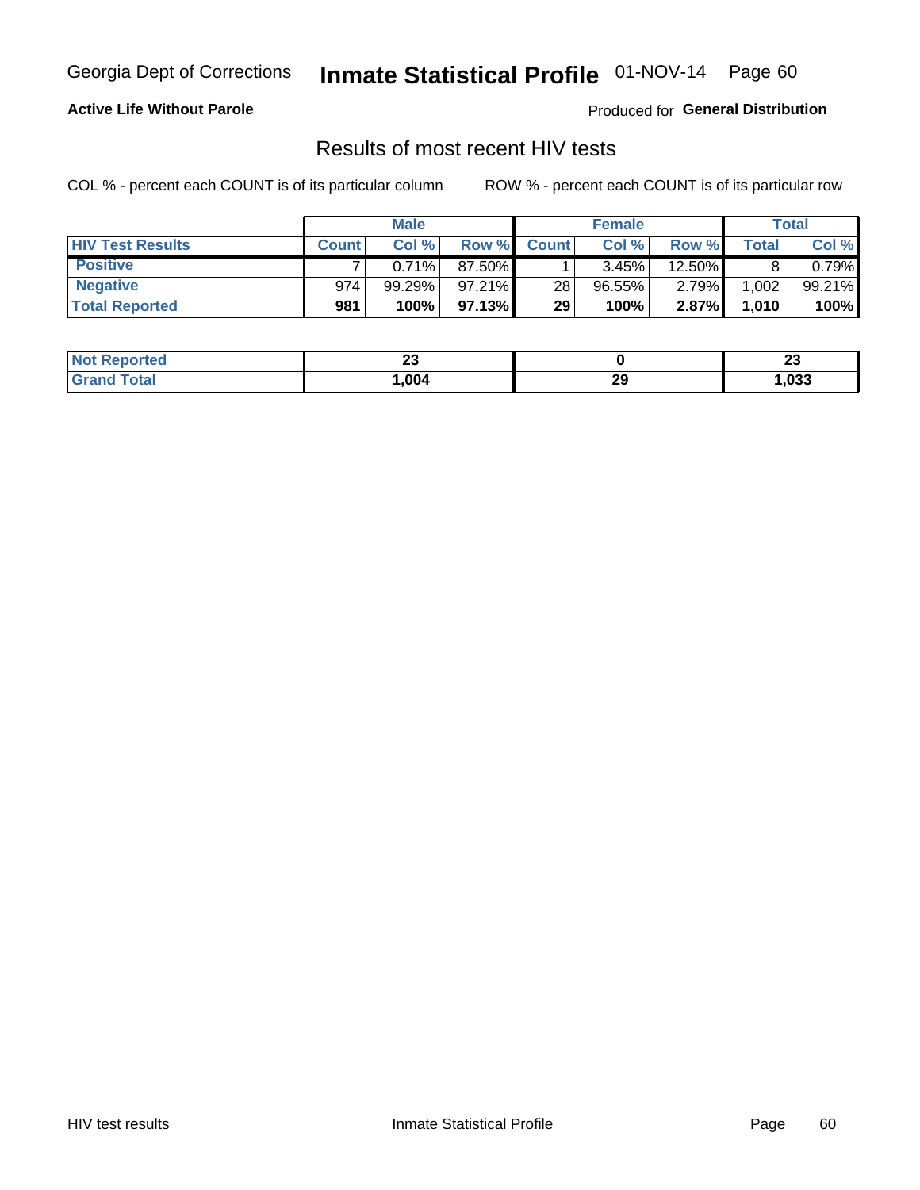Georgia Dept of Corrections **Inmate Statistical Profile** 01-NOV-14 Page 60

**Active Life Without Parole**

Produced for **General Distribution**

## Results of most recent HIV tests

COL % - percent each COUNT is of its particular column

ROW % - percent each COUNT is of its particular row

| | Male | | | Female | | | Total | |
|---|---|---|---|---|---|---|---|---|
| **HIV Test Results** | **Count** | **Col %** | **Row %** | **Count** | **Col %** | **Row %** | **Total** | **Col %** |
| **Positive** | 7 | 0.71% | 87.50% | 1 | 3.45% | 12.50% | 8 | 0.79% |
| **Negative** | 974 | 99.29% | 97.21% | 28 | 96.55% | 2.79% | 1,002 | 99.21% |
| **Total Reported** | **981** | **100%** | **97.13%** | **29** | **100%** | **2.87%** | **1,010** | **100%** |

| | Male | Female | Total |
|---|---|---|---|
| **Not Reported** | **23** | **0** | **23** |
| **Grand Total** | **1,004** | **29** | **1,033** |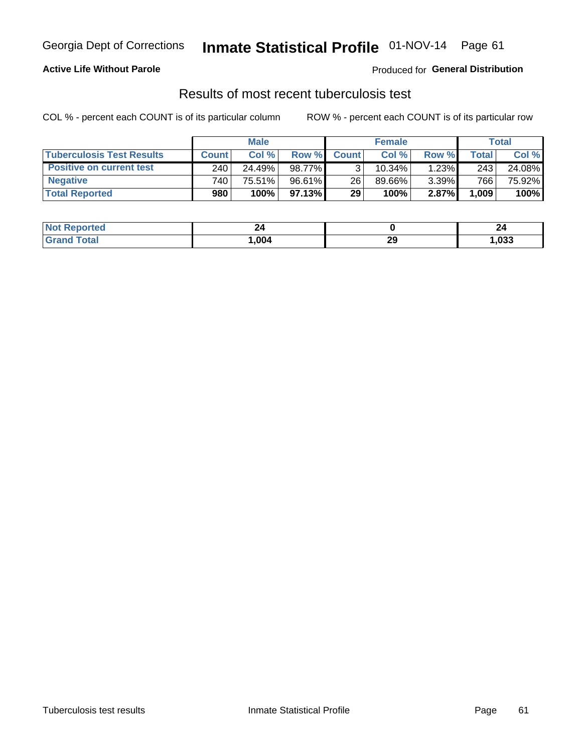**Active Life Without Parole** — Produced for **General Distribution**

## Results of most recent tuberculosis test

COL % - percent each COUNT is of its particular column

ROW % - percent each COUNT is of its particular row

| | Male | | | Female | | | Total | |
|---|---|---|---|---|---|---|---|---|
| **Tuberculosis Test Results** | **Count** | **Col %** | **Row %** | **Count** | **Col %** | **Row %** | **Total** | **Col %** |
| **Positive on current test** | 240 | 24.49% | 98.77% | 3 | 10.34% | 1.23% | 243 | 24.08% |
| **Negative** | 740 | 75.51% | 96.61% | 26 | 89.66% | 3.39% | 766 | 75.92% |
| **Total Reported** | **980** | **100%** | **97.13%** | **29** | **100%** | **2.87%** | **1,009** | **100%** |

| | Male | Female | Total |
|---|---|---|---|
| **Not Reported** | **24** | **0** | **24** |
| **Grand Total** | **1,004** | **29** | **1,033** |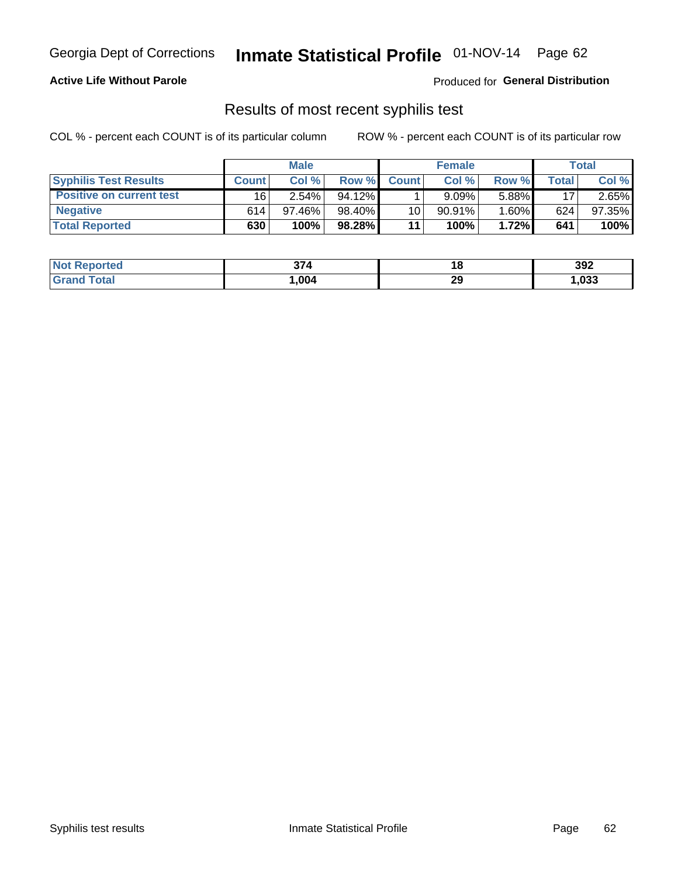Georgia Dept of Corrections **Inmate Statistical Profile** 01-NOV-14

**Active Life Without Parole**

Produced for **General Distribution**

## Results of most recent syphilis test

COL % - percent each COUNT is of its particular column

ROW % - percent each COUNT is of its particular row

| | Male | | | Female | | | Total | |
|---|---|---|---|---|---|---|---|---|
| **Syphilis Test Results** | **Count** | **Col %** | **Row %** | **Count** | **Col %** | **Row %** | **Total** | **Col %** |
| **Positive on current test** | 16 | 2.54% | 94.12% | 1 | 9.09% | 5.88% | 17 | 2.65% |
| **Negative** | 614 | 97.46% | 98.40% | 10 | 90.91% | 1.60% | 624 | 97.35% |
| **Total Reported** | **630** | **100%** | **98.28%** | **11** | **100%** | **1.72%** | **641** | **100%** |

| | Male | Female | Total |
|---|---|---|---|
| **Not Reported** | **374** | **18** | **392** |
| **Grand Total** | **1,004** | **29** | **1,033** |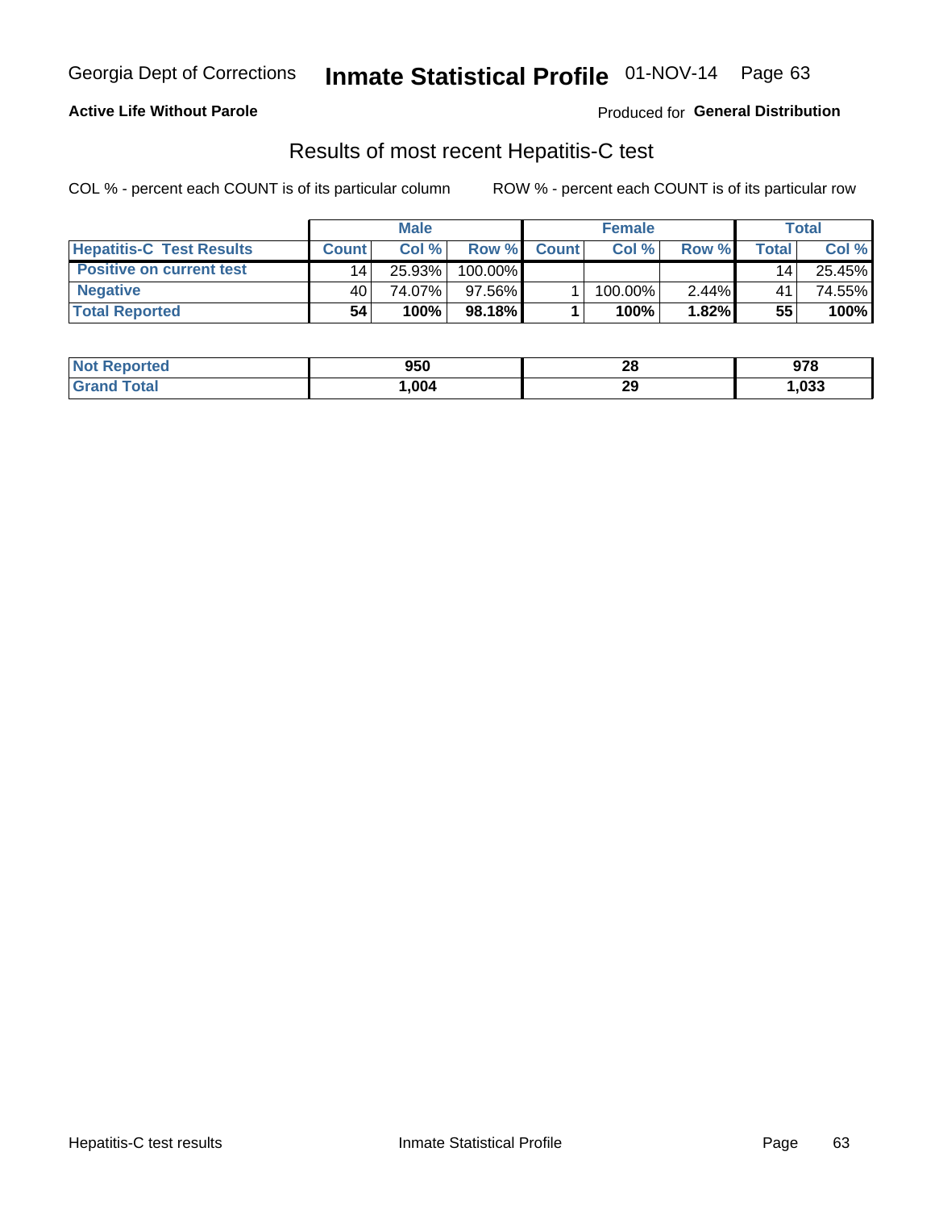Georgia Dept of Corrections **Inmate Statistical Profile** 01-NOV-14

**Active Life Without Parole**

Produced for **General Distribution**

## Results of most recent Hepatitis-C test

COL % - percent each COUNT is of its particular column

ROW % - percent each COUNT is of its particular row

| | Male | | | Female | | | Total | |
|---|---|---|---|---|---|---|---|---|
| **Hepatitis-C Test Results** | **Count** | **Col %** | **Row %** | **Count** | **Col %** | **Row %** | **Total** | **Col %** |
| **Positive on current test** | 14 | 25.93% | 100.00% | | | | 14 | 25.45% |
| **Negative** | 40 | 74.07% | 97.56% | 1 | 100.00% | 2.44% | 41 | 74.55% |
| **Total Reported** | **54** | **100%** | **98.18%** | **1** | **100%** | **1.82%** | **55** | **100%** |

| | Male | Female | Total |
|---|---|---|---|
| **Not Reported** | **950** | **28** | **978** |
| **Grand Total** | **1,004** | **29** | **1,033** |